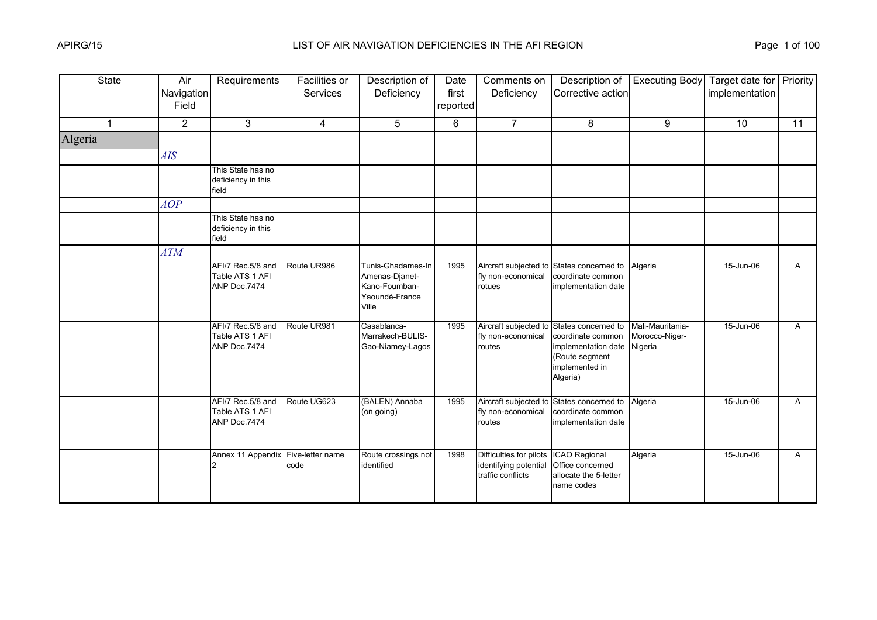# LIST OF AIR NAVIGATION DEFICIENCIES IN THE AFI REGION

| State | Air Navigation Field | Requirements | Facilities or Services | Description of Deficiency | Date first reported | Comments on Deficiency | Description of Corrective action | Executing Body | Target date for implementation | Priority |
|---|---|---|---|---|---|---|---|---|---|---|
| 1 | 2 | 3 | 4 | 5 | 6 | 7 | 8 | 9 | 10 | 11 |
| Algeria | | | | | | | | | | |
| | *AIS* | | | | | | | | | |
| | | This State has no deficiency in this field | | | | | | | | |
| | *AOP* | | | | | | | | | |
| | | This State has no deficiency in this field | | | | | | | | |
| | *ATM* | | | | | | | | | |
| | | AFI/7 Rec.5/8 and Table ATS 1 AFI ANP Doc.7474 | Route UR986 | Tunis-Ghadames-In Amenas-Djanet-Kano-Foumban-Yaoundé-France Ville | 1995 | Aircraft subjected to fly non-economical rotues | States concerned to coordinate common implementation date | Algeria | 15-Jun-06 | A |
| | | AFI/7 Rec.5/8 and Table ATS 1 AFI ANP Doc.7474 | Route UR981 | Casablanca-Marrakech-BULIS-Gao-Niamey-Lagos | 1995 | Aircraft subjected to fly non-economical routes | States concerned to coordinate common implementation date (Route segment implemented in Algeria) | Mali-Mauritania-Morocco-Niger-Nigeria | 15-Jun-06 | A |
| | | AFI/7 Rec.5/8 and Table ATS 1 AFI ANP Doc.7474 | Route UG623 | (BALEN) Annaba (on going) | 1995 | Aircraft subjected to fly non-economical routes | States concerned to coordinate common implementation date | Algeria | 15-Jun-06 | A |
| | | Annex 11 Appendix 2 | Five-letter name code | Route crossings not identified | 1998 | Difficulties for pilots identifying potential traffic conflicts | ICAO Regional Office concerned allocate the 5-letter name codes | Algeria | 15-Jun-06 | A |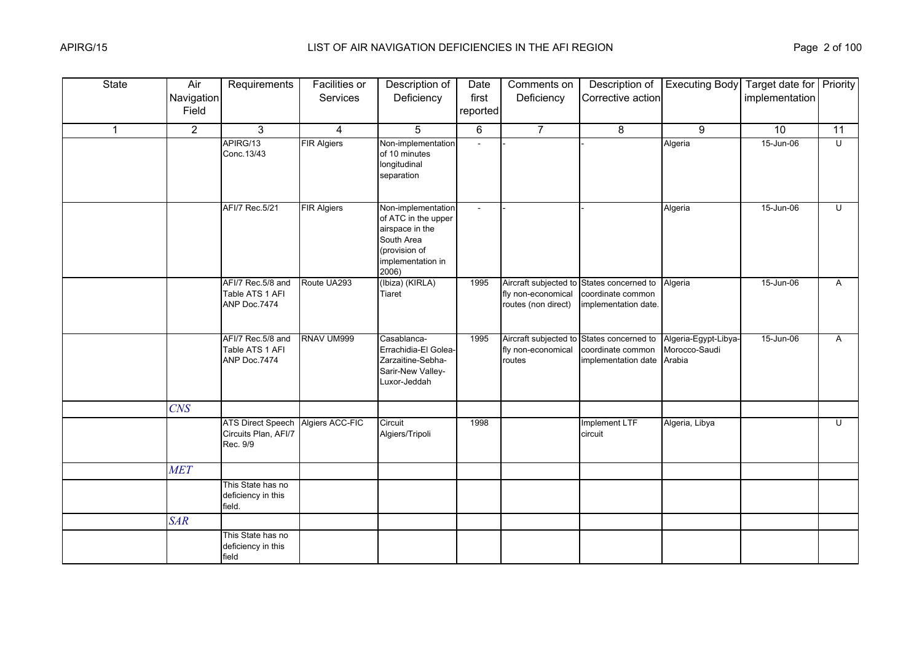| State | Air Navigation Field | Requirements | Facilities or Services | Description of Deficiency | Date first reported | Comments on Deficiency | Description of Corrective action | Executing Body | Target date for implementation | Priority |
|---|---|---|---|---|---|---|---|---|---|---|
| 1 | 2 | 3 | 4 | 5 | 6 | 7 | 8 | 9 | 10 | 11 |
| | | APIRG/13 Conc.13/43 | FIR Algiers | Non-implementation of 10 minutes longitudinal separation | - | - | - | Algeria | 15-Jun-06 | U |
| | | AFI/7 Rec.5/21 | FIR Algiers | Non-implementation of ATC in the upper airspace in the South Area (provision of implementation in 2006) | - | - | - | Algeria | 15-Jun-06 | U |
| | | AFI/7 Rec.5/8 and Table ATS 1 AFI ANP Doc.7474 | Route UA293 | (Ibiza) (KIRLA) Tiaret | 1995 | Aircraft subjected to fly non-economical routes (non direct) | States concerned to coordinate common implementation date. | Algeria | 15-Jun-06 | A |
| | | AFI/7 Rec.5/8 and Table ATS 1 AFI ANP Doc.7474 | RNAV UM999 | Casablanca-Errachidia-El Golea-Zarzaitine-Sebha-Sarir-New Valley-Luxor-Jeddah | 1995 | Aircraft subjected to fly non-economical routes | States concerned to coordinate common implementation date | Algeria-Egypt-Libya-Morocco-Saudi Arabia | 15-Jun-06 | A |
| | *CNS* | | | | | | | | | |
| | | ATS Direct Speech Circuits Plan, AFI/7 Rec. 9/9 | Algiers ACC-FIC | Circuit Algiers/Tripoli | 1998 | | Implement LTF circuit | Algeria, Libya | | U |
| | *MET* | | | | | | | | | |
| | | This State has no deficiency in this field. | | | | | | | | |
| | *SAR* | | | | | | | | | |
| | | This State has no deficiency in this field | | | | | | | | |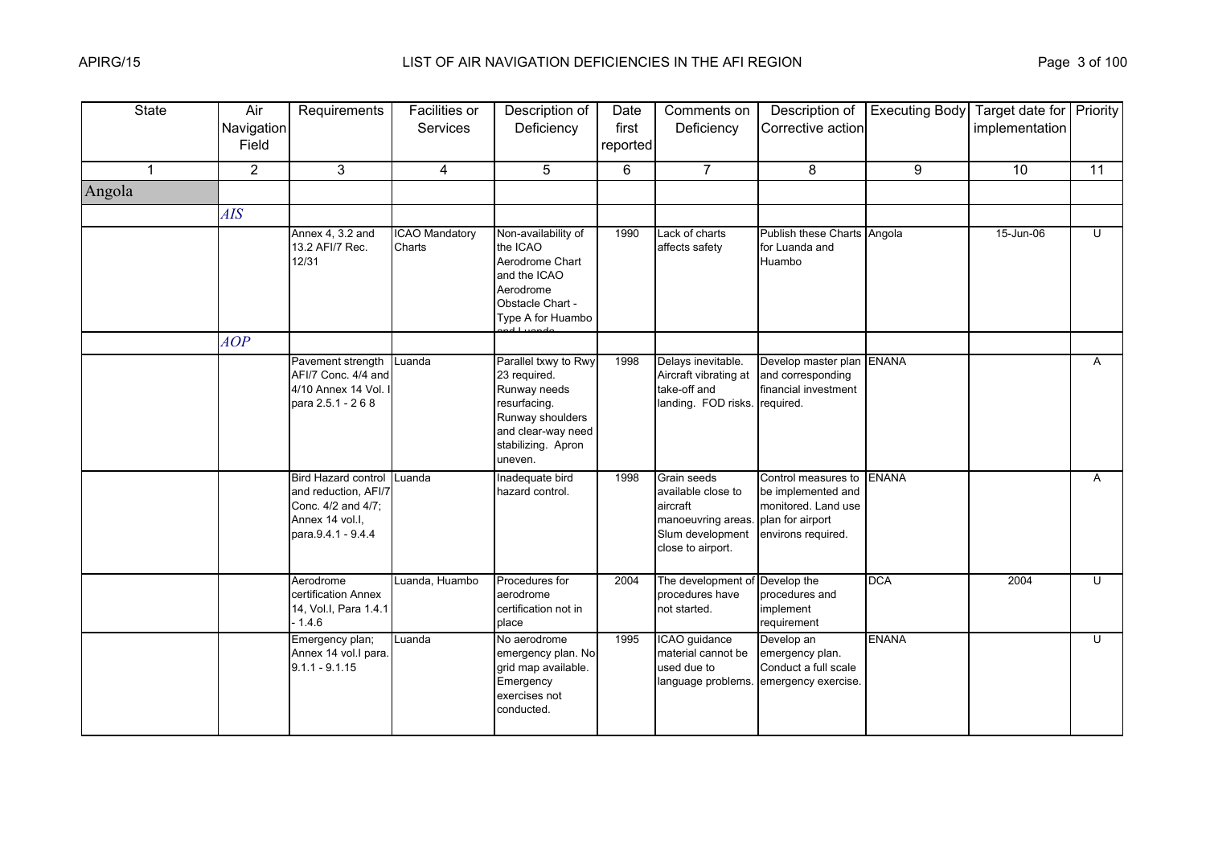| State | Air Navigation Field | Requirements | Facilities or Services | Description of Deficiency | Date first reported | Comments on Deficiency | Description of Corrective action | Executing Body | Target date for implementation | Priority |
|---|---|---|---|---|---|---|---|---|---|---|
| 1 | 2 | 3 | 4 | 5 | 6 | 7 | 8 | 9 | 10 | 11 |
| Angola | | | | | | | | | | |
| | *AIS* | | | | | | | | | |
| | | Annex 4, 3.2 and 13.2 AFI/7 Rec. 12/31 | ICAO Mandatory Charts | Non-availability of the ICAO Aerodrome Chart and the ICAO Aerodrome Obstacle Chart - Type A for Huambo and Luanda | 1990 | Lack of charts affects safety | Publish these Charts for Luanda and Huambo | Angola | 15-Jun-06 | U |
| | *AOP* | | | | | | | | | |
| | | Pavement strength AFI/7 Conc. 4/4 and 4/10 Annex 14 Vol. I para 2.5.1 - 2 6 8 | Luanda | Parallel txwy to Rwy 23 required. Runway needs resurfacing. Runway shoulders and clear-way need stabilizing. Apron uneven. | 1998 | Delays inevitable. Aircraft vibrating at take-off and landing. FOD risks. | Develop master plan and corresponding financial investment required. | ENANA | | A |
| | | Bird Hazard control and reduction, AFI/7 Conc. 4/2 and 4/7; Annex 14 vol.I, para.9.4.1 - 9.4.4 | Luanda | Inadequate bird hazard control. | 1998 | Grain seeds available close to aircraft manoeuvring areas. Slum development close to airport. | Control measures to be implemented and monitored. Land use plan for airport environs required. | ENANA | | A |
| | | Aerodrome certification Annex 14, Vol.I, Para 1.4.1 - 1.4.6 | Luanda, Huambo | Procedures for aerodrome certification not in place | 2004 | The development of procedures have not started. | Develop the procedures and implement requirement | DCA | 2004 | U |
| | | Emergency plan; Annex 14 vol.I para. 9.1.1 - 9.1.15 | Luanda | No aerodrome emergency plan. No grid map available. Emergency exercises not conducted. | 1995 | ICAO guidance material cannot be used due to language problems. | Develop an emergency plan. Conduct a full scale emergency exercise. | ENANA | | U |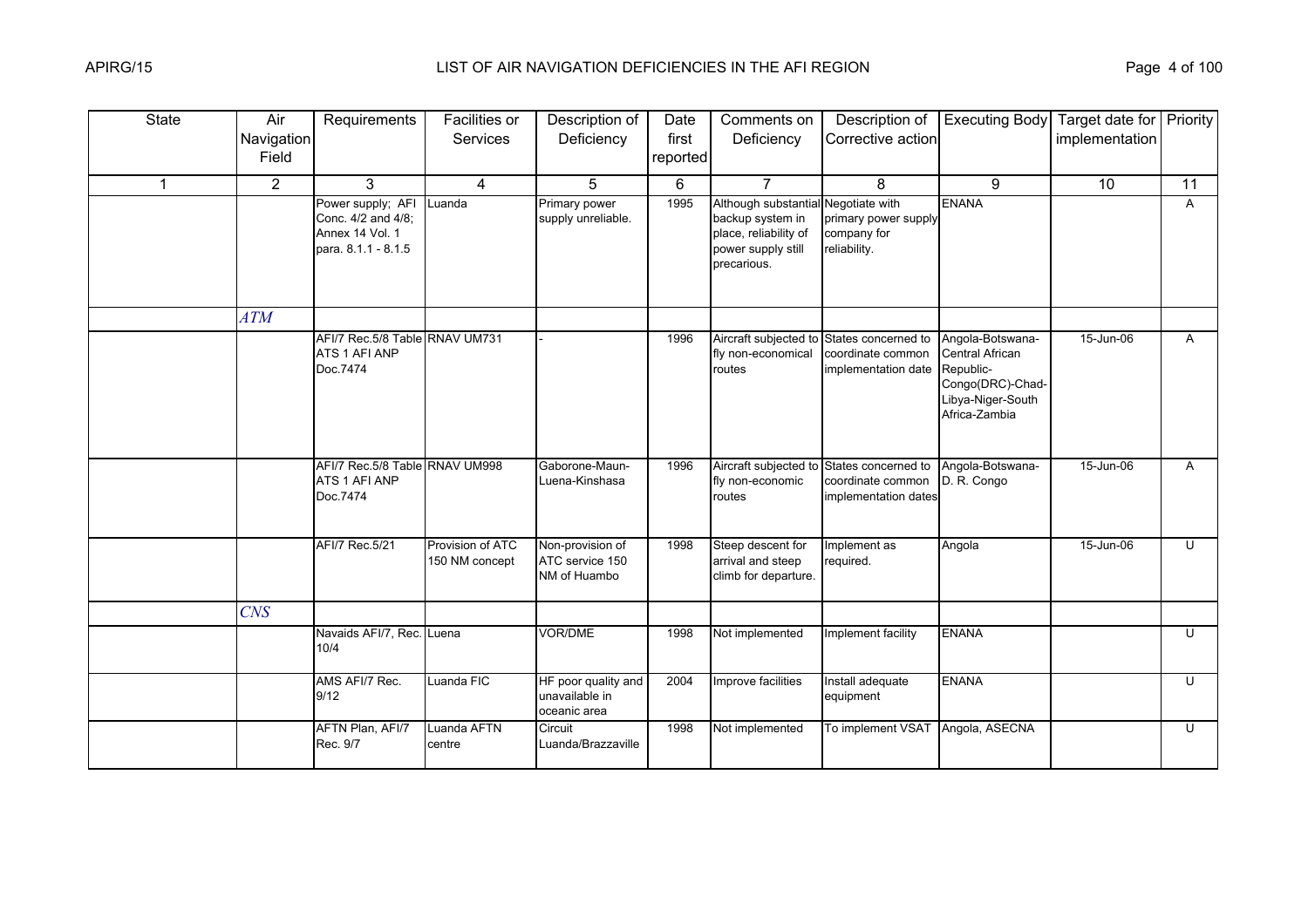| State | Air Navigation Field | Requirements | Facilities or Services | Description of Deficiency | Date first reported | Comments on Deficiency | Description of Corrective action | Executing Body | Target date for implementation | Priority |
|---|---|---|---|---|---|---|---|---|---|---|
| 1 | 2 | 3 | 4 | 5 | 6 | 7 | 8 | 9 | 10 | 11 |
| | | Power supply; AFI Conc. 4/2 and 4/8; Annex 14 Vol. 1 para. 8.1.1 - 8.1.5 | Luanda | Primary power supply unreliable. | 1995 | Although substantial backup system in place, reliability of power supply still precarious. | Negotiate with primary power supply company for reliability. | ENANA | | A |
| | *ATM* | | | | | | | | | |
| | | AFI/7 Rec.5/8 Table ATS 1 AFI ANP Doc.7474 | RNAV UM731 | - | 1996 | Aircraft subjected to fly non-economical routes | States concerned to coordinate common implementation date | Angola-Botswana-Central African Republic-Congo(DRC)-Chad-Libya-Niger-South Africa-Zambia | 15-Jun-06 | A |
| | | AFI/7 Rec.5/8 Table ATS 1 AFI ANP Doc.7474 | RNAV UM998 | Gaborone-Maun-Luena-Kinshasa | 1996 | Aircraft subjected to fly non-economic routes | States concerned to coordinate common implementation dates | Angola-Botswana-D. R. Congo | 15-Jun-06 | A |
| | | AFI/7 Rec.5/21 | Provision of ATC 150 NM concept | Non-provision of ATC service 150 NM of Huambo | 1998 | Steep descent for arrival and steep climb for departure. | Implement as required. | Angola | 15-Jun-06 | U |
| | *CNS* | | | | | | | | | |
| | | Navaids AFI/7, Rec. 10/4 | Luena | VOR/DME | 1998 | Not implemented | Implement facility | ENANA | | U |
| | | AMS AFI/7 Rec. 9/12 | Luanda FIC | HF poor quality and unavailable in oceanic area | 2004 | Improve facilities | Install adequate equipment | ENANA | | U |
| | | AFTN Plan, AFI/7 Rec. 9/7 | Luanda AFTN centre | Circuit Luanda/Brazzaville | 1998 | Not implemented | To implement VSAT | Angola, ASECNA | | U |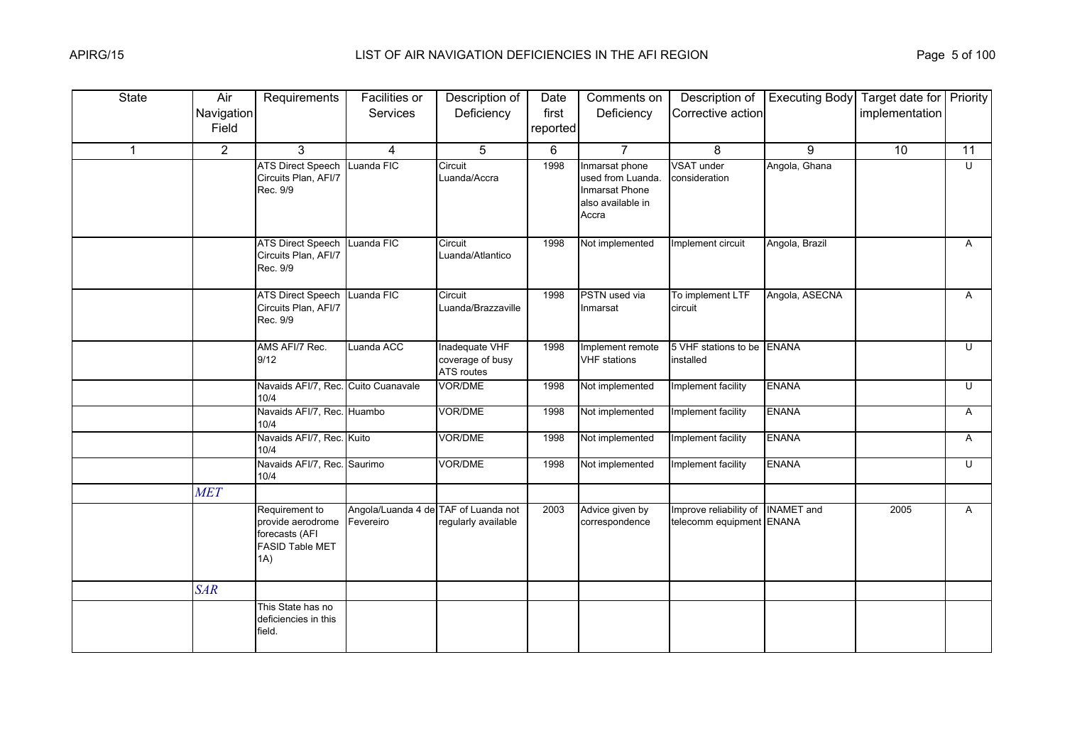| State | Air Navigation Field | Requirements | Facilities or Services | Description of Deficiency | Date first reported | Comments on Deficiency | Description of Corrective action | Executing Body | Target date for implementation | Priority |
|---|---|---|---|---|---|---|---|---|---|---|
| 1 | 2 | 3 | 4 | 5 | 6 | 7 | 8 | 9 | 10 | 11 |
| | | ATS Direct Speech Circuits Plan, AFI/7 Rec. 9/9 | Luanda FIC | Circuit Luanda/Accra | 1998 | Inmarsat phone used from Luanda. Inmarsat Phone also available in Accra | VSAT under consideration | Angola, Ghana | | U |
| | | ATS Direct Speech Circuits Plan, AFI/7 Rec. 9/9 | Luanda FIC | Circuit Luanda/Atlantico | 1998 | Not implemented | Implement circuit | Angola, Brazil | | A |
| | | ATS Direct Speech Circuits Plan, AFI/7 Rec. 9/9 | Luanda FIC | Circuit Luanda/Brazzaville | 1998 | PSTN used via Inmarsat | To implement LTF circuit | Angola, ASECNA | | A |
| | | AMS AFI/7 Rec. 9/12 | Luanda ACC | Inadequate VHF coverage of busy ATS routes | 1998 | Implement remote VHF stations | 5 VHF stations to be installed | ENANA | | U |
| | | Navaids AFI/7, Rec. 10/4 | Cuito Cuanavale | VOR/DME | 1998 | Not implemented | Implement facility | ENANA | | U |
| | | Navaids AFI/7, Rec. 10/4 | Huambo | VOR/DME | 1998 | Not implemented | Implement facility | ENANA | | A |
| | | Navaids AFI/7, Rec. 10/4 | Kuito | VOR/DME | 1998 | Not implemented | Implement facility | ENANA | | A |
| | | Navaids AFI/7, Rec. 10/4 | Saurimo | VOR/DME | 1998 | Not implemented | Implement facility | ENANA | | U |
| | *MET* | | | | | | | | | |
| | | Requirement to provide aerodrome forecasts (AFI FASID Table MET 1A) | Angola/Luanda 4 de Fevereiro | TAF of Luanda not regularly available | 2003 | Advice given by correspondence | Improve reliability of telecomm equipment | INAMET and ENANA | 2005 | A |
| | *SAR* | | | | | | | | | |
| | | This State has no deficiencies in this field. | | | | | | | | |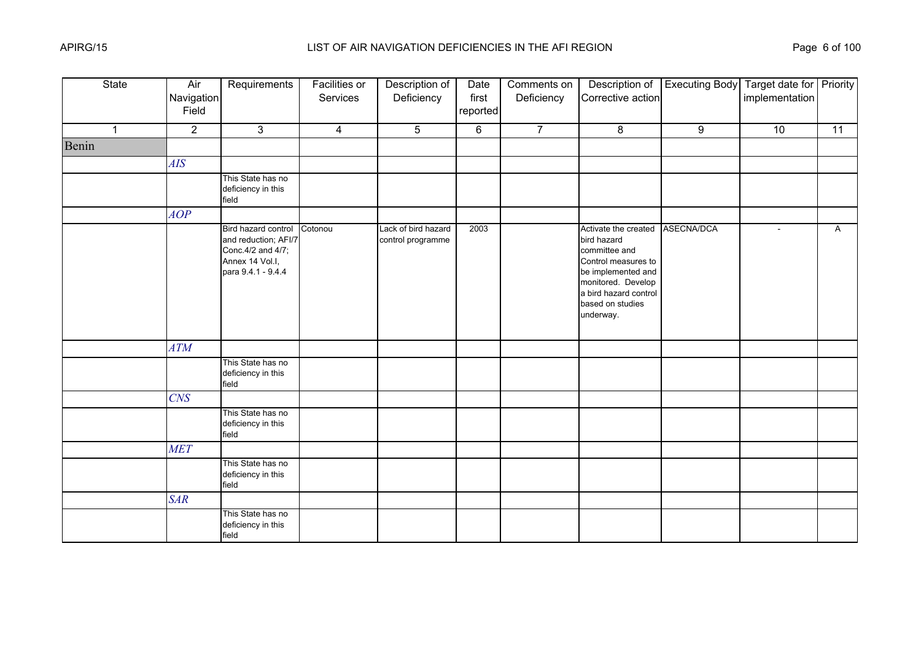# LIST OF AIR NAVIGATION DEFICIENCIES IN THE AFI REGION

| State | Air Navigation Field | Requirements | Facilities or Services | Description of Deficiency | Date first reported | Comments on Deficiency | Description of Corrective action | Executing Body | Target date for implementation | Priority |
|---|---|---|---|---|---|---|---|---|---|---|
| 1 | 2 | 3 | 4 | 5 | 6 | 7 | 8 | 9 | 10 | 11 |
| Benin | | | | | | | | | | |
| | *AIS* | | | | | | | | | |
| | | This State has no deficiency in this field | | | | | | | | |
| | *AOP* | | | | | | | | | |
| | | Bird hazard control and reduction; AFI/7 Conc.4/2 and 4/7; Annex 14 Vol.I, para 9.4.1 - 9.4.4 | Cotonou | Lack of bird hazard control programme | 2003 | | Activate the created bird hazard committee and Control measures to be implemented and monitored. Develop a bird hazard control based on studies underway. | ASECNA/DCA | - | A |
| | *ATM* | | | | | | | | | |
| | | This State has no deficiency in this field | | | | | | | | |
| | *CNS* | | | | | | | | | |
| | | This State has no deficiency in this field | | | | | | | | |
| | *MET* | | | | | | | | | |
| | | This State has no deficiency in this field | | | | | | | | |
| | *SAR* | | | | | | | | | |
| | | This State has no deficiency in this field | | | | | | | | |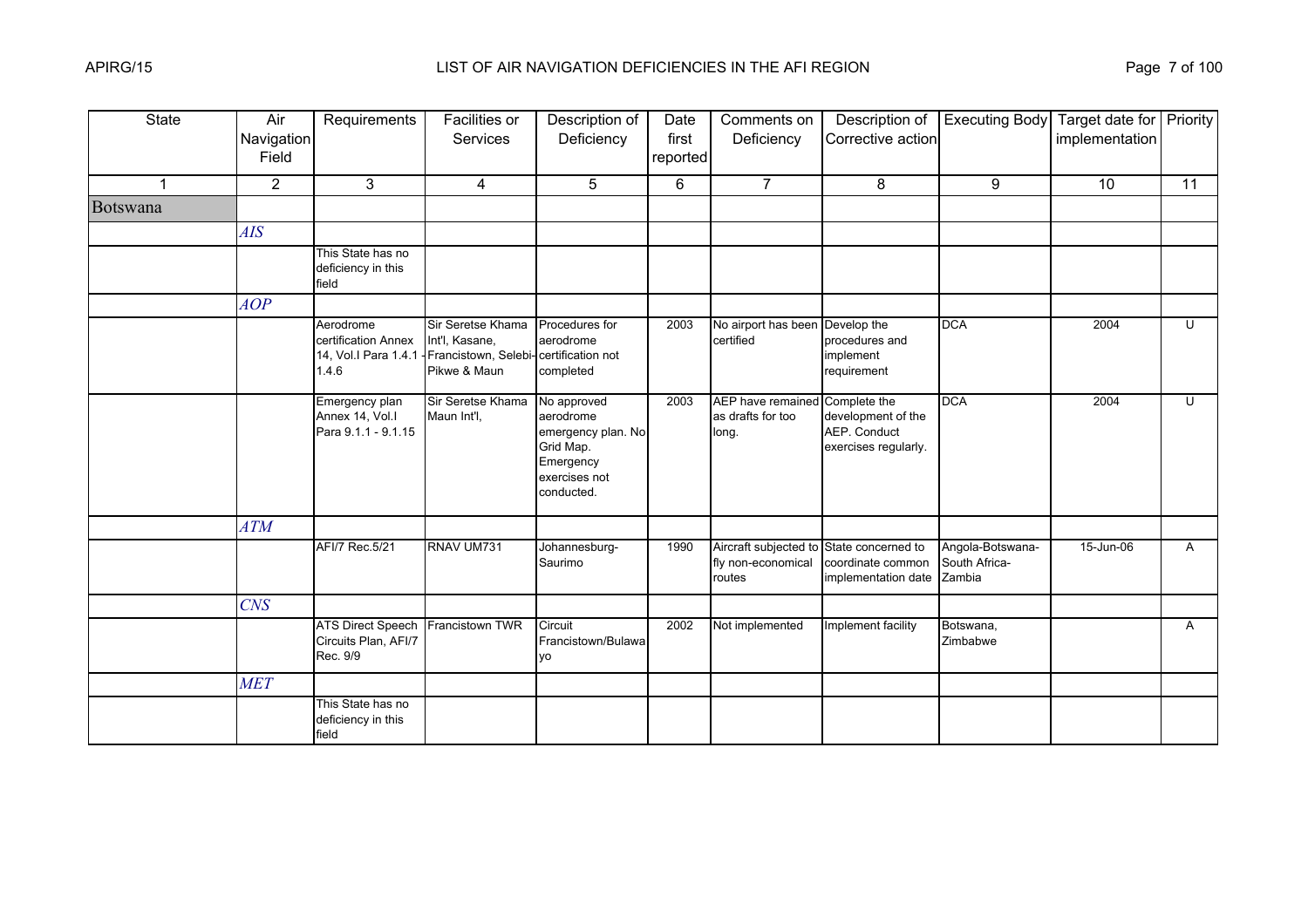# LIST OF AIR NAVIGATION DEFICIENCIES IN THE AFI REGION

| State | Air Navigation Field | Requirements | Facilities or Services | Description of Deficiency | Date first reported | Comments on Deficiency | Description of Corrective action | Executing Body | Target date for implementation | Priority |
|---|---|---|---|---|---|---|---|---|---|---|
| 1 | 2 | 3 | 4 | 5 | 6 | 7 | 8 | 9 | 10 | 11 |
| Botswana | | | | | | | | | | |
| | *AIS* | | | | | | | | | |
| | | This State has no deficiency in this field | | | | | | | | |
| | *AOP* | | | | | | | | | |
| | | Aerodrome certification Annex 14, Vol.I Para 1.4.1 - 1.4.6 | Sir Seretse Khama Int'l, Kasane, Francistown, Selebi-Pikwe & Maun | Procedures for aerodrome certification not completed | 2003 | No airport has been certified | Develop the procedures and implement requirement | DCA | 2004 | U |
| | | Emergency plan Annex 14, Vol.I Para 9.1.1 - 9.1.15 | Sir Seretse Khama Maun Int'l, | No approved aerodrome emergency plan. No Grid Map. Emergency exercises not conducted. | 2003 | AEP have remained as drafts for too long. | Complete the development of the AEP. Conduct exercises regularly. | DCA | 2004 | U |
| | *ATM* | | | | | | | | | |
| | | AFI/7 Rec.5/21 | RNAV UM731 | Johannesburg-Saurimo | 1990 | Aircraft subjected to fly non-economical routes | State concerned to coordinate common implementation date | Angola-Botswana-South Africa-Zambia | 15-Jun-06 | A |
| | *CNS* | | | | | | | | | |
| | | ATS Direct Speech Circuits Plan, AFI/7 Rec. 9/9 | Francistown TWR | Circuit Francistown/Bulawayo | 2002 | Not implemented | Implement facility | Botswana, Zimbabwe | | A |
| | *MET* | | | | | | | | | |
| | | This State has no deficiency in this field | | | | | | | | |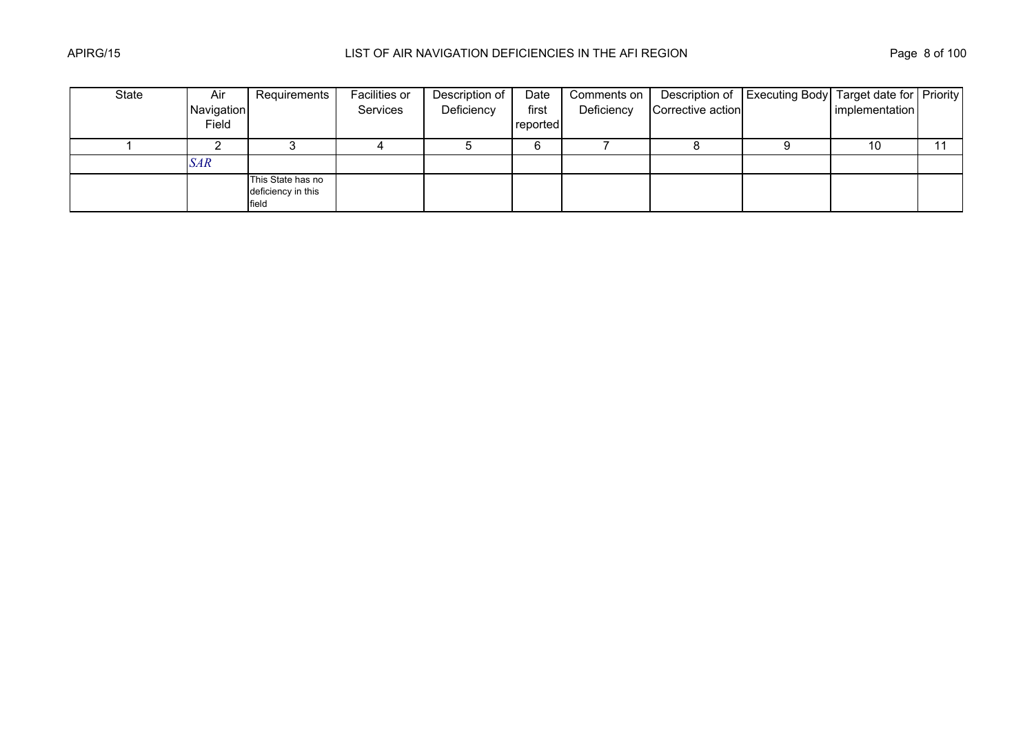| State | Air Navigation Field | Requirements | Facilities or Services | Description of Deficiency | Date first reported | Comments on Deficiency | Description of Corrective action | Executing Body | Target date for implementation | Priority |
|---|---|---|---|---|---|---|---|---|---|---|
| 1 | 2 | 3 | 4 | 5 | 6 | 7 | 8 | 9 | 10 | 11 |
| | *SAR* | | | | | | | | | |
| | | This State has no deficiency in this field | | | | | | | | |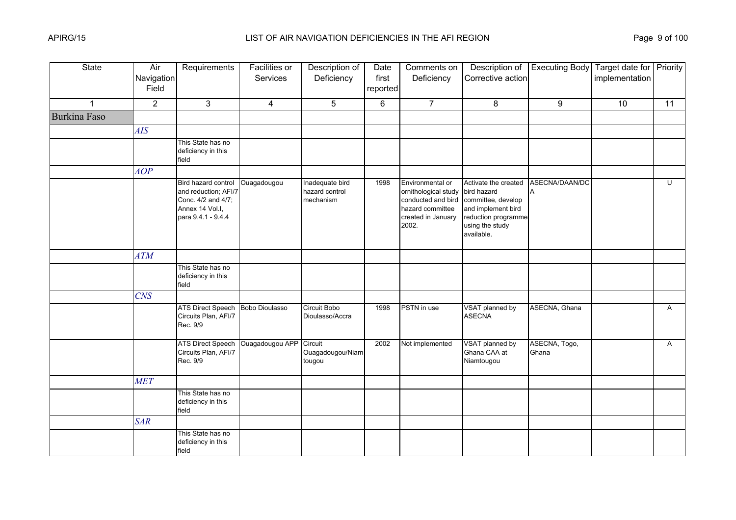# LIST OF AIR NAVIGATION DEFICIENCIES IN THE AFI REGION

| State | Air Navigation Field | Requirements | Facilities or Services | Description of Deficiency | Date first reported | Comments on Deficiency | Description of Corrective action | Executing Body | Target date for implementation | Priority |
|---|---|---|---|---|---|---|---|---|---|---|
| 1 | 2 | 3 | 4 | 5 | 6 | 7 | 8 | 9 | 10 | 11 |
| Burkina Faso | | | | | | | | | | |
| | *AIS* | | | | | | | | | |
| | | This State has no deficiency in this field | | | | | | | | |
| | *AOP* | | | | | | | | | |
| | | Bird hazard control and reduction; AFI/7 Conc. 4/2 and 4/7; Annex 14 Vol.I, para 9.4.1 - 9.4.4 | Ouagadougou | Inadequate bird hazard control mechanism | 1998 | Environmental or ornithological study conducted and bird hazard committee created in January 2002. | Activate the created bird hazard committee, develop and implement bird reduction programme using the study available. | ASECNA/DAAN/DCA | | U |
| | *ATM* | | | | | | | | | |
| | | This State has no deficiency in this field | | | | | | | | |
| | *CNS* | | | | | | | | | |
| | | ATS Direct Speech Circuits Plan, AFI/7 Rec. 9/9 | Bobo Dioulasso | Circuit Bobo Dioulasso/Accra | 1998 | PSTN in use | VSAT planned by ASECNA | ASECNA, Ghana | | A |
| | | ATS Direct Speech Circuits Plan, AFI/7 Rec. 9/9 | Ouagadougou APP | Circuit Ouagadougou/Niamtougou | 2002 | Not implemented | VSAT planned by Ghana CAA at Niamtougou | ASECNA, Togo, Ghana | | A |
| | *MET* | | | | | | | | | |
| | | This State has no deficiency in this field | | | | | | | | |
| | *SAR* | | | | | | | | | |
| | | This State has no deficiency in this field | | | | | | | | |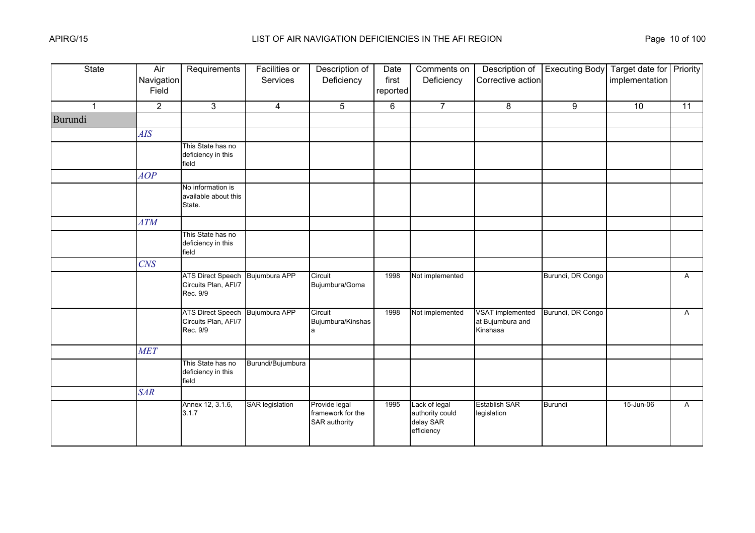# LIST OF AIR NAVIGATION DEFICIENCIES IN THE AFI REGION

| State | Air Navigation Field | Requirements | Facilities or Services | Description of Deficiency | Date first reported | Comments on Deficiency | Description of Corrective action | Executing Body | Target date for implementation | Priority |
|---|---|---|---|---|---|---|---|---|---|---|
| 1 | 2 | 3 | 4 | 5 | 6 | 7 | 8 | 9 | 10 | 11 |
| Burundi | | | | | | | | | | |
| | *AIS* | | | | | | | | | |
| | | This State has no deficiency in this field | | | | | | | | |
| | *AOP* | | | | | | | | | |
| | | No information is available about this State. | | | | | | | | |
| | *ATM* | | | | | | | | | |
| | | This State has no deficiency in this field | | | | | | | | |
| | *CNS* | | | | | | | | | |
| | | ATS Direct Speech Circuits Plan, AFI/7 Rec. 9/9 | Bujumbura APP | Circuit Bujumbura/Goma | 1998 | Not implemented | | Burundi, DR Congo | | A |
| | | ATS Direct Speech Circuits Plan, AFI/7 Rec. 9/9 | Bujumbura APP | Circuit Bujumbura/Kinshasa | 1998 | Not implemented | VSAT implemented at Bujumbura and Kinshasa | Burundi, DR Congo | | A |
| | *MET* | | | | | | | | | |
| | | This State has no deficiency in this field | Burundi/Bujumbura | | | | | | | |
| | *SAR* | | | | | | | | | |
| | | Annex 12, 3.1.6, 3.1.7 | SAR legislation | Provide legal framework for the SAR authority | 1995 | Lack of legal authority could delay SAR efficiency | Establish SAR legislation | Burundi | 15-Jun-06 | A |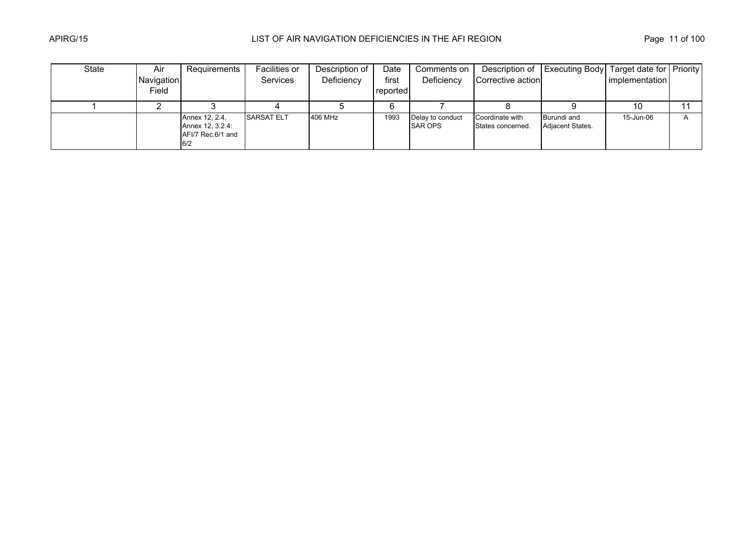| State | Air Navigation Field | Requirements | Facilities or Services | Description of Deficiency | Date first reported | Comments on Deficiency | Description of Corrective action | Executing Body | Target date for implementation | Priority |
|---|---|---|---|---|---|---|---|---|---|---|
| 1 | 2 | 3 | 4 | 5 | 6 | 7 | 8 | 9 | 10 | 11 |
| | | Annex 12, 2.4, Annex 12, 3.2.4: AFI/7 Rec.6/1 and 6/2 | SARSAT ELT | 406 MHz | 1993 | Delay to conduct SAR OPS | Coordinate with States concerned. | Burundi and Adjacent States. | 15-Jun-06 | A |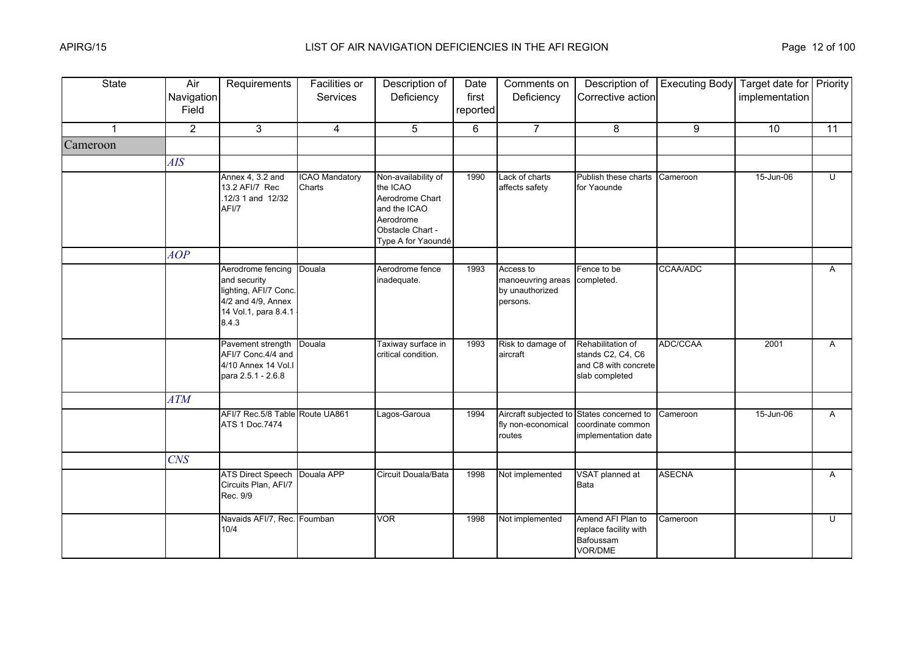# LIST OF AIR NAVIGATION DEFICIENCIES IN THE AFI REGION

| State | Air Navigation Field | Requirements | Facilities or Services | Description of Deficiency | Date first reported | Comments on Deficiency | Description of Corrective action | Executing Body | Target date for implementation | Priority |
|---|---|---|---|---|---|---|---|---|---|---|
| 1 | 2 | 3 | 4 | 5 | 6 | 7 | 8 | 9 | 10 | 11 |
| Cameroon | | | | | | | | | | |
| | *AIS* | | | | | | | | | |
| | | Annex 4, 3.2 and 13.2 AFI/7 Rec .12/3 1 and 12/32 AFI/7 | ICAO Mandatory Charts | Non-availability of the ICAO Aerodrome Chart and the ICAO Aerodrome Obstacle Chart - Type A for Yaoundé | 1990 | Lack of charts affects safety | Publish these charts for Yaounde | Cameroon | 15-Jun-06 | U |
| | *AOP* | | | | | | | | | |
| | | Aerodrome fencing and security lighting, AFI/7 Conc. 4/2 and 4/9, Annex 14 Vol.1, para 8.4.1 - 8.4.3 | Douala | Aerodrome fence inadequate. | 1993 | Access to manoeuvring areas by unauthorized persons. | Fence to be completed. | CCAA/ADC | | A |
| | | Pavement strength AFI/7 Conc.4/4 and 4/10 Annex 14 Vol.I para 2.5.1 - 2.6.8 | Douala | Taxiway surface in critical condition. | 1993 | Risk to damage of aircraft | Rehabilitation of stands C2, C4, C6 and C8 with concrete slab completed | ADC/CCAA | 2001 | A |
| | *ATM* | | | | | | | | | |
| | | AFI/7 Rec.5/8 Table ATS 1 Doc.7474 | Route UA861 | Lagos-Garoua | 1994 | Aircraft subjected to fly non-economical routes | States concerned to coordinate common implementation date | Cameroon | 15-Jun-06 | A |
| | *CNS* | | | | | | | | | |
| | | ATS Direct Speech Circuits Plan, AFI/7 Rec. 9/9 | Douala APP | Circuit Douala/Bata | 1998 | Not implemented | VSAT planned at Bata | ASECNA | | A |
| | | Navaids AFI/7, Rec. 10/4 | Foumban | VOR | 1998 | Not implemented | Amend AFI Plan to replace facility with Bafoussam VOR/DME | Cameroon | | U |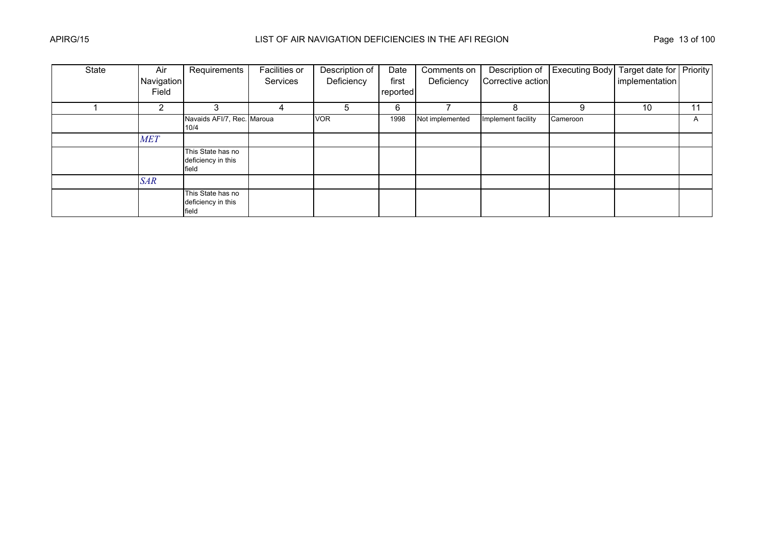| State | Air Navigation Field | Requirements | Facilities or Services | Description of Deficiency | Date first reported | Comments on Deficiency | Description of Corrective action | Executing Body | Target date for implementation | Priority |
|---|---|---|---|---|---|---|---|---|---|---|
| 1 | 2 | 3 | 4 | 5 | 6 | 7 | 8 | 9 | 10 | 11 |
| | | Navaids AFI/7, Rec. 10/4 | Maroua | VOR | 1998 | Not implemented | Implement facility | Cameroon | | A |
| | *MET* | | | | | | | | | |
| | | This State has no deficiency in this field | | | | | | | | |
| | *SAR* | | | | | | | | | |
| | | This State has no deficiency in this field | | | | | | | | |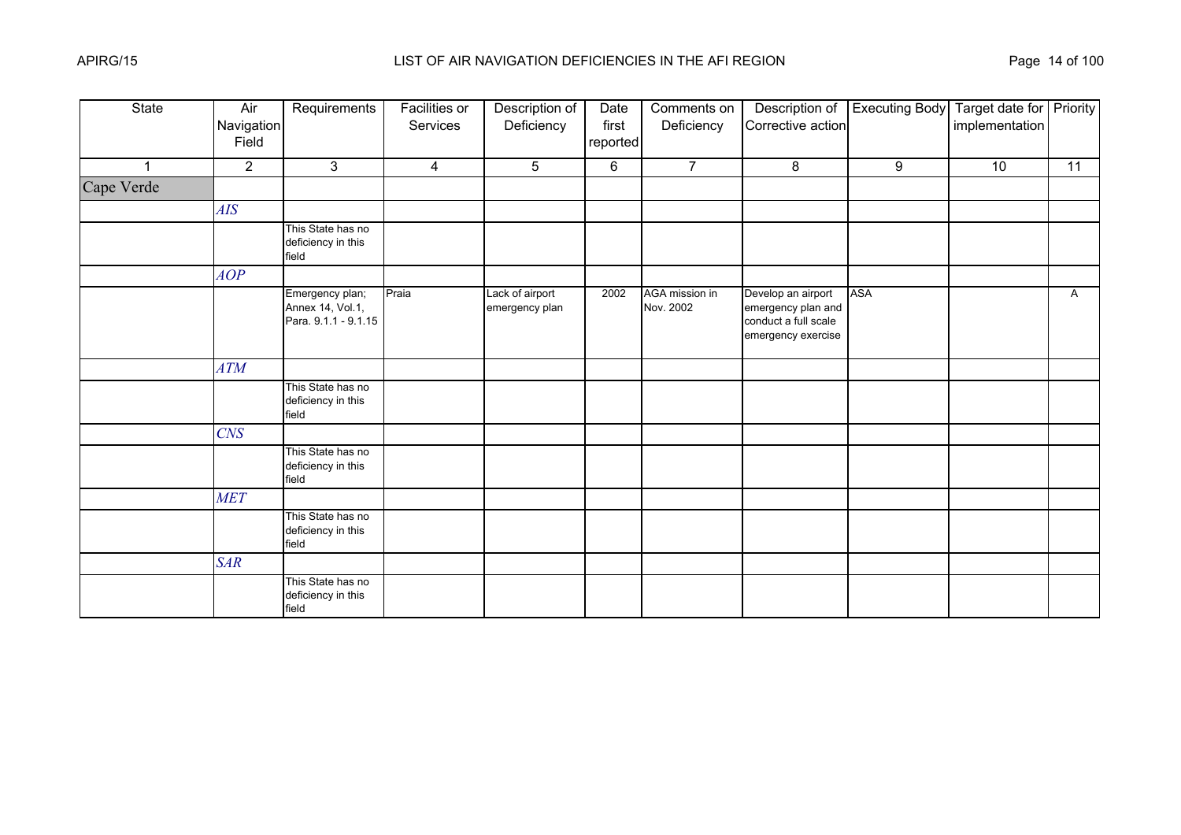# LIST OF AIR NAVIGATION DEFICIENCIES IN THE AFI REGION

| State | Air Navigation Field | Requirements | Facilities or Services | Description of Deficiency | Date first reported | Comments on Deficiency | Description of Corrective action | Executing Body | Target date for implementation | Priority |
|---|---|---|---|---|---|---|---|---|---|---|
| 1 | 2 | 3 | 4 | 5 | 6 | 7 | 8 | 9 | 10 | 11 |
| Cape Verde | | | | | | | | | | |
| | *AIS* | | | | | | | | | |
| | | This State has no deficiency in this field | | | | | | | | |
| | *AOP* | | | | | | | | | |
| | | Emergency plan; Annex 14, Vol.1, Para. 9.1.1 - 9.1.15 | Praia | Lack of airport emergency plan | 2002 | AGA mission in Nov. 2002 | Develop an airport emergency plan and conduct a full scale emergency exercise | ASA | | A |
| | *ATM* | | | | | | | | | |
| | | This State has no deficiency in this field | | | | | | | | |
| | *CNS* | | | | | | | | | |
| | | This State has no deficiency in this field | | | | | | | | |
| | *MET* | | | | | | | | | |
| | | This State has no deficiency in this field | | | | | | | | |
| | *SAR* | | | | | | | | | |
| | | This State has no deficiency in this field | | | | | | | | |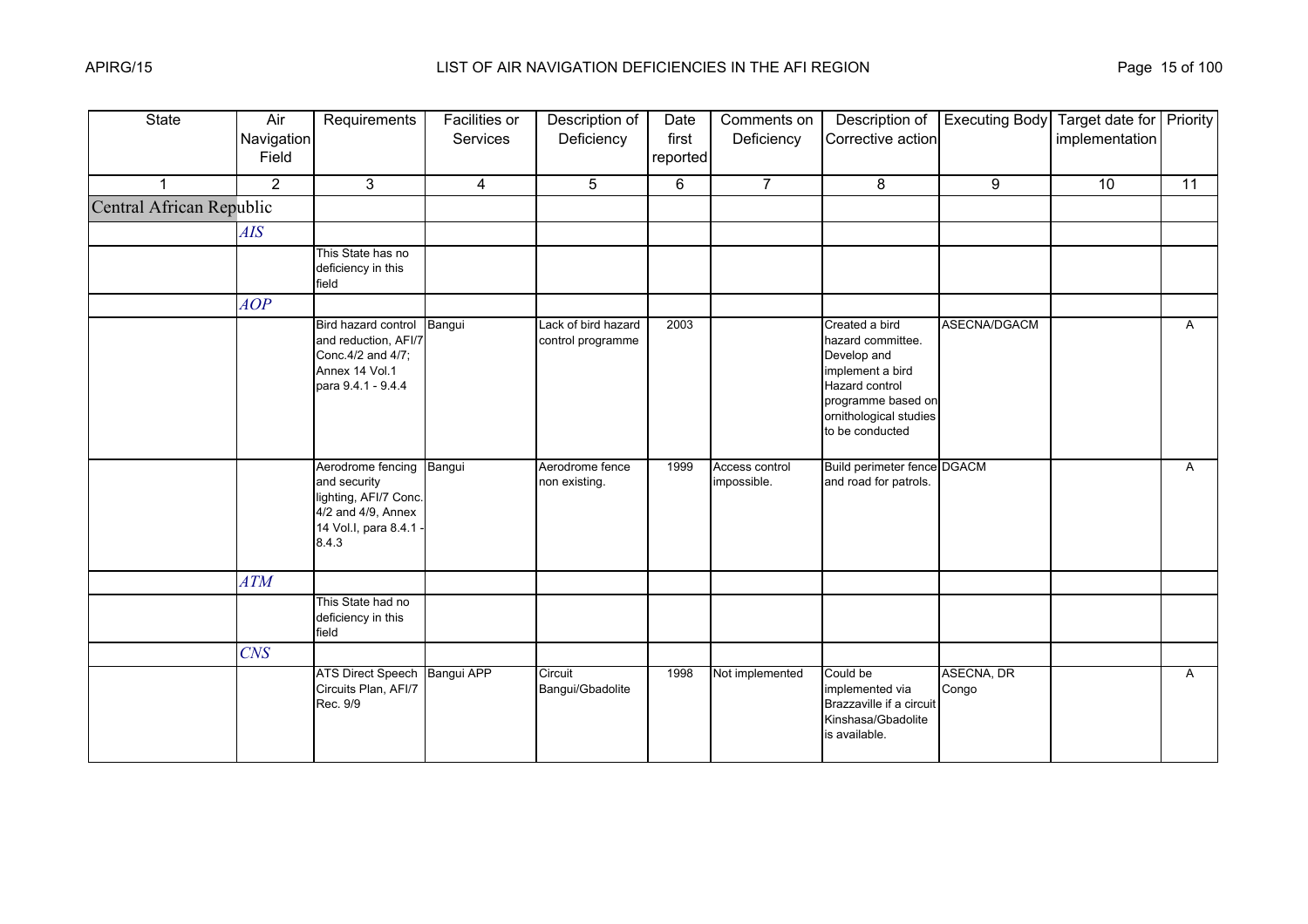| State | Air Navigation Field | Requirements | Facilities or Services | Description of Deficiency | Date first reported | Comments on Deficiency | Description of Corrective action | Executing Body | Target date for implementation | Priority |
|---|---|---|---|---|---|---|---|---|---|---|
| 1 | 2 | 3 | 4 | 5 | 6 | 7 | 8 | 9 | 10 | 11 |
| Central African Republic | | | | | | | | | | |
| | *AIS* | | | | | | | | | |
| | | This State has no deficiency in this field | | | | | | | | |
| | *AOP* | | | | | | | | | |
| | | Bird hazard control and reduction, AFI/7 Conc.4/2 and 4/7; Annex 14 Vol.1 para 9.4.1 - 9.4.4 | Bangui | Lack of bird hazard control programme | 2003 | | Created a bird hazard committee. Develop and implement a bird Hazard control programme based on ornithological studies to be conducted | ASECNA/DGACM | | A |
| | | Aerodrome fencing and security lighting, AFI/7 Conc. 4/2 and 4/9, Annex 14 Vol.I, para 8.4.1 - 8.4.3 | Bangui | Aerodrome fence non existing. | 1999 | Access control impossible. | Build perimeter fence and road for patrols. | DGACM | | A |
| | *ATM* | | | | | | | | | |
| | | This State had no deficiency in this field | | | | | | | | |
| | *CNS* | | | | | | | | | |
| | | ATS Direct Speech Circuits Plan, AFI/7 Rec. 9/9 | Bangui APP | Circuit Bangui/Gbadolite | 1998 | Not implemented | Could be implemented via Brazzaville if a circuit Kinshasa/Gbadolite is available. | ASECNA, DR Congo | | A |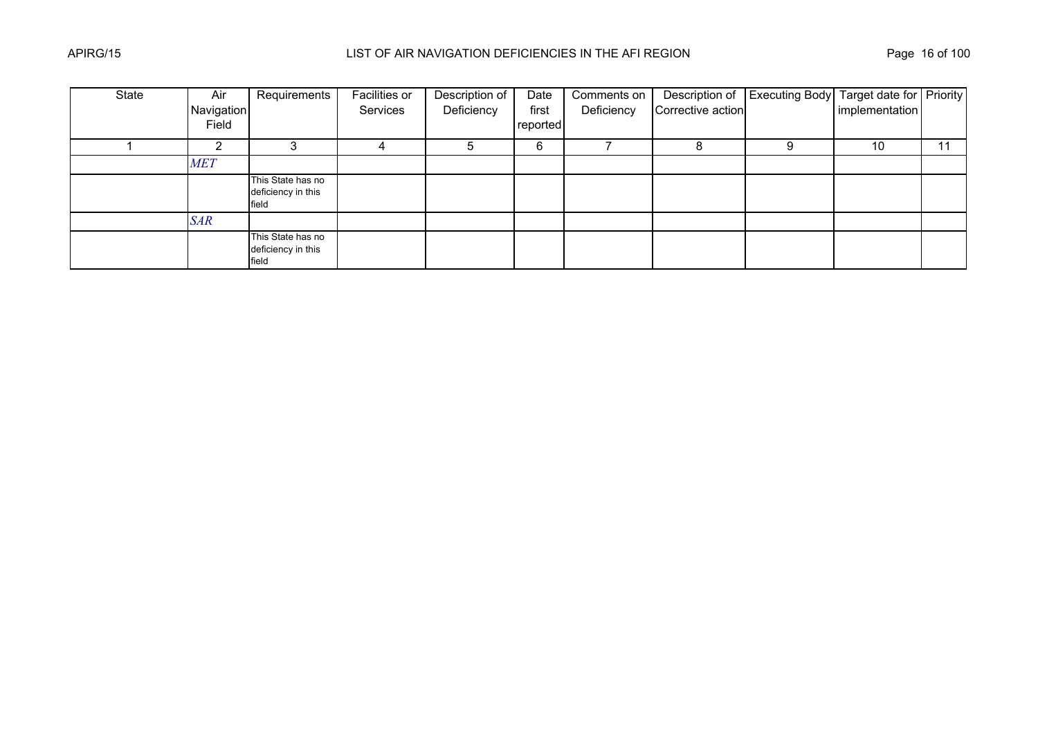| State | Air Navigation Field | Requirements | Facilities or Services | Description of Deficiency | Date first reported | Comments on Deficiency | Description of Corrective action | Executing Body | Target date for implementation | Priority |
|---|---|---|---|---|---|---|---|---|---|---|
| 1 | 2 | 3 | 4 | 5 | 6 | 7 | 8 | 9 | 10 | 11 |
| | *MET* | | | | | | | | | |
| | | This State has no deficiency in this field | | | | | | | | |
| | *SAR* | | | | | | | | | |
| | | This State has no deficiency in this field | | | | | | | | |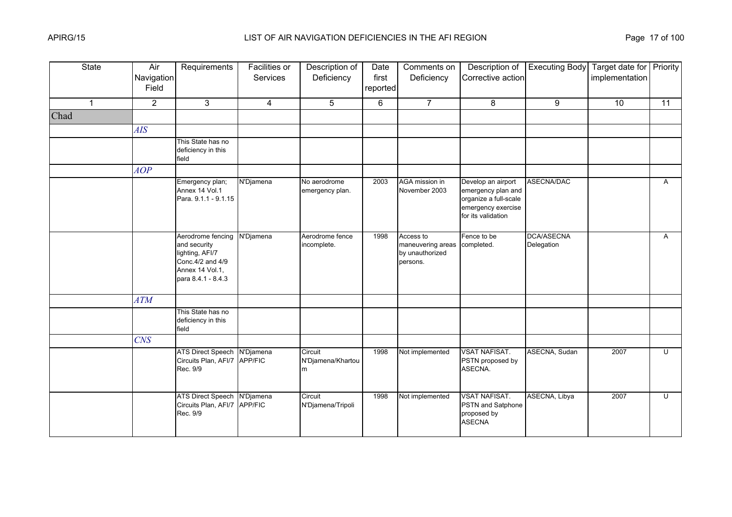# LIST OF AIR NAVIGATION DEFICIENCIES IN THE AFI REGION

| State | Air Navigation Field | Requirements | Facilities or Services | Description of Deficiency | Date first reported | Comments on Deficiency | Description of Corrective action | Executing Body | Target date for implementation | Priority |
|---|---|---|---|---|---|---|---|---|---|---|
| 1 | 2 | 3 | 4 | 5 | 6 | 7 | 8 | 9 | 10 | 11 |
| Chad | | | | | | | | | | |
| | *AIS* | | | | | | | | | |
| | | This State has no deficiency in this field | | | | | | | | |
| | *AOP* | | | | | | | | | |
| | | Emergency plan; Annex 14 Vol.1 Para. 9.1.1 - 9.1.15 | N'Djamena | No aerodrome emergency plan. | 2003 | AGA mission in November 2003 | Develop an airport emergency plan and organize a full-scale emergency exercise for its validation | ASECNA/DAC | | A |
| | | Aerodrome fencing and security lighting, AFI/7 Conc.4/2 and 4/9 Annex 14 Vol.1, para 8.4.1 - 8.4.3 | N'Djamena | Aerodrome fence incomplete. | 1998 | Access to maneuvering areas by unauthorized persons. | Fence to be completed. | DCA/ASECNA Delegation | | A |
| | *ATM* | | | | | | | | | |
| | | This State has no deficiency in this field | | | | | | | | |
| | *CNS* | | | | | | | | | |
| | | ATS Direct Speech Circuits Plan, AFI/7 Rec. 9/9 | N'Djamena APP/FIC | Circuit N'Djamena/Khartoum | 1998 | Not implemented | VSAT NAFISAT. PSTN proposed by ASECNA. | ASECNA, Sudan | 2007 | U |
| | | ATS Direct Speech Circuits Plan, AFI/7 Rec. 9/9 | N'Djamena APP/FIC | Circuit N'Djamena/Tripoli | 1998 | Not implemented | VSAT NAFISAT. PSTN and Satphone proposed by ASECNA | ASECNA, Libya | 2007 | U |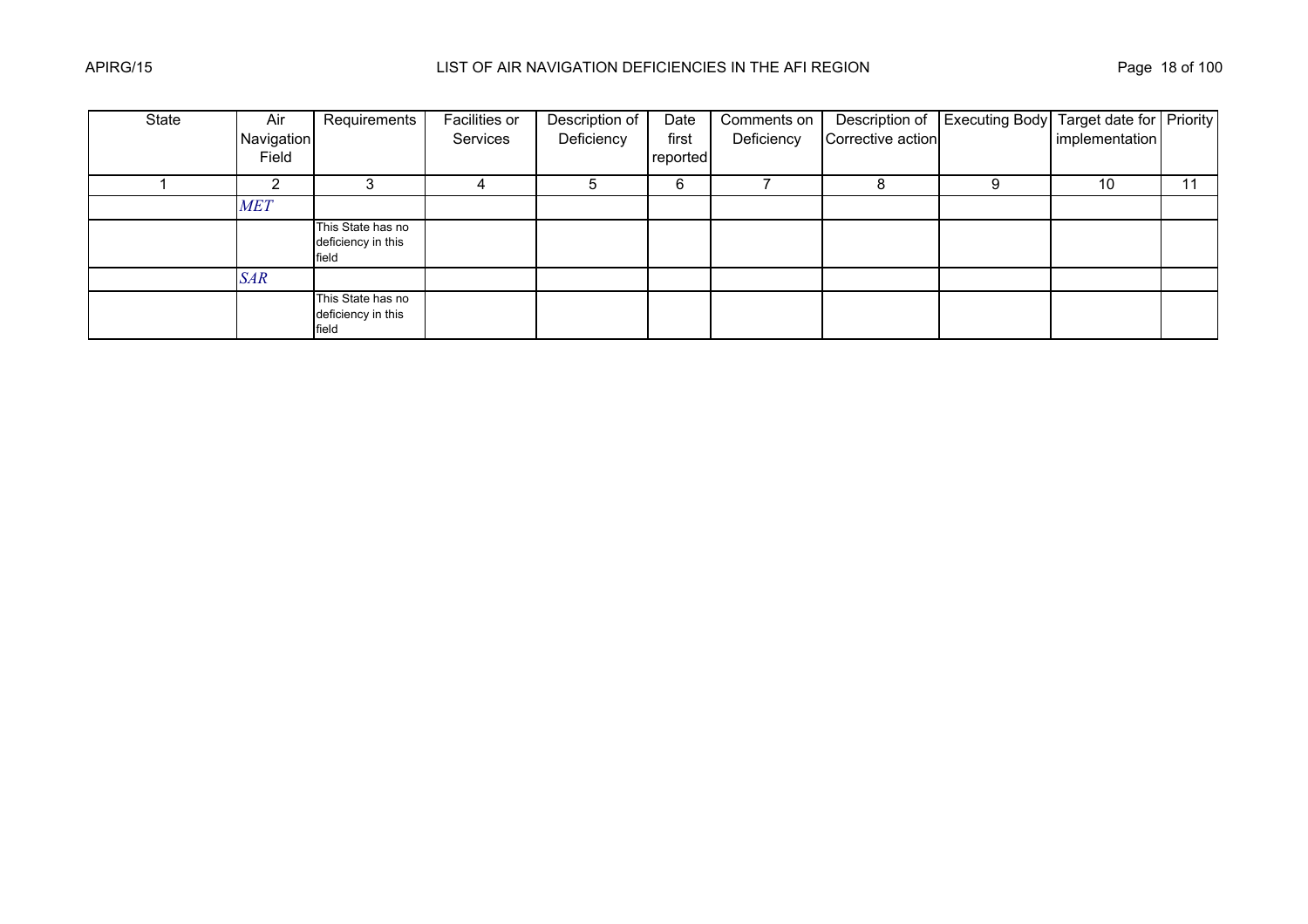| State | Air Navigation Field | Requirements | Facilities or Services | Description of Deficiency | Date first reported | Comments on Deficiency | Description of Corrective action | Executing Body | Target date for implementation | Priority |
|---|---|---|---|---|---|---|---|---|---|---|
| 1 | 2 | 3 | 4 | 5 | 6 | 7 | 8 | 9 | 10 | 11 |
| | *MET* | | | | | | | | | |
| | | This State has no deficiency in this field | | | | | | | | |
| | *SAR* | | | | | | | | | |
| | | This State has no deficiency in this field | | | | | | | | |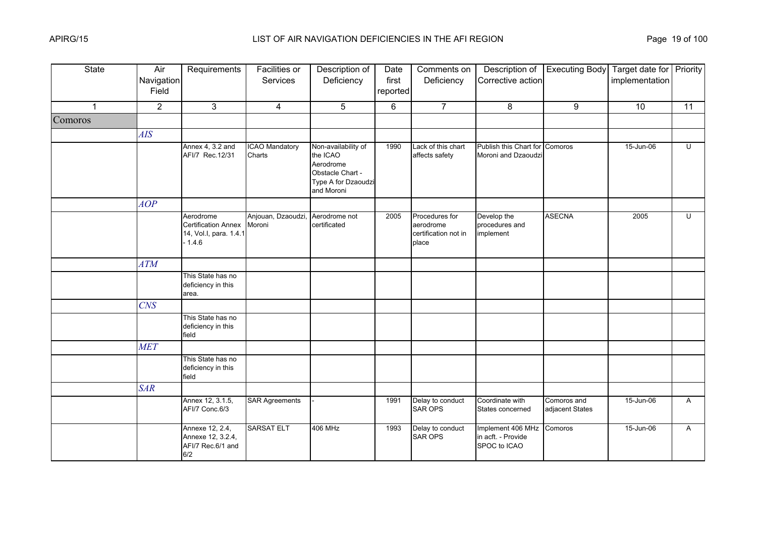# LIST OF AIR NAVIGATION DEFICIENCIES IN THE AFI REGION

| State | Air Navigation Field | Requirements | Facilities or Services | Description of Deficiency | Date first reported | Comments on Deficiency | Description of Corrective action | Executing Body | Target date for implementation | Priority |
|---|---|---|---|---|---|---|---|---|---|---|
| 1 | 2 | 3 | 4 | 5 | 6 | 7 | 8 | 9 | 10 | 11 |
| Comoros | | | | | | | | | | |
| | *AIS* | | | | | | | | | |
| | | Annex 4, 3.2 and AFI/7 Rec.12/31 | ICAO Mandatory Charts | Non-availability of the ICAO Aerodrome Obstacle Chart - Type A for Dzaoudzi and Moroni | 1990 | Lack of this chart affects safety | Publish this Chart for Moroni and Dzaoudzi | Comoros | 15-Jun-06 | U |
| | *AOP* | | | | | | | | | |
| | | Aerodrome Certification Annex 14, Vol.I, para. 1.4.1 - 1.4.6 | Anjouan, Dzaoudzi, Moroni | Aerodrome not certificated | 2005 | Procedures for aerodrome certification not in place | Develop the procedures and implement | ASECNA | 2005 | U |
| | *ATM* | | | | | | | | | |
| | | This State has no deficiency in this area. | | | | | | | | |
| | *CNS* | | | | | | | | | |
| | | This State has no deficiency in this field | | | | | | | | |
| | *MET* | | | | | | | | | |
| | | This State has no deficiency in this field | | | | | | | | |
| | *SAR* | | | | | | | | | |
| | | Annex 12, 3.1.5, AFI/7 Conc.6/3 | SAR Agreements | - | 1991 | Delay to conduct SAR OPS | Coordinate with States concerned | Comoros and adjacent States | 15-Jun-06 | A |
| | | Annexe 12, 2.4, Annexe 12, 3.2.4, AFI/7 Rec.6/1 and 6/2 | SARSAT ELT | 406 MHz | 1993 | Delay to conduct SAR OPS | Implement 406 MHz in acft. - Provide SPOC to ICAO | Comoros | 15-Jun-06 | A |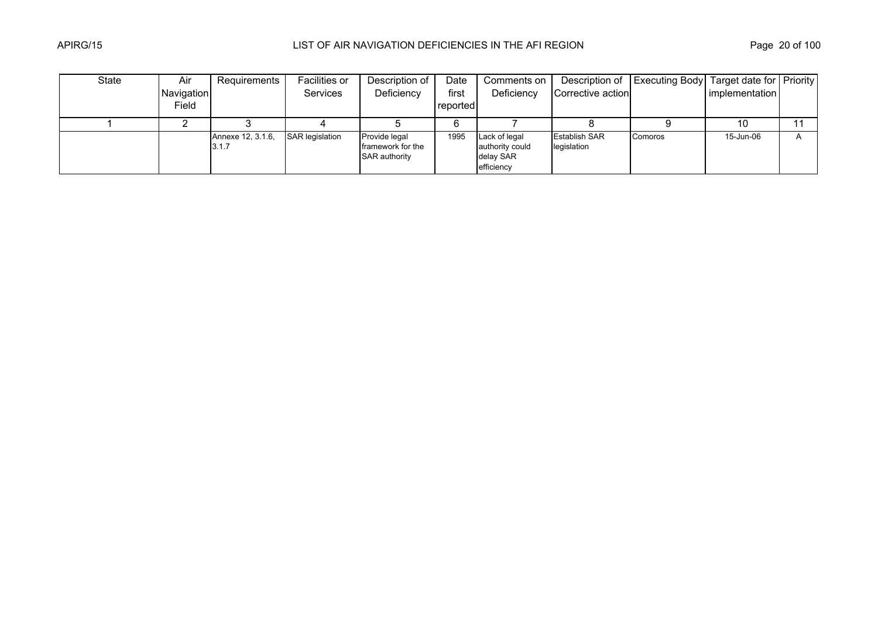| State | Air Navigation Field | Requirements | Facilities or Services | Description of Deficiency | Date first reported | Comments on Deficiency | Description of Corrective action | Executing Body | Target date for implementation | Priority |
|---|---|---|---|---|---|---|---|---|---|---|
| 1 | 2 | 3 | 4 | 5 | 6 | 7 | 8 | 9 | 10 | 11 |
| | | Annexe 12, 3.1.6, 3.1.7 | SAR legislation | Provide legal framework for the SAR authority | 1995 | Lack of legal authority could delay SAR efficiency | Establish SAR legislation | Comoros | 15-Jun-06 | A |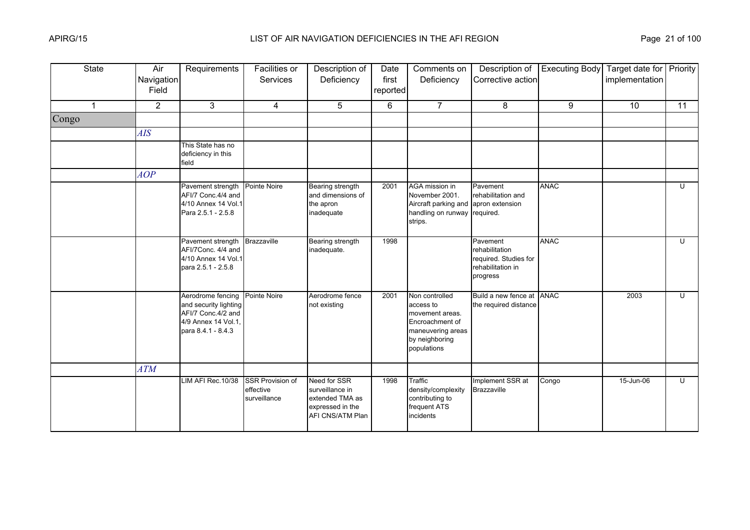# LIST OF AIR NAVIGATION DEFICIENCIES IN THE AFI REGION

| State | Air Navigation Field | Requirements | Facilities or Services | Description of Deficiency | Date first reported | Comments on Deficiency | Description of Corrective action | Executing Body | Target date for implementation | Priority |
|---|---|---|---|---|---|---|---|---|---|---|
| 1 | 2 | 3 | 4 | 5 | 6 | 7 | 8 | 9 | 10 | 11 |
| Congo | | | | | | | | | | |
| | *AIS* | | | | | | | | | |
| | | This State has no deficiency in this field | | | | | | | | |
| | *AOP* | | | | | | | | | |
| | | Pavement strength AFI/7 Conc.4/4 and 4/10 Annex 14 Vol.1 Para 2.5.1 - 2.5.8 | Pointe Noire | Bearing strength and dimensions of the apron inadequate | 2001 | AGA mission in November 2001. Aircraft parking and handling on runway strips. | Pavement rehabilitation and apron extension required. | ANAC | | U |
| | | Pavement strength AFI/7Conc. 4/4 and 4/10 Annex 14 Vol.1 para 2.5.1 - 2.5.8 | Brazzaville | Bearing strength inadequate. | 1998 | | Pavement rehabilitation required. Studies for rehabilitation in progress | ANAC | | U |
| | | Aerodrome fencing and security lighting AFI/7 Conc.4/2 and 4/9 Annex 14 Vol.1, para 8.4.1 - 8.4.3 | Pointe Noire | Aerodrome fence not existing | 2001 | Non controlled access to movement areas. Encroachment of maneuvering areas by neighboring populations | Build a new fence at the required distance | ANAC | 2003 | U |
| | *ATM* | | | | | | | | | |
| | | LIM AFI Rec.10/38 | SSR Provision of effective surveillance | Need for SSR surveillance in extended TMA as expressed in the AFI CNS/ATM Plan | 1998 | Traffic density/complexity contributing to frequent ATS incidents | Implement SSR at Brazzaville | Congo | 15-Jun-06 | U |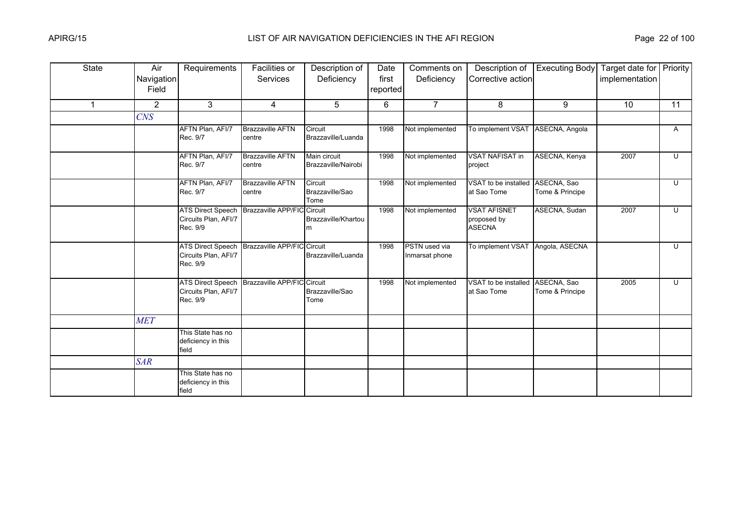# LIST OF AIR NAVIGATION DEFICIENCIES IN THE AFI REGION

| State | Air Navigation Field | Requirements | Facilities or Services | Description of Deficiency | Date first reported | Comments on Deficiency | Description of Corrective action | Executing Body | Target date for implementation | Priority |
|---|---|---|---|---|---|---|---|---|---|---|
| 1 | 2 | 3 | 4 | 5 | 6 | 7 | 8 | 9 | 10 | 11 |
| | *CNS* | | | | | | | | | |
| | | AFTN Plan, AFI/7 Rec. 9/7 | Brazzaville AFTN centre | Circuit Brazzaville/Luanda | 1998 | Not implemented | To implement VSAT | ASECNA, Angola | | A |
| | | AFTN Plan, AFI/7 Rec. 9/7 | Brazzaville AFTN centre | Main circuit Brazzaville/Nairobi | 1998 | Not implemented | VSAT NAFISAT in project | ASECNA, Kenya | 2007 | U |
| | | AFTN Plan, AFI/7 Rec. 9/7 | Brazzaville AFTN centre | Circuit Brazzaville/Sao Tome | 1998 | Not implemented | VSAT to be installed at Sao Tome | ASECNA, Sao Tome & Principe | | U |
| | | ATS Direct Speech Circuits Plan, AFI/7 Rec. 9/9 | Brazzaville APP/FIC | Circuit Brazzaville/Khartoum | 1998 | Not implemented | VSAT AFISNET proposed by ASECNA | ASECNA, Sudan | 2007 | U |
| | | ATS Direct Speech Circuits Plan, AFI/7 Rec. 9/9 | Brazzaville APP/FIC | Circuit Brazzaville/Luanda | 1998 | PSTN used via Inmarsat phone | To implement VSAT | Angola, ASECNA | | U |
| | | ATS Direct Speech Circuits Plan, AFI/7 Rec. 9/9 | Brazzaville APP/FIC | Circuit Brazzaville/Sao Tome | 1998 | Not implemented | VSAT to be installed at Sao Tome | ASECNA, Sao Tome & Principe | 2005 | U |
| | *MET* | | | | | | | | | |
| | | This State has no deficiency in this field | | | | | | | | |
| | *SAR* | | | | | | | | | |
| | | This State has no deficiency in this field | | | | | | | | |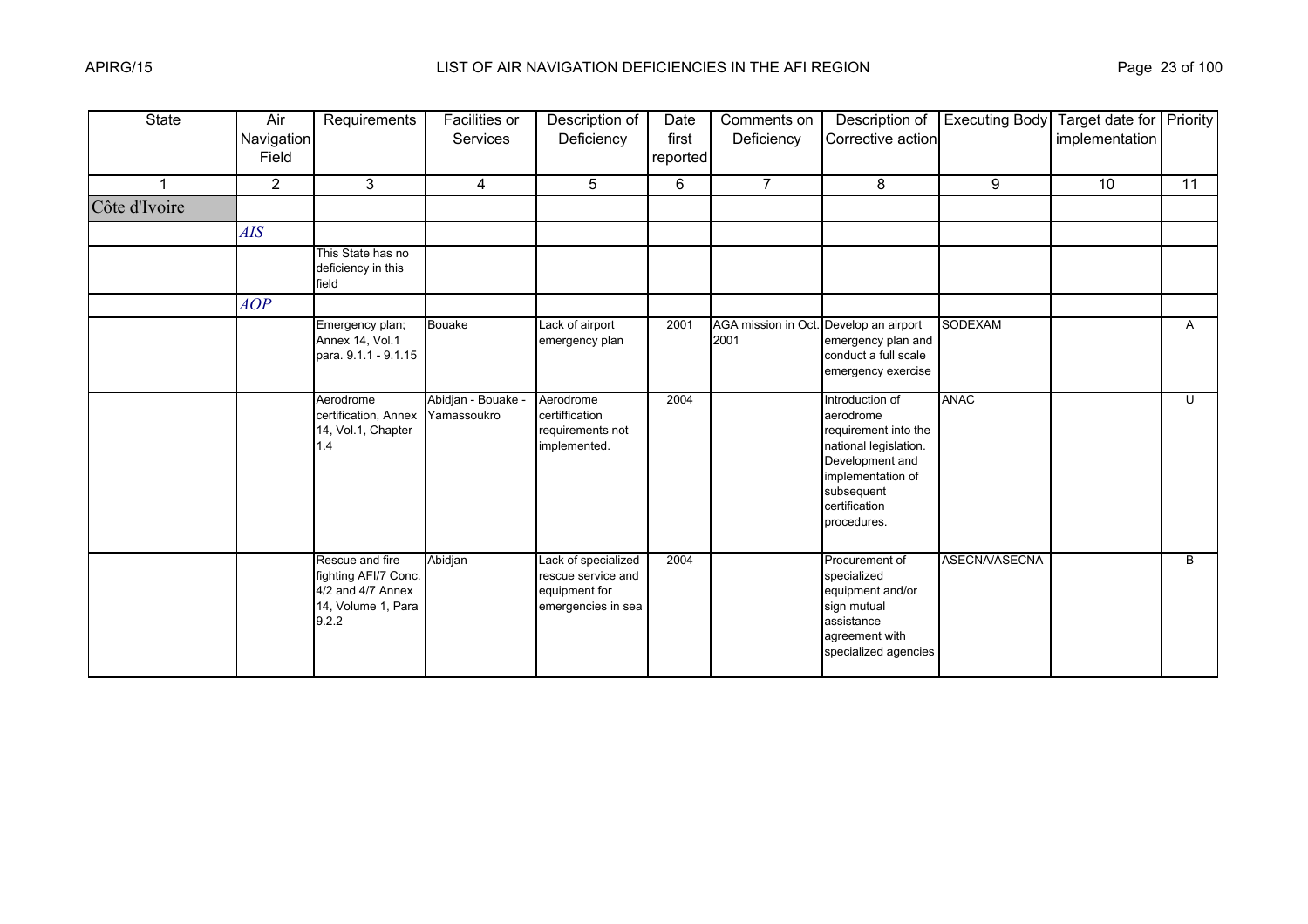# LIST OF AIR NAVIGATION DEFICIENCIES IN THE AFI REGION

| State | Air Navigation Field | Requirements | Facilities or Services | Description of Deficiency | Date first reported | Comments on Deficiency | Description of Corrective action | Executing Body | Target date for implementation | Priority |
|---|---|---|---|---|---|---|---|---|---|---|
| 1 | 2 | 3 | 4 | 5 | 6 | 7 | 8 | 9 | 10 | 11 |
| Côte d'Ivoire | | | | | | | | | | |
| | *AIS* | | | | | | | | | |
| | | This State has no deficiency in this field | | | | | | | | |
| | *AOP* | | | | | | | | | |
| | | Emergency plan; Annex 14, Vol.1 para. 9.1.1 - 9.1.15 | Bouake | Lack of airport emergency plan | 2001 | AGA mission in Oct. 2001 | Develop an airport emergency plan and conduct a full scale emergency exercise | SODEXAM | | A |
| | | Aerodrome certification, Annex 14, Vol.1, Chapter 1.4 | Abidjan - Bouake - Yamassoukro | Aerodrome certiffication requirements not implemented. | 2004 | | Introduction of aerodrome requirement into the national legislation. Development and implementation of subsequent certification procedures. | ANAC | | U |
| | | Rescue and fire fighting AFI/7 Conc. 4/2 and 4/7 Annex 14, Volume 1, Para 9.2.2 | Abidjan | Lack of specialized rescue service and equipment for emergencies in sea | 2004 | | Procurement of specialized equipment and/or sign mutual assistance agreement with specialized agencies | ASECNA/ASECNA | | B |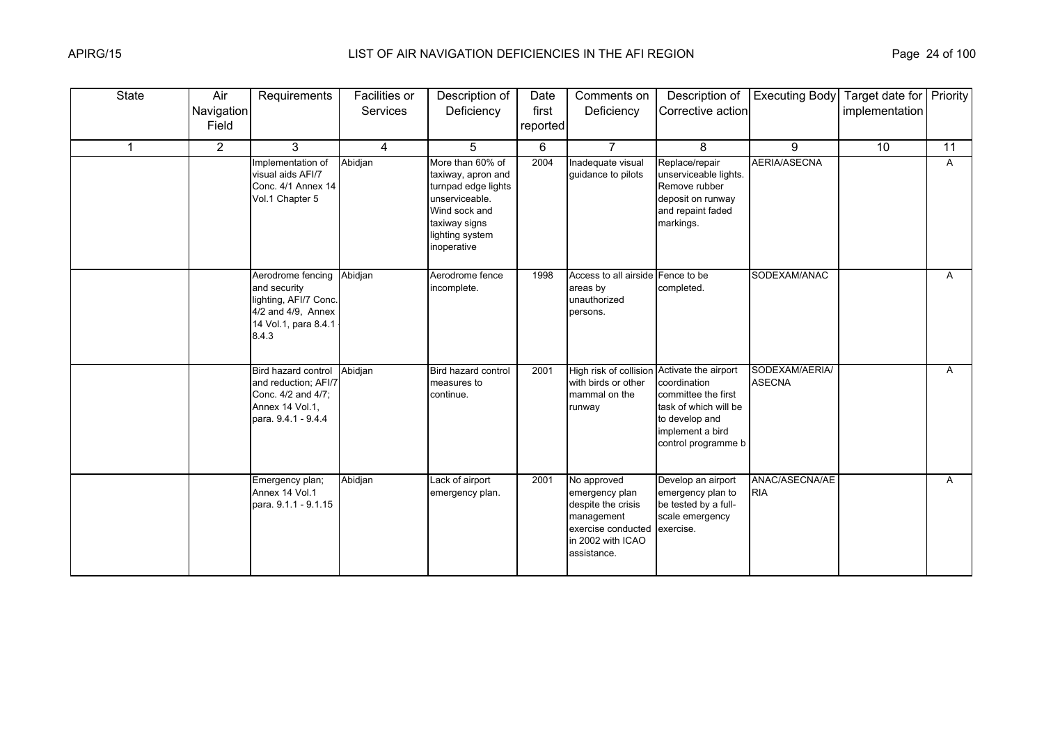# LIST OF AIR NAVIGATION DEFICIENCIES IN THE AFI REGION

| State | Air Navigation Field | Requirements | Facilities or Services | Description of Deficiency | Date first reported | Comments on Deficiency | Description of Corrective action | Executing Body | Target date for implementation | Priority |
|---|---|---|---|---|---|---|---|---|---|---|
| 1 | 2 | 3 | 4 | 5 | 6 | 7 | 8 | 9 | 10 | 11 |
| | | Implementation of visual aids AFI/7 Conc. 4/1 Annex 14 Vol.1 Chapter 5 | Abidjan | More than 60% of taxiway, apron and turnpad edge lights unserviceable. Wind sock and taxiway signs lighting system inoperative | 2004 | Inadequate visual guidance to pilots | Replace/repair unserviceable lights. Remove rubber deposit on runway and repaint faded markings. | AERIA/ASECNA | | A |
| | | Aerodrome fencing and security lighting, AFI/7 Conc. 4/2 and 4/9, Annex 14 Vol.1, para 8.4.1 - 8.4.3 | Abidjan | Aerodrome fence incomplete. | 1998 | Access to all airside areas by unauthorized persons. | Fence to be completed. | SODEXAM/ANAC | | A |
| | | Bird hazard control and reduction; AFI/7 Conc. 4/2 and 4/7; Annex 14 Vol.1, para. 9.4.1 - 9.4.4 | Abidjan | Bird hazard control measures to continue. | 2001 | High risk of collision with birds or other mammal on the runway | Activate the airport coordination committee the first task of which will be to develop and implement a bird control programme b | SODEXAM/AERIA/ ASECNA | | A |
| | | Emergency plan; Annex 14 Vol.1 para. 9.1.1 - 9.1.15 | Abidjan | Lack of airport emergency plan. | 2001 | No approved emergency plan despite the crisis management exercise conducted in 2002 with ICAO assistance. | Develop an airport emergency plan to be tested by a full-scale emergency exercise. | ANAC/ASECNA/AE RIA | | A |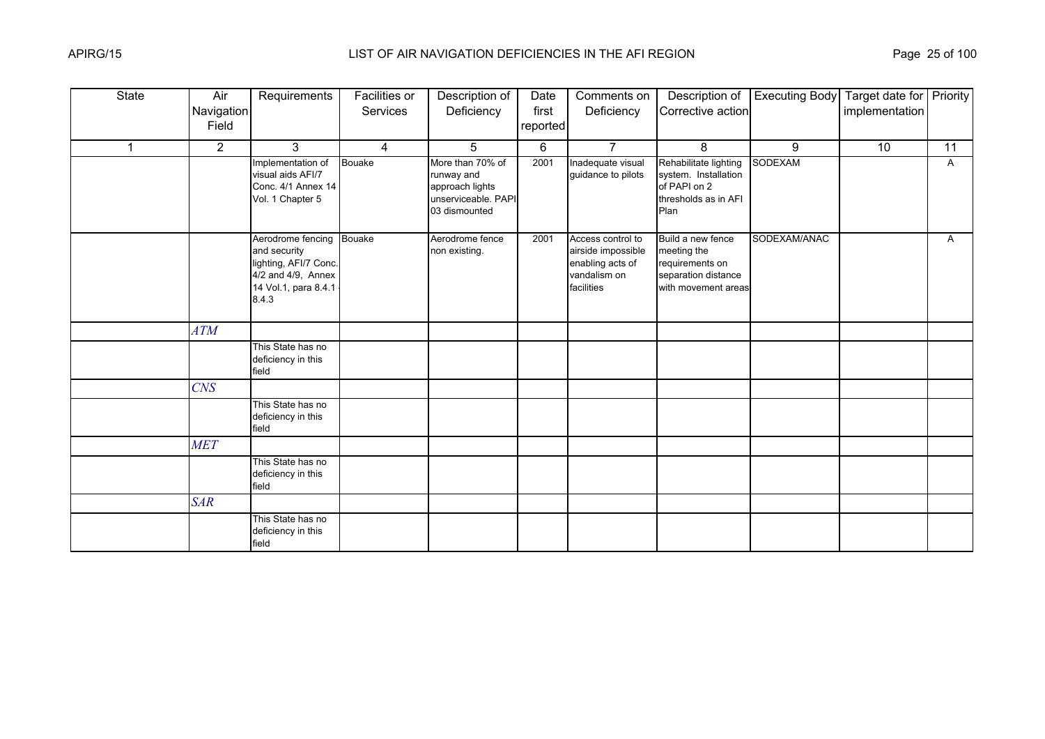| State | Air Navigation Field | Requirements | Facilities or Services | Description of Deficiency | Date first reported | Comments on Deficiency | Description of Corrective action | Executing Body | Target date for implementation | Priority |
|---|---|---|---|---|---|---|---|---|---|---|
| 1 | 2 | 3 | 4 | 5 | 6 | 7 | 8 | 9 | 10 | 11 |
| | | Implementation of visual aids AFI/7 Conc. 4/1 Annex 14 Vol. 1 Chapter 5 | Bouake | More than 70% of runway and approach lights unserviceable. PAPI 03 dismounted | 2001 | Inadequate visual guidance to pilots | Rehabilitate lighting system. Installation of PAPI on 2 thresholds as in AFI Plan | SODEXAM | | A |
| | | Aerodrome fencing and security lighting, AFI/7 Conc. 4/2 and 4/9, Annex 14 Vol.1, para 8.4.1 - 8.4.3 | Bouake | Aerodrome fence non existing. | 2001 | Access control to airside impossible enabling acts of vandalism on facilities | Build a new fence meeting the requirements on separation distance with movement areas | SODEXAM/ANAC | | A |
| | *ATM* | | | | | | | | | |
| | | This State has no deficiency in this field | | | | | | | | |
| | *CNS* | | | | | | | | | |
| | | This State has no deficiency in this field | | | | | | | | |
| | *MET* | | | | | | | | | |
| | | This State has no deficiency in this field | | | | | | | | |
| | *SAR* | | | | | | | | | |
| | | This State has no deficiency in this field | | | | | | | | |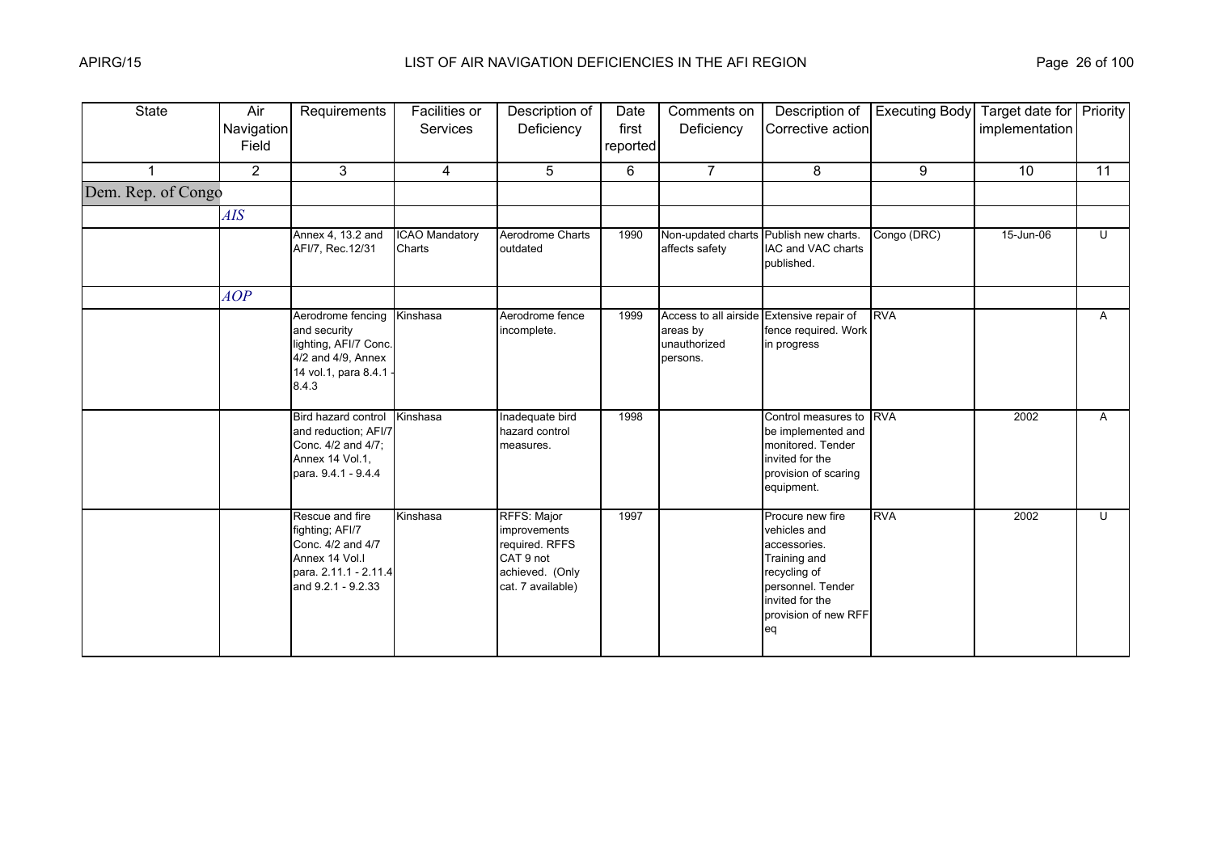| State | Air Navigation Field | Requirements | Facilities or Services | Description of Deficiency | Date first reported | Comments on Deficiency | Description of Corrective action | Executing Body | Target date for implementation | Priority |
|---|---|---|---|---|---|---|---|---|---|---|
| 1 | 2 | 3 | 4 | 5 | 6 | 7 | 8 | 9 | 10 | 11 |
| Dem. Rep. of Congo | | | | | | | | | | |
| | *AIS* | | | | | | | | | |
| | | Annex 4, 13.2 and AFI/7, Rec.12/31 | ICAO Mandatory Charts | Aerodrome Charts outdated | 1990 | Non-updated charts affects safety | Publish new charts. IAC and VAC charts published. | Congo (DRC) | 15-Jun-06 | U |
| | *AOP* | | | | | | | | | |
| | | Aerodrome fencing and security lighting, AFI/7 Conc. 4/2 and 4/9, Annex 14 vol.1, para 8.4.1 - 8.4.3 | Kinshasa | Aerodrome fence incomplete. | 1999 | Access to all airside areas by unauthorized persons. | Extensive repair of fence required. Work in progress | RVA | | A |
| | | Bird hazard control and reduction; AFI/7 Conc. 4/2 and 4/7; Annex 14 Vol.1, para. 9.4.1 - 9.4.4 | Kinshasa | Inadequate bird hazard control measures. | 1998 | | Control measures to be implemented and monitored. Tender invited for the provision of scaring equipment. | RVA | 2002 | A |
| | | Rescue and fire fighting; AFI/7 Conc. 4/2 and 4/7 Annex 14 Vol.I para. 2.11.1 - 2.11.4 and 9.2.1 - 9.2.33 | Kinshasa | RFFS: Major improvements required. RFFS CAT 9 not achieved. (Only cat. 7 available) | 1997 | | Procure new fire vehicles and accessories. Training and recycling of personnel. Tender invited for the provision of new RFF eq | RVA | 2002 | U |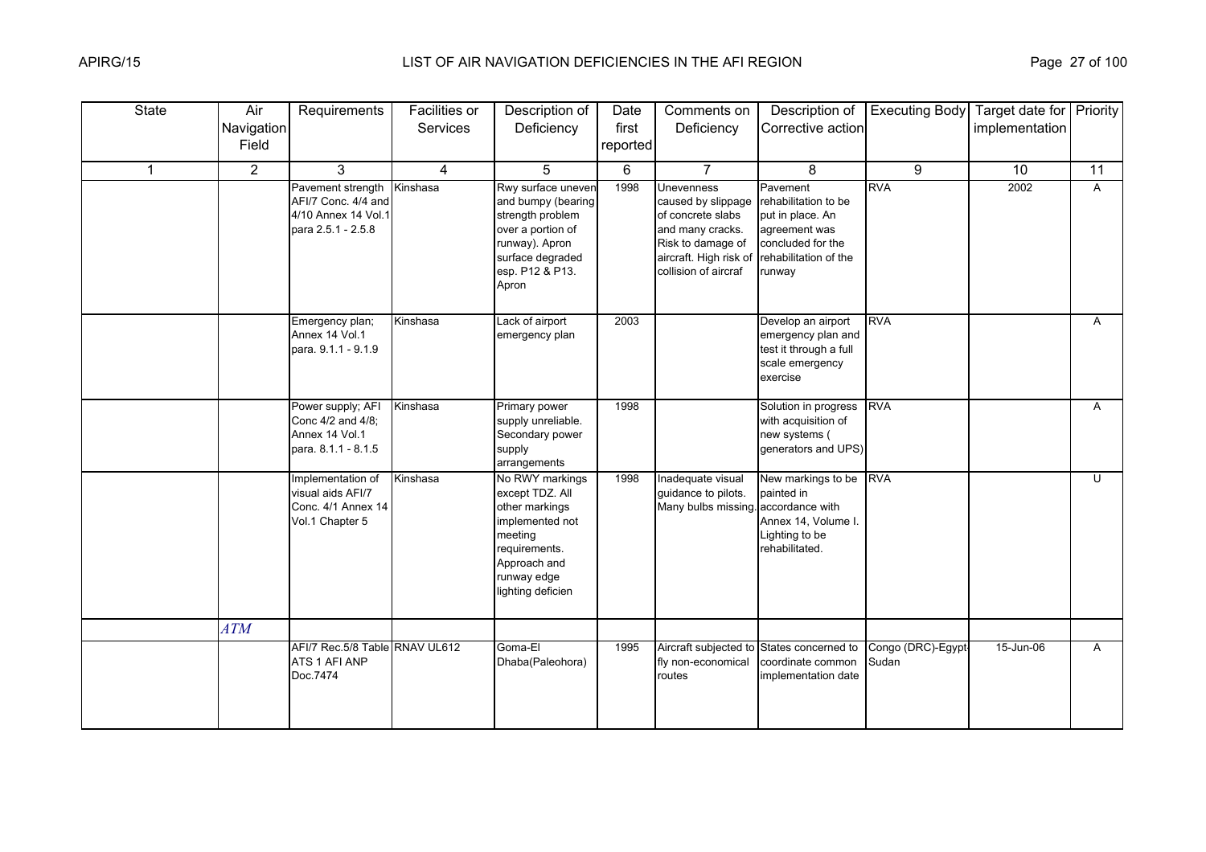| State | Air Navigation Field | Requirements | Facilities or Services | Description of Deficiency | Date first reported | Comments on Deficiency | Description of Corrective action | Executing Body | Target date for implementation | Priority |
|---|---|---|---|---|---|---|---|---|---|---|
| 1 | 2 | 3 | 4 | 5 | 6 | 7 | 8 | 9 | 10 | 11 |
| | | Pavement strength AFI/7 Conc. 4/4 and 4/10 Annex 14 Vol.1 para 2.5.1 - 2.5.8 | Kinshasa | Rwy surface uneven and bumpy (bearing strength problem over a portion of runway). Apron surface degraded esp. P12 & P13. Apron | 1998 | Unevenness caused by slippage of concrete slabs and many cracks. Risk to damage of aircraft. High risk of collision of aircraf | Pavement rehabilitation to be put in place. An agreement was concluded for the rehabilitation of the runway | RVA | 2002 | A |
| | | Emergency plan; Annex 14 Vol.1 para. 9.1.1 - 9.1.9 | Kinshasa | Lack of airport emergency plan | 2003 | | Develop an airport emergency plan and test it through a full scale emergency exercise | RVA | | A |
| | | Power supply; AFI Conc 4/2 and 4/8; Annex 14 Vol.1 para. 8.1.1 - 8.1.5 | Kinshasa | Primary power supply unreliable. Secondary power supply arrangements | 1998 | | Solution in progress with acquisition of new systems ( generators and UPS) | RVA | | A |
| | | Implementation of visual aids AFI/7 Conc. 4/1 Annex 14 Vol.1 Chapter 5 | Kinshasa | No RWY markings except TDZ. All other markings implemented not meeting requirements. Approach and runway edge lighting deficien | 1998 | Inadequate visual guidance to pilots. Many bulbs missing. | New markings to be painted in accordance with Annex 14, Volume I. Lighting to be rehabilitated. | RVA | | U |
| | *ATM* | | | | | | | | | |
| | | AFI/7 Rec.5/8 Table ATS 1 AFI ANP Doc.7474 | RNAV UL612 | Goma-El Dhaba(Paleohora) | 1995 | Aircraft subjected to fly non-economical routes | States concerned to coordinate common implementation date | Congo (DRC)-Egypt-Sudan | 15-Jun-06 | A |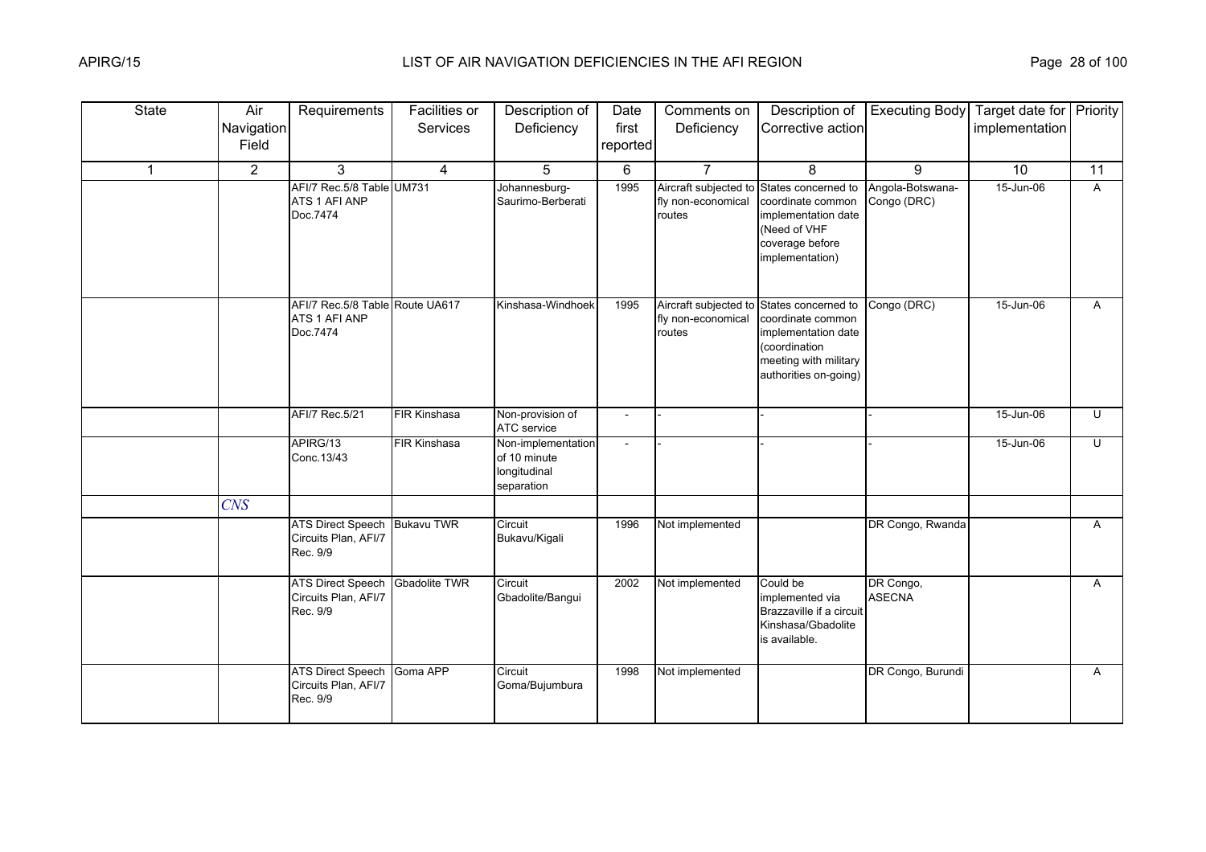| State | Air Navigation Field | Requirements | Facilities or Services | Description of Deficiency | Date first reported | Comments on Deficiency | Description of Corrective action | Executing Body | Target date for implementation | Priority |
|---|---|---|---|---|---|---|---|---|---|---|
| 1 | 2 | 3 | 4 | 5 | 6 | 7 | 8 | 9 | 10 | 11 |
| | | AFI/7 Rec.5/8 Table ATS 1 AFI ANP Doc.7474 | UM731 | Johannesburg-Saurimo-Berberati | 1995 | Aircraft subjected to fly non-economical routes | States concerned to coordinate common implementation date (Need of VHF coverage before implementation) | Angola-Botswana-Congo (DRC) | 15-Jun-06 | A |
| | | AFI/7 Rec.5/8 Table ATS 1 AFI ANP Doc.7474 | Route UA617 | Kinshasa-Windhoek | 1995 | Aircraft subjected to fly non-economical routes | States concerned to coordinate common implementation date (coordination meeting with military authorities on-going) | Congo (DRC) | 15-Jun-06 | A |
| | | AFI/7 Rec.5/21 | FIR Kinshasa | Non-provision of ATC service | - | - | - | - | 15-Jun-06 | U |
| | | APIRG/13 Conc.13/43 | FIR Kinshasa | Non-implementation of 10 minute longitudinal separation | - | - | - | - | 15-Jun-06 | U |
| | *CNS* | | | | | | | | | |
| | | ATS Direct Speech Circuits Plan, AFI/7 Rec. 9/9 | Bukavu TWR | Circuit Bukavu/Kigali | 1996 | Not implemented | | DR Congo, Rwanda | | A |
| | | ATS Direct Speech Circuits Plan, AFI/7 Rec. 9/9 | Gbadolite TWR | Circuit Gbadolite/Bangui | 2002 | Not implemented | Could be implemented via Brazzaville if a circuit Kinshasa/Gbadolite is available. | DR Congo, ASECNA | | A |
| | | ATS Direct Speech Circuits Plan, AFI/7 Rec. 9/9 | Goma APP | Circuit Goma/Bujumbura | 1998 | Not implemented | | DR Congo, Burundi | | A |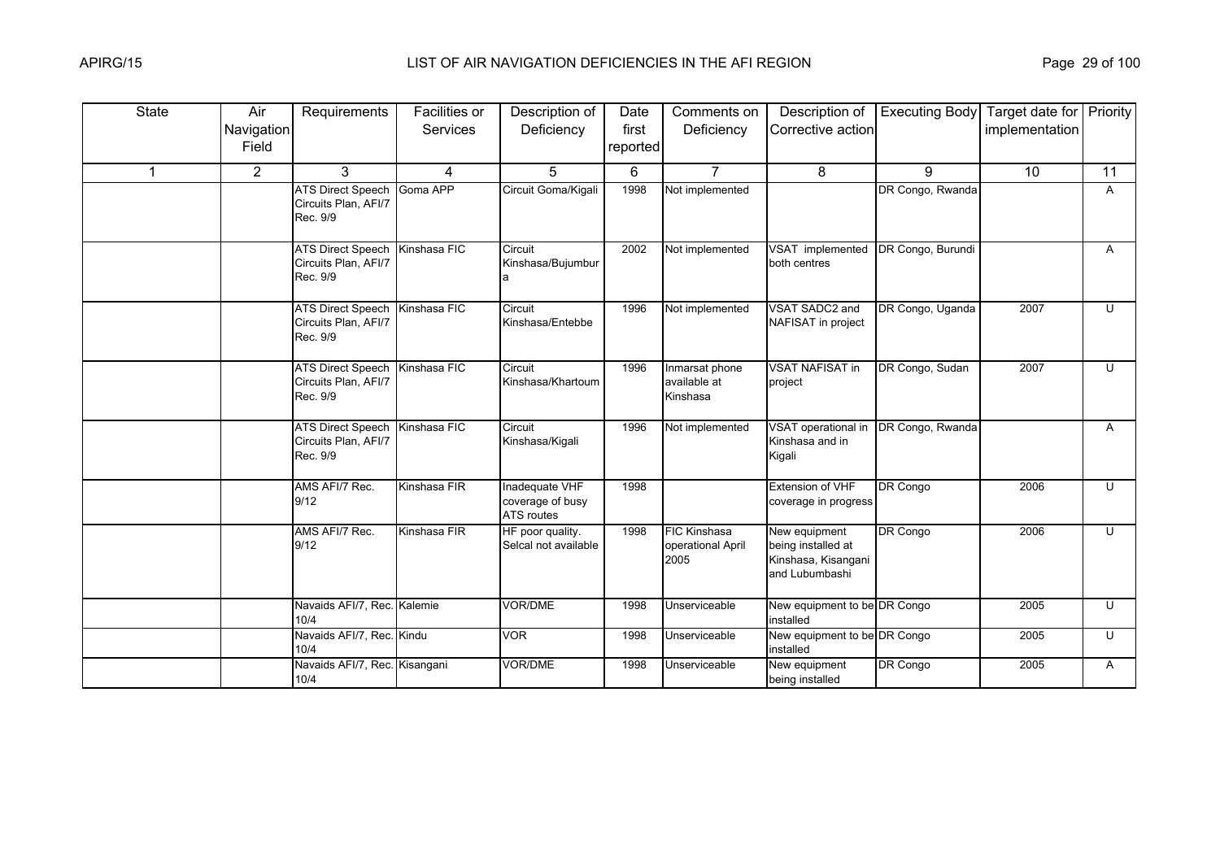| State | Air Navigation Field | Requirements | Facilities or Services | Description of Deficiency | Date first reported | Comments on Deficiency | Description of Corrective action | Executing Body | Target date for implementation | Priority |
|---|---|---|---|---|---|---|---|---|---|---|
| 1 | 2 | 3 | 4 | 5 | 6 | 7 | 8 | 9 | 10 | 11 |
| | | ATS Direct Speech Circuits Plan, AFI/7 Rec. 9/9 | Goma APP | Circuit Goma/Kigali | 1998 | Not implemented | | DR Congo, Rwanda | | A |
| | | ATS Direct Speech Circuits Plan, AFI/7 Rec. 9/9 | Kinshasa FIC | Circuit Kinshasa/Bujumbura | 2002 | Not implemented | VSAT implemented both centres | DR Congo, Burundi | | A |
| | | ATS Direct Speech Circuits Plan, AFI/7 Rec. 9/9 | Kinshasa FIC | Circuit Kinshasa/Entebbe | 1996 | Not implemented | VSAT SADC2 and NAFISAT in project | DR Congo, Uganda | 2007 | U |
| | | ATS Direct Speech Circuits Plan, AFI/7 Rec. 9/9 | Kinshasa FIC | Circuit Kinshasa/Khartoum | 1996 | Inmarsat phone available at Kinshasa | VSAT NAFISAT in project | DR Congo, Sudan | 2007 | U |
| | | ATS Direct Speech Circuits Plan, AFI/7 Rec. 9/9 | Kinshasa FIC | Circuit Kinshasa/Kigali | 1996 | Not implemented | VSAT operational in Kinshasa and in Kigali | DR Congo, Rwanda | | A |
| | | AMS AFI/7 Rec. 9/12 | Kinshasa FIR | Inadequate VHF coverage of busy ATS routes | 1998 | | Extension of VHF coverage in progress | DR Congo | 2006 | U |
| | | AMS AFI/7 Rec. 9/12 | Kinshasa FIR | HF poor quality. Selcal not available | 1998 | FIC Kinshasa operational April 2005 | New equipment being installed at Kinshasa, Kisangani and Lubumbashi | DR Congo | 2006 | U |
| | | Navaids AFI/7, Rec. 10/4 | Kalemie | VOR/DME | 1998 | Unserviceable | New equipment to be installed | DR Congo | 2005 | U |
| | | Navaids AFI/7, Rec. 10/4 | Kindu | VOR | 1998 | Unserviceable | New equipment to be installed | DR Congo | 2005 | U |
| | | Navaids AFI/7, Rec. 10/4 | Kisangani | VOR/DME | 1998 | Unserviceable | New equipment being installed | DR Congo | 2005 | A |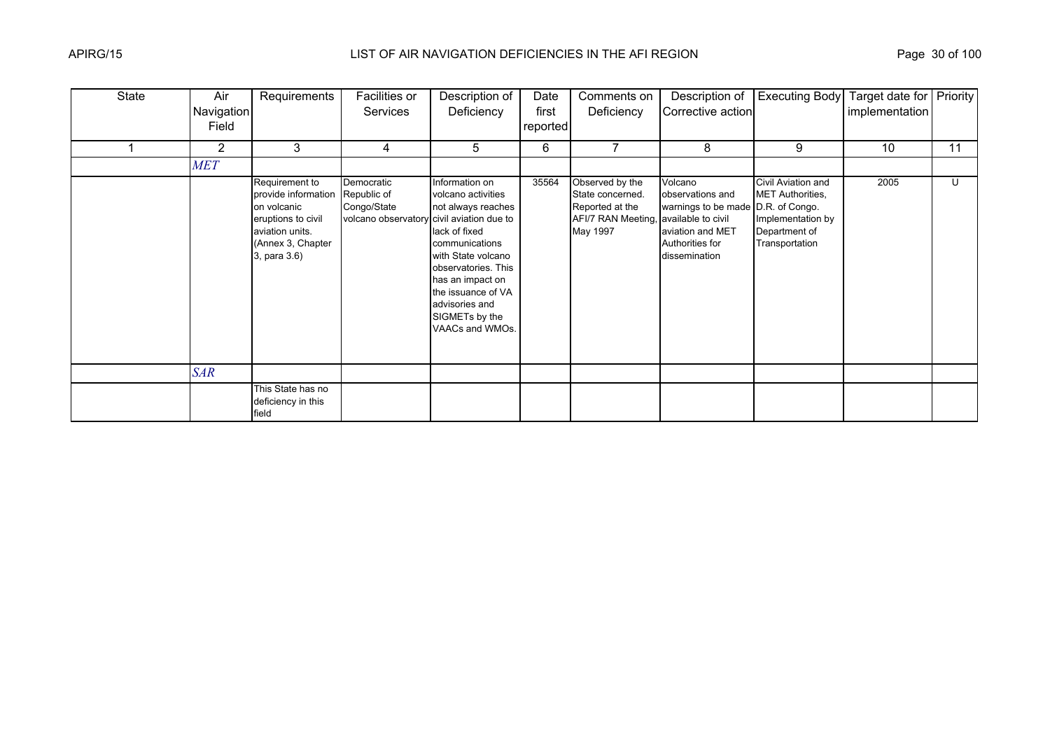| State | Air Navigation Field | Requirements | Facilities or Services | Description of Deficiency | Date first reported | Comments on Deficiency | Description of Corrective action | Executing Body | Target date for implementation | Priority |
|---|---|---|---|---|---|---|---|---|---|---|
| 1 | 2 | 3 | 4 | 5 | 6 | 7 | 8 | 9 | 10 | 11 |
| | *MET* | | | | | | | | | |
| | | Requirement to provide information on volcanic eruptions to civil aviation units. (Annex 3, Chapter 3, para 3.6) | Democratic Republic of Congo/State volcano observatory | Information on volcano activities not always reaches civil aviation due to lack of fixed communications with State volcano observatories. This has an impact on the issuance of VA advisories and SIGMETs by the VAACs and WMOs. | 35564 | Observed by the State concerned. Reported at the AFI/7 RAN Meeting, May 1997 | Volcano observations and warnings to be made available to civil aviation and MET Authorities for dissemination | Civil Aviation and MET Authorities, D.R. of Congo. Implementation by Department of Transportation | 2005 | U |
| | *SAR* | | | | | | | | | |
| | | This State has no deficiency in this field | | | | | | | | |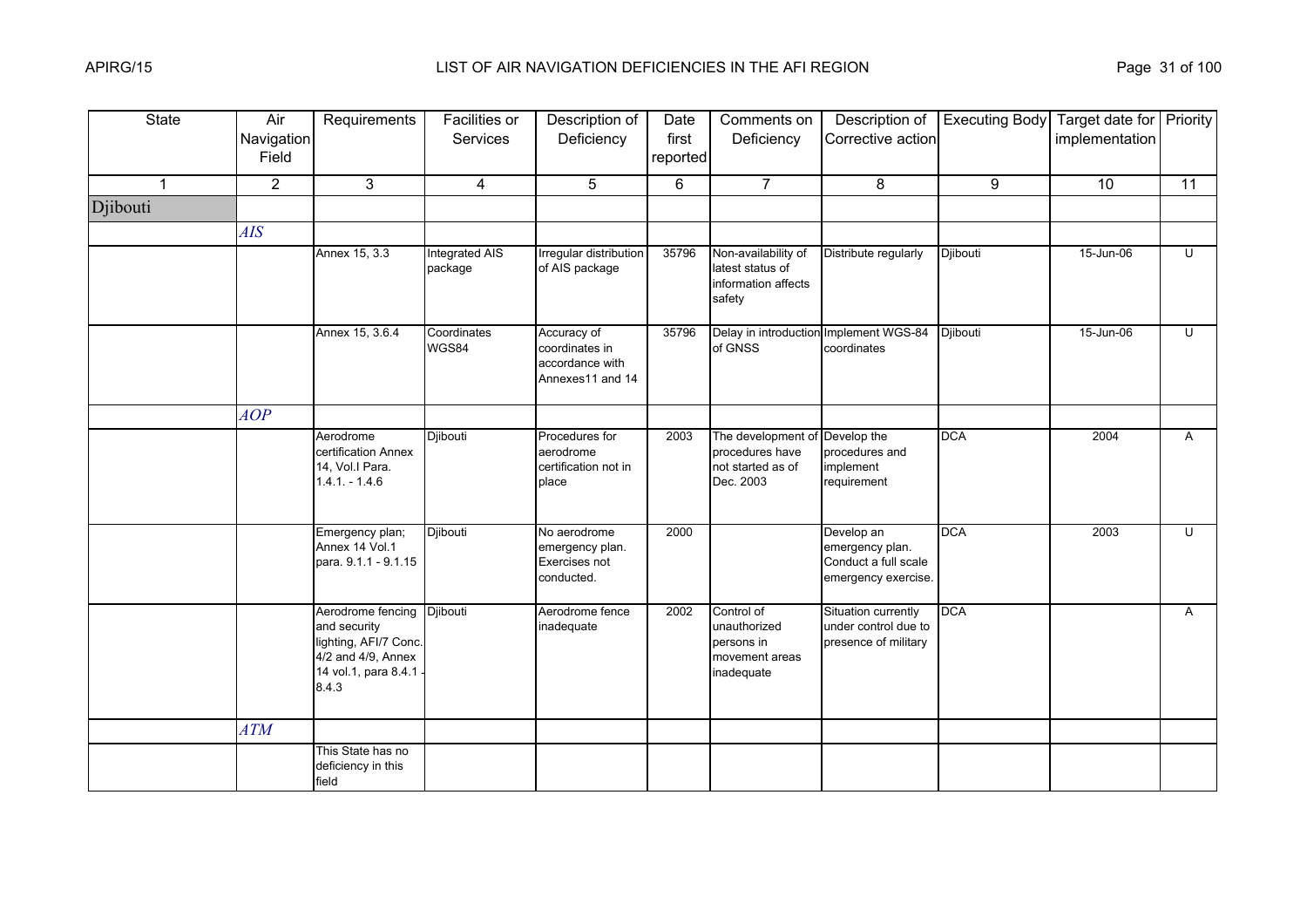| State | Air Navigation Field | Requirements | Facilities or Services | Description of Deficiency | Date first reported | Comments on Deficiency | Description of Corrective action | Executing Body | Target date for implementation | Priority |
|---|---|---|---|---|---|---|---|---|---|---|
| 1 | 2 | 3 | 4 | 5 | 6 | 7 | 8 | 9 | 10 | 11 |
| Djibouti | | | | | | | | | | |
| | *AIS* | | | | | | | | | |
| | | Annex 15, 3.3 | Integrated AIS package | Irregular distribution of AIS package | 35796 | Non-availability of latest status of information affects safety | Distribute regularly | Djibouti | 15-Jun-06 | U |
| | | Annex 15, 3.6.4 | Coordinates WGS84 | Accuracy of coordinates in accordance with Annexes11 and 14 | 35796 | Delay in introduction of GNSS | Implement WGS-84 coordinates | Djibouti | 15-Jun-06 | U |
| | *AOP* | | | | | | | | | |
| | | Aerodrome certification Annex 14, Vol.I Para. 1.4.1. - 1.4.6 | Djibouti | Procedures for aerodrome certification not in place | 2003 | The development of procedures have not started as of Dec. 2003 | Develop the procedures and implement requirement | DCA | 2004 | A |
| | | Emergency plan; Annex 14 Vol.1 para. 9.1.1 - 9.1.15 | Djibouti | No aerodrome emergency plan. Exercises not conducted. | 2000 | | Develop an emergency plan. Conduct a full scale emergency exercise. | DCA | 2003 | U |
| | | Aerodrome fencing and security lighting, AFI/7 Conc. 4/2 and 4/9, Annex 14 vol.1, para 8.4.1 - 8.4.3 | Djibouti | Aerodrome fence inadequate | 2002 | Control of unauthorized persons in movement areas inadequate | Situation currently under control due to presence of military | DCA | | A |
| | *ATM* | | | | | | | | | |
| | | This State has no deficiency in this field | | | | | | | | |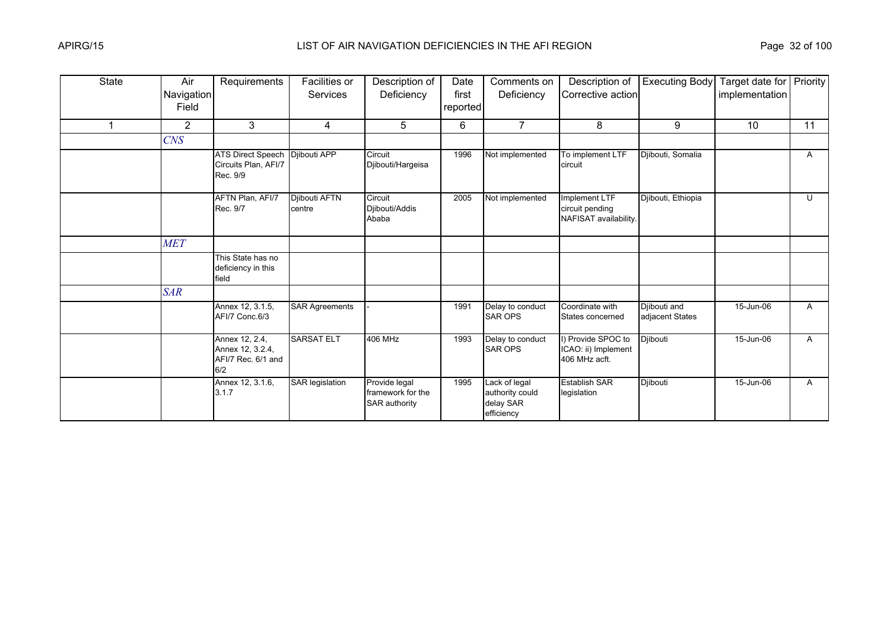| State | Air Navigation Field | Requirements | Facilities or Services | Description of Deficiency | Date first reported | Comments on Deficiency | Description of Corrective action | Executing Body | Target date for implementation | Priority |
|---|---|---|---|---|---|---|---|---|---|---|
| 1 | 2 | 3 | 4 | 5 | 6 | 7 | 8 | 9 | 10 | 11 |
| | *CNS* | | | | | | | | | |
| | | ATS Direct Speech Circuits Plan, AFI/7 Rec. 9/9 | Djibouti APP | Circuit Djibouti/Hargeisa | 1996 | Not implemented | To implement LTF circuit | Djibouti, Somalia | | A |
| | | AFTN Plan, AFI/7 Rec. 9/7 | Djibouti AFTN centre | Circuit Djibouti/Addis Ababa | 2005 | Not implemented | Implement LTF circuit pending NAFISAT availability. | Djibouti, Ethiopia | | U |
| | *MET* | | | | | | | | | |
| | | This State has no deficiency in this field | | | | | | | | |
| | *SAR* | | | | | | | | | |
| | | Annex 12, 3.1.5, AFI/7 Conc.6/3 | SAR Agreements | - | 1991 | Delay to conduct SAR OPS | Coordinate with States concerned | Djibouti and adjacent States | 15-Jun-06 | A |
| | | Annex 12, 2.4, Annex 12, 3.2.4, AFI/7 Rec. 6/1 and 6/2 | SARSAT ELT | 406 MHz | 1993 | Delay to conduct SAR OPS | I) Provide SPOC to ICAO: ii) Implement 406 MHz acft. | Djibouti | 15-Jun-06 | A |
| | | Annex 12, 3.1.6, 3.1.7 | SAR legislation | Provide legal framework for the SAR authority | 1995 | Lack of legal authority could delay SAR efficiency | Establish SAR legislation | Djibouti | 15-Jun-06 | A |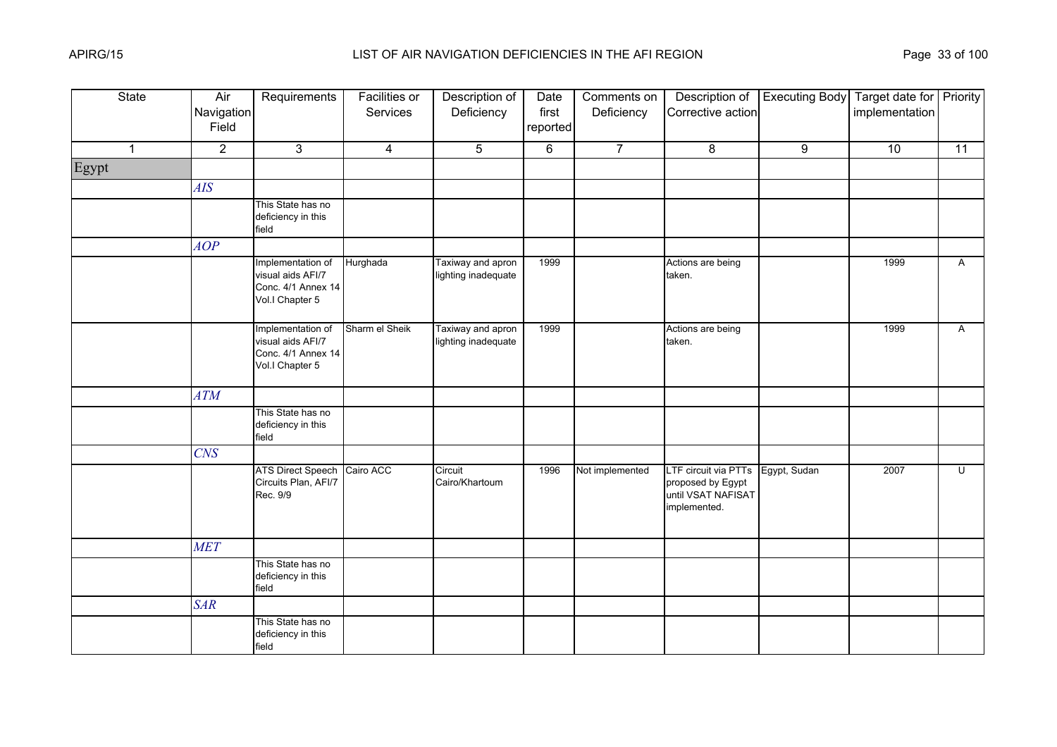| State | Air Navigation Field | Requirements | Facilities or Services | Description of Deficiency | Date first reported | Comments on Deficiency | Description of Corrective action | Executing Body | Target date for implementation | Priority |
|---|---|---|---|---|---|---|---|---|---|---|
| 1 | 2 | 3 | 4 | 5 | 6 | 7 | 8 | 9 | 10 | 11 |
| Egypt | | | | | | | | | | |
| | *AIS* | | | | | | | | | |
| | | This State has no deficiency in this field | | | | | | | | |
| | *AOP* | | | | | | | | | |
| | | Implementation of visual aids AFI/7 Conc. 4/1 Annex 14 Vol.I Chapter 5 | Hurghada | Taxiway and apron lighting inadequate | 1999 | | Actions are being taken. | | 1999 | A |
| | | Implementation of visual aids AFI/7 Conc. 4/1 Annex 14 Vol.I Chapter 5 | Sharm el Sheik | Taxiway and apron lighting inadequate | 1999 | | Actions are being taken. | | 1999 | A |
| | *ATM* | | | | | | | | | |
| | | This State has no deficiency in this field | | | | | | | | |
| | *CNS* | | | | | | | | | |
| | | ATS Direct Speech Circuits Plan, AFI/7 Rec. 9/9 | Cairo ACC | Circuit Cairo/Khartoum | 1996 | Not implemented | LTF circuit via PTTs proposed by Egypt until VSAT NAFISAT implemented. | Egypt, Sudan | 2007 | U |
| | *MET* | | | | | | | | | |
| | | This State has no deficiency in this field | | | | | | | | |
| | *SAR* | | | | | | | | | |
| | | This State has no deficiency in this field | | | | | | | | |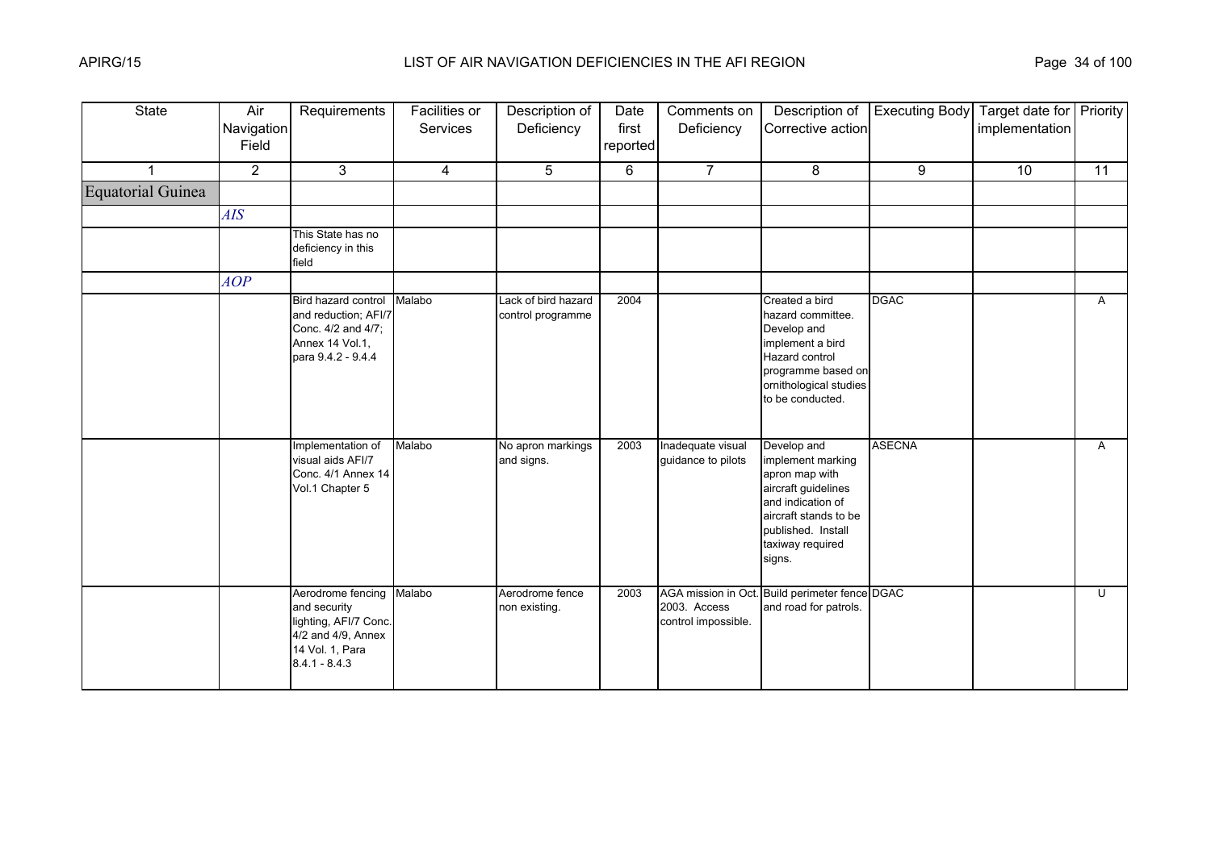| State | Air Navigation Field | Requirements | Facilities or Services | Description of Deficiency | Date first reported | Comments on Deficiency | Description of Corrective action | Executing Body | Target date for implementation | Priority |
|---|---|---|---|---|---|---|---|---|---|---|
| 1 | 2 | 3 | 4 | 5 | 6 | 7 | 8 | 9 | 10 | 11 |
| Equatorial Guinea | | | | | | | | | | |
| | *AIS* | | | | | | | | | |
| | | This State has no deficiency in this field | | | | | | | | |
| | *AOP* | | | | | | | | | |
| | | Bird hazard control and reduction; AFI/7 Conc. 4/2 and 4/7; Annex 14 Vol.1, para 9.4.2 - 9.4.4 | Malabo | Lack of bird hazard control programme | 2004 | | Created a bird hazard committee. Develop and implement a bird Hazard control programme based on ornithological studies to be conducted. | DGAC | | A |
| | | Implementation of visual aids AFI/7 Conc. 4/1 Annex 14 Vol.1 Chapter 5 | Malabo | No apron markings and signs. | 2003 | Inadequate visual guidance to pilots | Develop and implement marking apron map with aircraft guidelines and indication of aircraft stands to be published. Install taxiway required signs. | ASECNA | | A |
| | | Aerodrome fencing and security lighting, AFI/7 Conc. 4/2 and 4/9, Annex 14 Vol. 1, Para 8.4.1 - 8.4.3 | Malabo | Aerodrome fence non existing. | 2003 | AGA mission in Oct. 2003. Access control impossible. | Build perimeter fence and road for patrols. | DGAC | | U |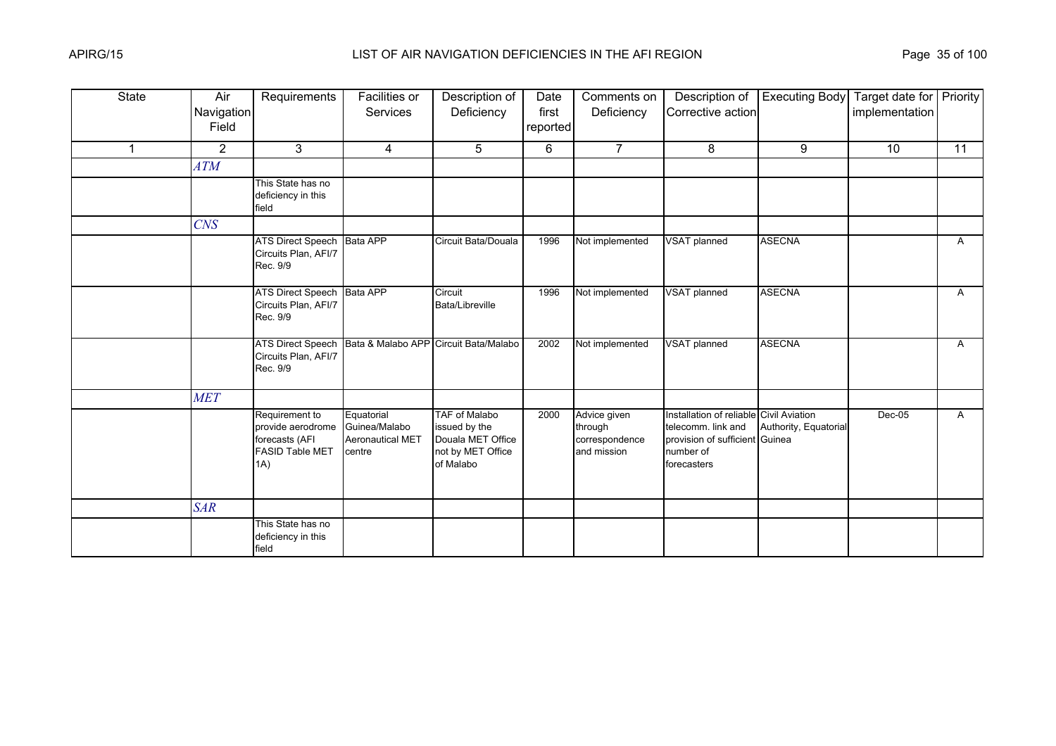| State | Air Navigation Field | Requirements | Facilities or Services | Description of Deficiency | Date first reported | Comments on Deficiency | Description of Corrective action | Executing Body | Target date for implementation | Priority |
|---|---|---|---|---|---|---|---|---|---|---|
| 1 | 2 | 3 | 4 | 5 | 6 | 7 | 8 | 9 | 10 | 11 |
| | *ATM* | | | | | | | | | |
| | | This State has no deficiency in this field | | | | | | | | |
| | *CNS* | | | | | | | | | |
| | | ATS Direct Speech Circuits Plan, AFI/7 Rec. 9/9 | Bata APP | Circuit Bata/Douala | 1996 | Not implemented | VSAT planned | ASECNA | | A |
| | | ATS Direct Speech Circuits Plan, AFI/7 Rec. 9/9 | Bata APP | Circuit Bata/Libreville | 1996 | Not implemented | VSAT planned | ASECNA | | A |
| | | ATS Direct Speech Circuits Plan, AFI/7 Rec. 9/9 | Bata & Malabo APP | Circuit Bata/Malabo | 2002 | Not implemented | VSAT planned | ASECNA | | A |
| | *MET* | | | | | | | | | |
| | | Requirement to provide aerodrome forecasts (AFI FASID Table MET 1A) | Equatorial Guinea/Malabo Aeronautical MET centre | TAF of Malabo issued by the Douala MET Office not by MET Office of Malabo | 2000 | Advice given through correspondence and mission | Installation of reliable telecomm. link and provision of sufficient number of forecasters | Civil Aviation Authority, Equatorial Guinea | Dec-05 | A |
| | *SAR* | | | | | | | | | |
| | | This State has no deficiency in this field | | | | | | | | |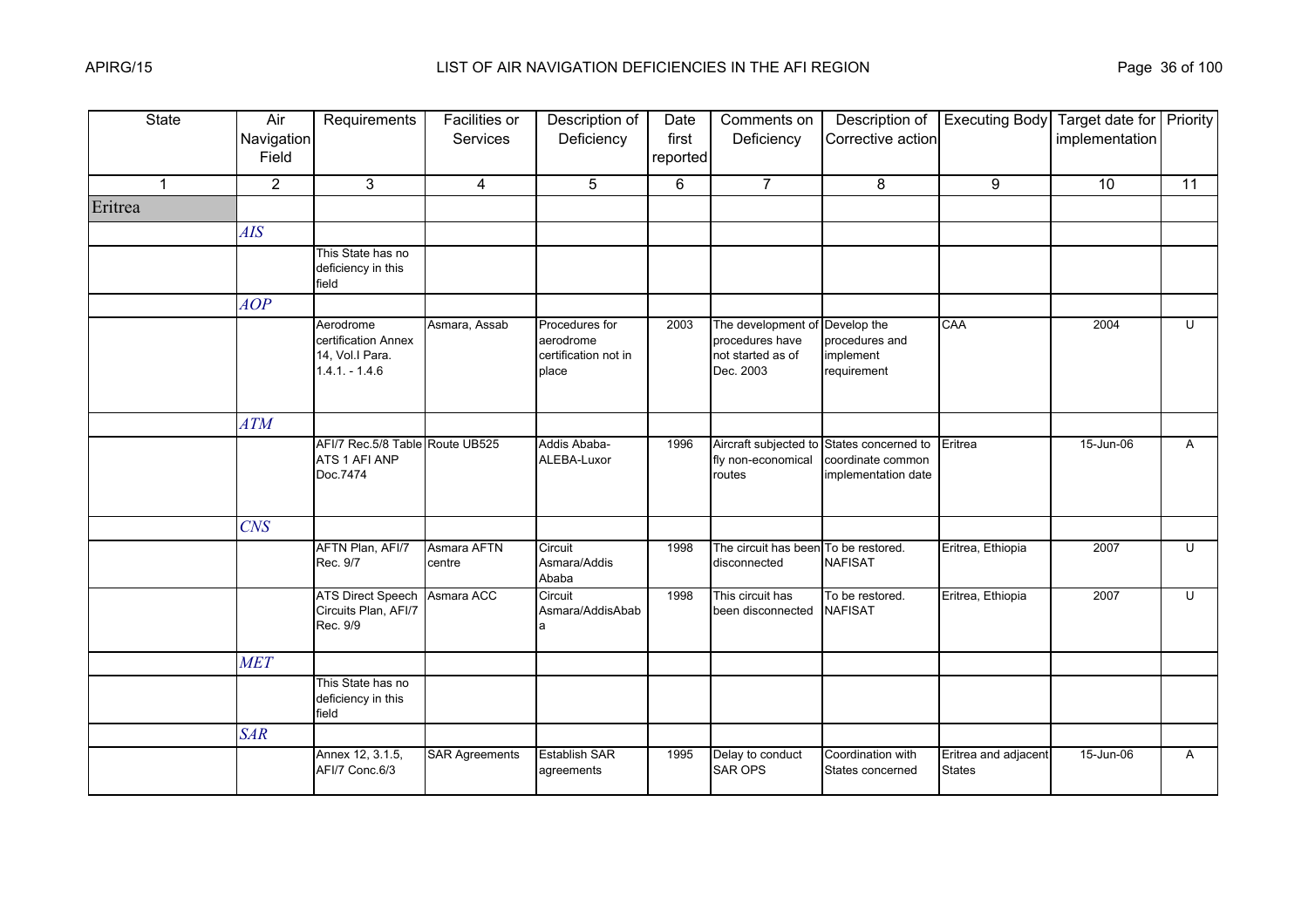# LIST OF AIR NAVIGATION DEFICIENCIES IN THE AFI REGION

| State | Air Navigation Field | Requirements | Facilities or Services | Description of Deficiency | Date first reported | Comments on Deficiency | Description of Corrective action | Executing Body | Target date for implementation | Priority |
|---|---|---|---|---|---|---|---|---|---|---|
| 1 | 2 | 3 | 4 | 5 | 6 | 7 | 8 | 9 | 10 | 11 |
| Eritrea | | | | | | | | | | |
| | *AIS* | | | | | | | | | |
| | | This State has no deficiency in this field | | | | | | | | |
| | *AOP* | | | | | | | | | |
| | | Aerodrome certification Annex 14, Vol.I Para. 1.4.1. - 1.4.6 | Asmara, Assab | Procedures for aerodrome certification not in place | 2003 | The development of procedures have not started as of Dec. 2003 | Develop the procedures and implement requirement | CAA | 2004 | U |
| | *ATM* | | | | | | | | | |
| | | AFI/7 Rec.5/8 Table ATS 1 AFI ANP Doc.7474 | Route UB525 | Addis Ababa-ALEBA-Luxor | 1996 | Aircraft subjected to fly non-economical routes | States concerned to coordinate common implementation date | Eritrea | 15-Jun-06 | A |
| | *CNS* | | | | | | | | | |
| | | AFTN Plan, AFI/7 Rec. 9/7 | Asmara AFTN centre | Circuit Asmara/Addis Ababa | 1998 | The circuit has been disconnected | To be restored. NAFISAT | Eritrea, Ethiopia | 2007 | U |
| | | ATS Direct Speech Circuits Plan, AFI/7 Rec. 9/9 | Asmara ACC | Circuit Asmara/AddisAbab a | 1998 | This circuit has been disconnected | To be restored. NAFISAT | Eritrea, Ethiopia | 2007 | U |
| | *MET* | | | | | | | | | |
| | | This State has no deficiency in this field | | | | | | | | |
| | *SAR* | | | | | | | | | |
| | | Annex 12, 3.1.5, AFI/7 Conc.6/3 | SAR Agreements | Establish SAR agreements | 1995 | Delay to conduct SAR OPS | Coordination with States concerned | Eritrea and adjacent States | 15-Jun-06 | A |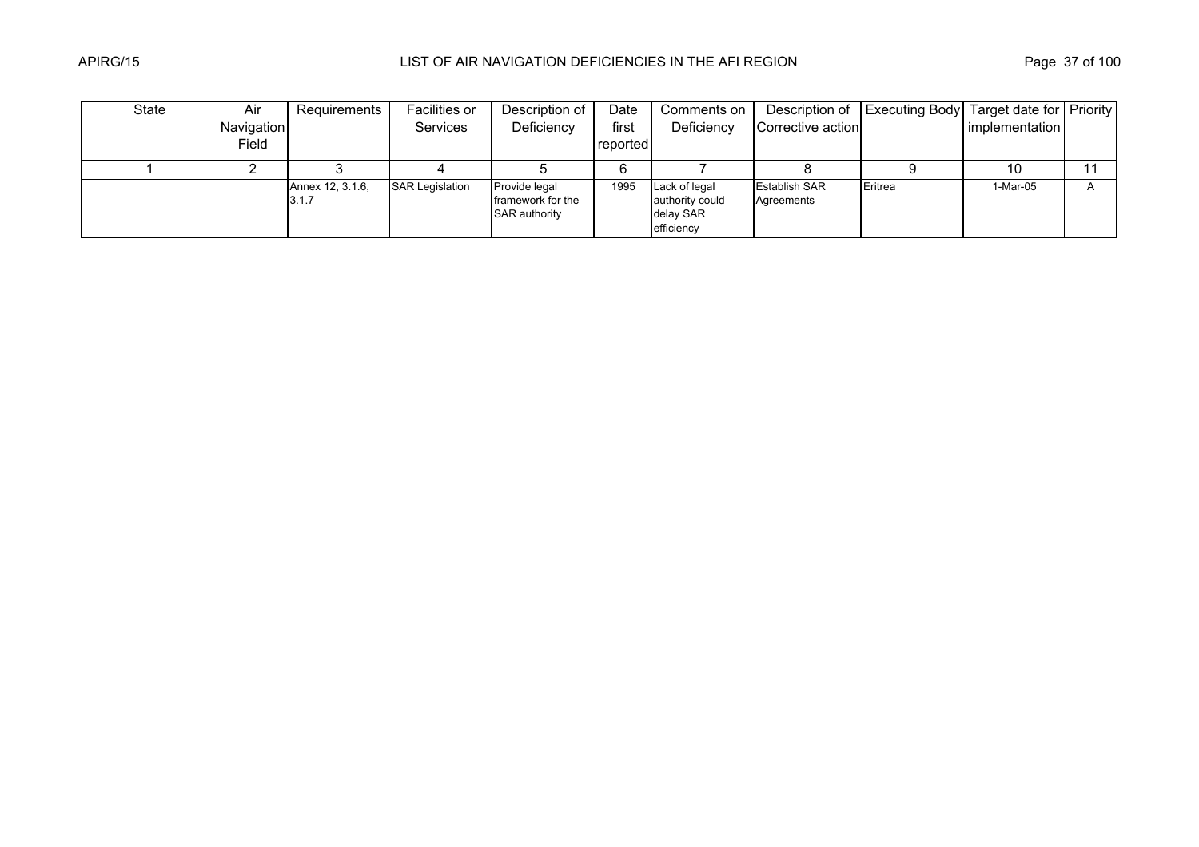| State | Air Navigation Field | Requirements | Facilities or Services | Description of Deficiency | Date first reported | Comments on Deficiency | Description of Corrective action | Executing Body | Target date for implementation | Priority |
|---|---|---|---|---|---|---|---|---|---|---|
| 1 | 2 | 3 | 4 | 5 | 6 | 7 | 8 | 9 | 10 | 11 |
| | | Annex 12, 3.1.6, 3.1.7 | SAR Legislation | Provide legal framework for the SAR authority | 1995 | Lack of legal authority could delay SAR efficiency | Establish SAR Agreements | Eritrea | 1-Mar-05 | A |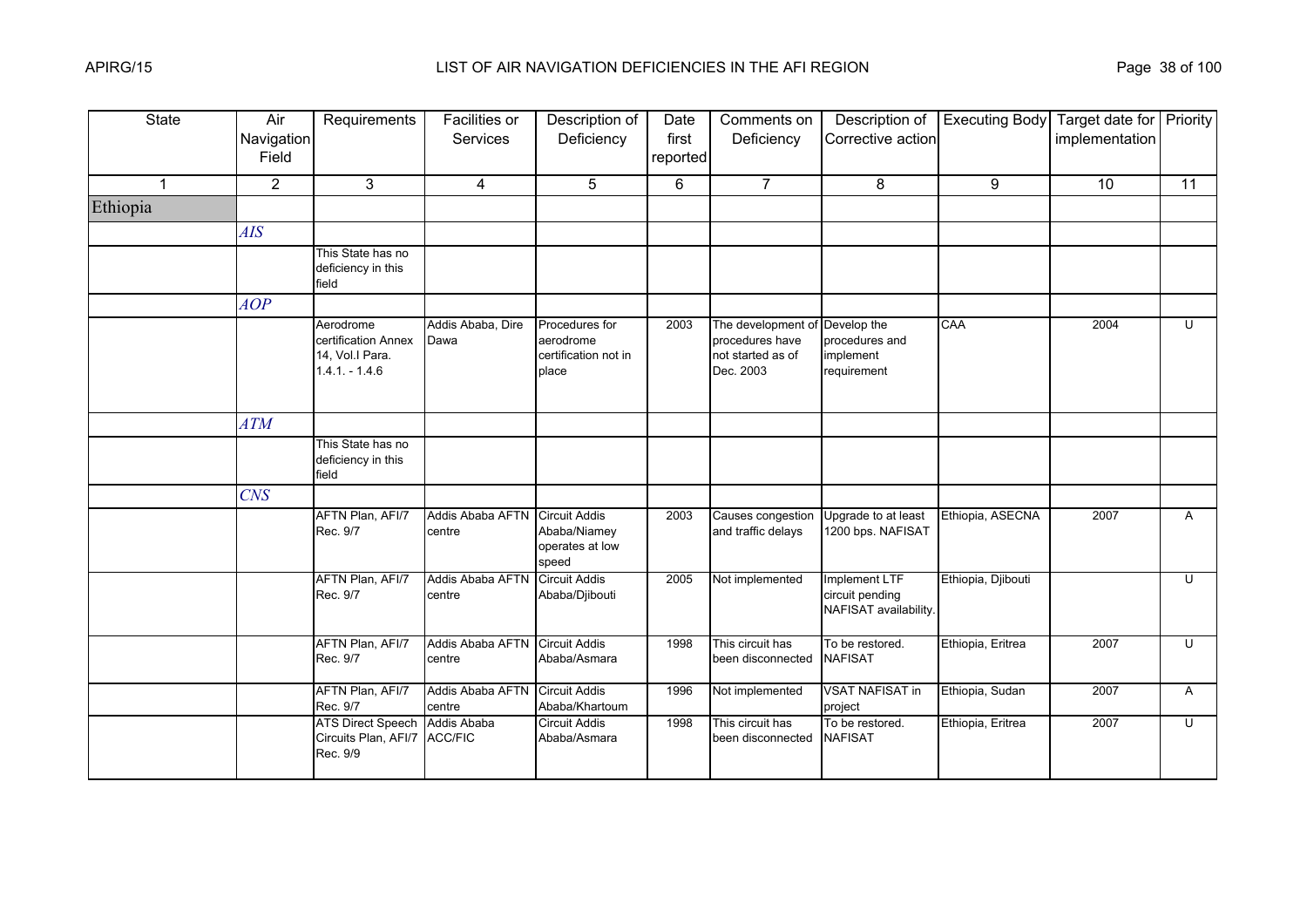# LIST OF AIR NAVIGATION DEFICIENCIES IN THE AFI REGION

| State | Air Navigation Field | Requirements | Facilities or Services | Description of Deficiency | Date first reported | Comments on Deficiency | Description of Corrective action | Executing Body | Target date for implementation | Priority |
|---|---|---|---|---|---|---|---|---|---|---|
| 1 | 2 | 3 | 4 | 5 | 6 | 7 | 8 | 9 | 10 | 11 |
| Ethiopia | | | | | | | | | | |
| | *AIS* | | | | | | | | | |
| | | This State has no deficiency in this field | | | | | | | | |
| | *AOP* | | | | | | | | | |
| | | Aerodrome certification Annex 14, Vol.I Para. 1.4.1. - 1.4.6 | Addis Ababa, Dire Dawa | Procedures for aerodrome certification not in place | 2003 | The development of procedures have not started as of Dec. 2003 | Develop the procedures and implement requirement | CAA | 2004 | U |
| | *ATM* | | | | | | | | | |
| | | This State has no deficiency in this field | | | | | | | | |
| | *CNS* | | | | | | | | | |
| | | AFTN Plan, AFI/7 Rec. 9/7 | Addis Ababa AFTN centre | Circuit Addis Ababa/Niamey operates at low speed | 2003 | Causes congestion and traffic delays | Upgrade to at least 1200 bps. NAFISAT | Ethiopia, ASECNA | 2007 | A |
| | | AFTN Plan, AFI/7 Rec. 9/7 | Addis Ababa AFTN centre | Circuit Addis Ababa/Djibouti | 2005 | Not implemented | Implement LTF circuit pending NAFISAT availability. | Ethiopia, Djibouti | | U |
| | | AFTN Plan, AFI/7 Rec. 9/7 | Addis Ababa AFTN centre | Circuit Addis Ababa/Asmara | 1998 | This circuit has been disconnected | To be restored. NAFISAT | Ethiopia, Eritrea | 2007 | U |
| | | AFTN Plan, AFI/7 Rec. 9/7 | Addis Ababa AFTN centre | Circuit Addis Ababa/Khartoum | 1996 | Not implemented | VSAT NAFISAT in project | Ethiopia, Sudan | 2007 | A |
| | | ATS Direct Speech Circuits Plan, AFI/7 Rec. 9/9 | Addis Ababa ACC/FIC | Circuit Addis Ababa/Asmara | 1998 | This circuit has been disconnected | To be restored. NAFISAT | Ethiopia, Eritrea | 2007 | U |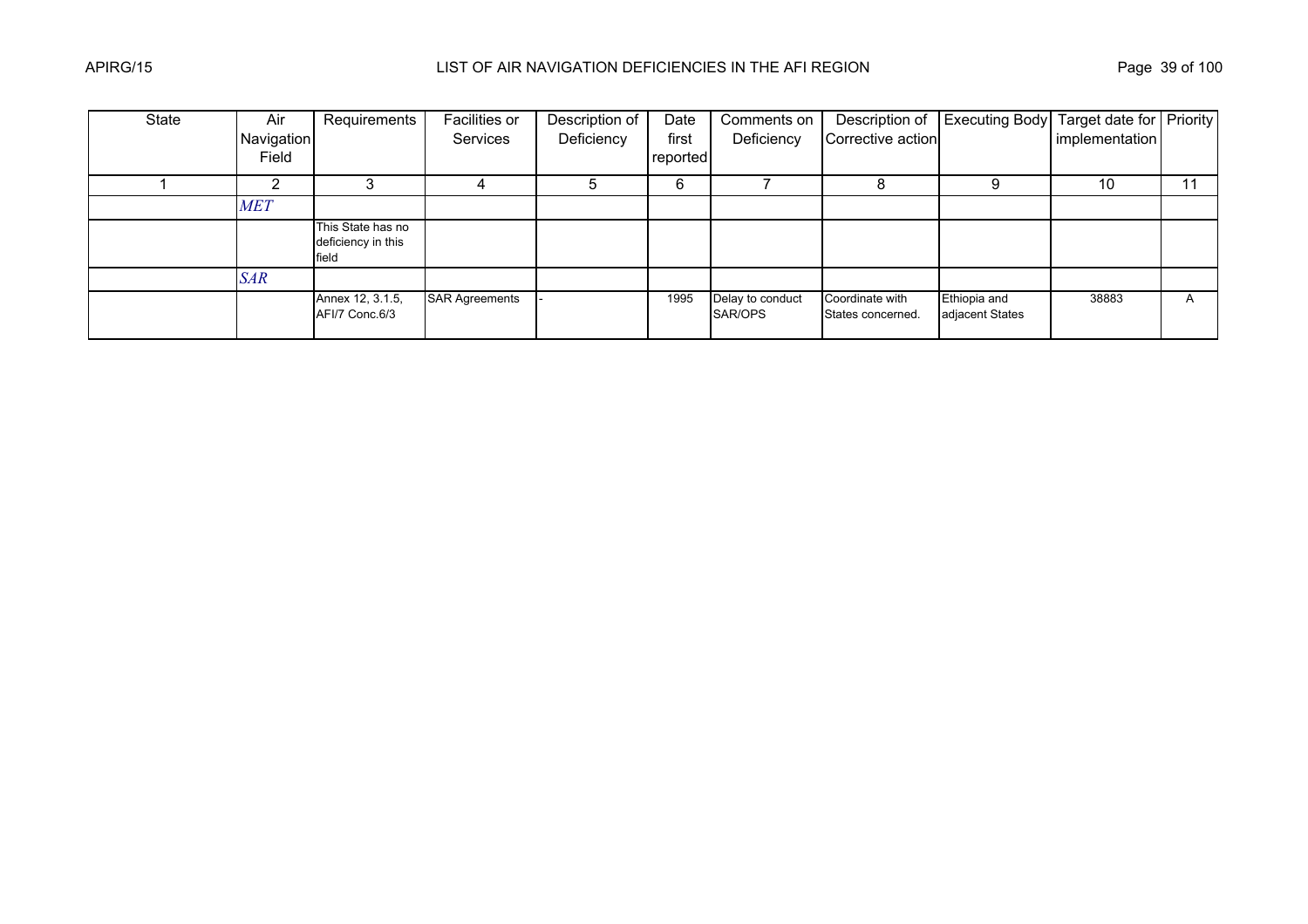| State | Air Navigation Field | Requirements | Facilities or Services | Description of Deficiency | Date first reported | Comments on Deficiency | Description of Corrective action | Executing Body | Target date for implementation | Priority |
|---|---|---|---|---|---|---|---|---|---|---|
| 1 | 2 | 3 | 4 | 5 | 6 | 7 | 8 | 9 | 10 | 11 |
| | *MET* | | | | | | | | | |
| | | This State has no deficiency in this field | | | | | | | | |
| | *SAR* | | | | | | | | | |
| | | Annex 12, 3.1.5, AFI/7 Conc.6/3 | SAR Agreements | - | 1995 | Delay to conduct SAR/OPS | Coordinate with States concerned. | Ethiopia and adjacent States | 38883 | A |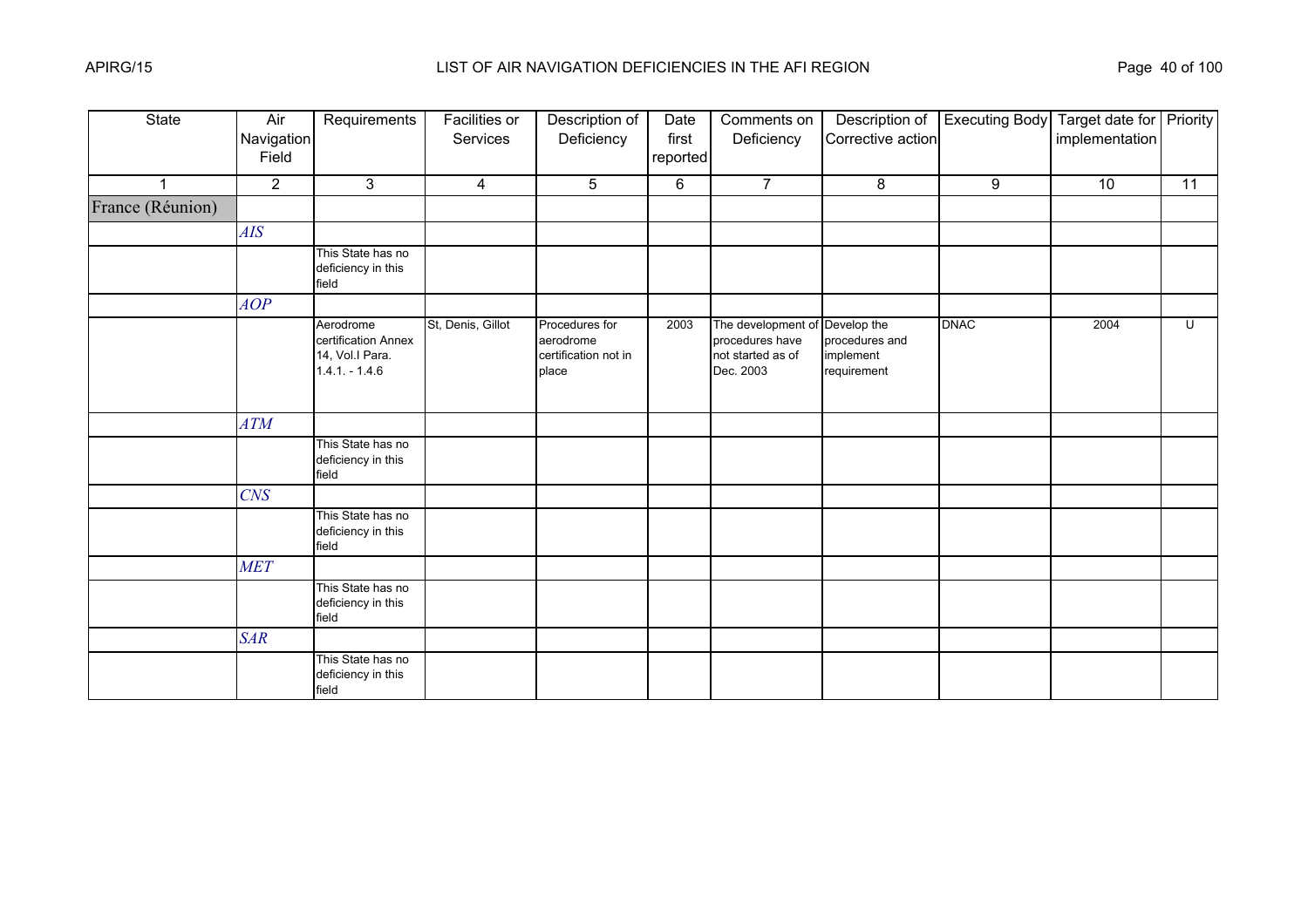| State | Air Navigation Field | Requirements | Facilities or Services | Description of Deficiency | Date first reported | Comments on Deficiency | Description of Corrective action | Executing Body | Target date for implementation | Priority |
|---|---|---|---|---|---|---|---|---|---|---|
| 1 | 2 | 3 | 4 | 5 | 6 | 7 | 8 | 9 | 10 | 11 |
| France (Réunion) | | | | | | | | | | |
| | *AIS* | | | | | | | | | |
| | | This State has no deficiency in this field | | | | | | | | |
| | *AOP* | | | | | | | | | |
| | | Aerodrome certification Annex 14, Vol.I Para. 1.4.1. - 1.4.6 | St, Denis, Gillot | Procedures for aerodrome certification not in place | 2003 | The development of procedures have not started as of Dec. 2003 | Develop the procedures and implement requirement | DNAC | 2004 | U |
| | *ATM* | | | | | | | | | |
| | | This State has no deficiency in this field | | | | | | | | |
| | *CNS* | | | | | | | | | |
| | | This State has no deficiency in this field | | | | | | | | |
| | *MET* | | | | | | | | | |
| | | This State has no deficiency in this field | | | | | | | | |
| | *SAR* | | | | | | | | | |
| | | This State has no deficiency in this field | | | | | | | | |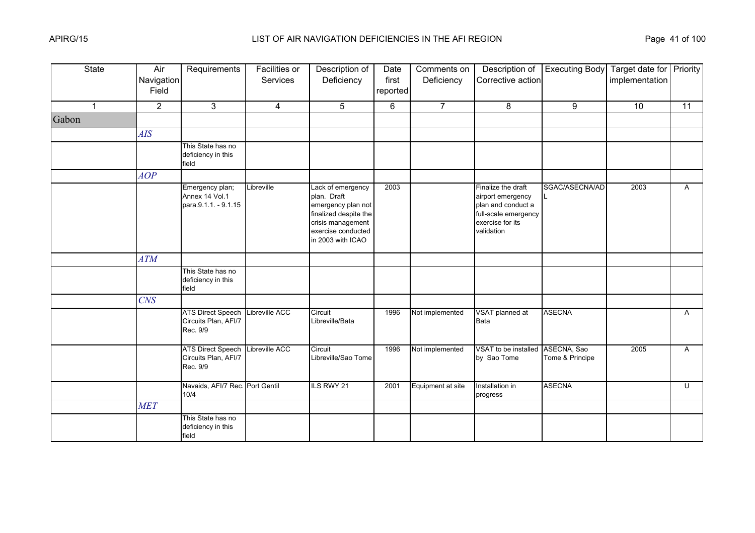| State | Air Navigation Field | Requirements | Facilities or Services | Description of Deficiency | Date first reported | Comments on Deficiency | Description of Corrective action | Executing Body | Target date for implementation | Priority |
|---|---|---|---|---|---|---|---|---|---|---|
| 1 | 2 | 3 | 4 | 5 | 6 | 7 | 8 | 9 | 10 | 11 |
| Gabon | | | | | | | | | | |
| | *AIS* | | | | | | | | | |
| | | This State has no deficiency in this field | | | | | | | | |
| | *AOP* | | | | | | | | | |
| | | Emergency plan; Annex 14 Vol.1 para.9.1.1. - 9.1.15 | Libreville | Lack of emergency plan. Draft emergency plan not finalized despite the crisis management exercise conducted in 2003 with ICAO | 2003 | | Finalize the draft airport emergency plan and conduct a full-scale emergency exercise for its validation | SGAC/ASECNA/ADL | 2003 | A |
| | *ATM* | | | | | | | | | |
| | | This State has no deficiency in this field | | | | | | | | |
| | *CNS* | | | | | | | | | |
| | | ATS Direct Speech Circuits Plan, AFI/7 Rec. 9/9 | Libreville ACC | Circuit Libreville/Bata | 1996 | Not implemented | VSAT planned at Bata | ASECNA | | A |
| | | ATS Direct Speech Circuits Plan, AFI/7 Rec. 9/9 | Libreville ACC | Circuit Libreville/Sao Tome | 1996 | Not implemented | VSAT to be installed by Sao Tome | ASECNA, Sao Tome & Principe | 2005 | A |
| | | Navaids, AFI/7 Rec. 10/4 | Port Gentil | ILS RWY 21 | 2001 | Equipment at site | Installation in progress | ASECNA | | U |
| | *MET* | | | | | | | | | |
| | | This State has no deficiency in this field | | | | | | | | |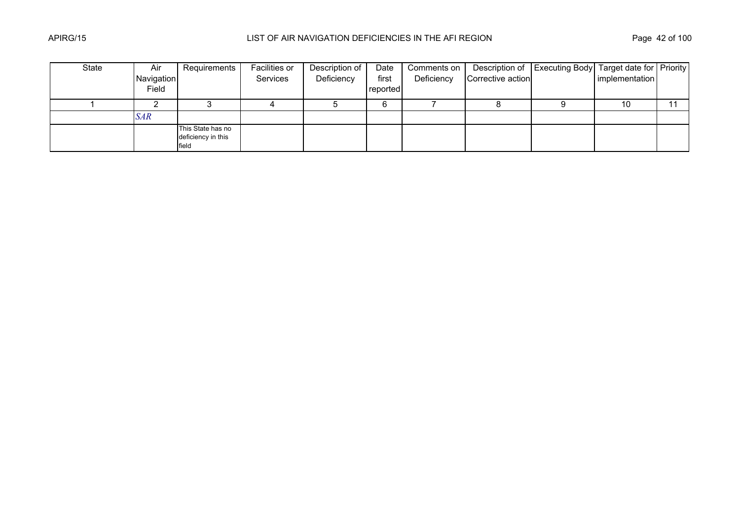| State | Air Navigation Field | Requirements | Facilities or Services | Description of Deficiency | Date first reported | Comments on Deficiency | Description of Corrective action | Executing Body | Target date for implementation | Priority |
|---|---|---|---|---|---|---|---|---|---|---|
| 1 | 2 | 3 | 4 | 5 | 6 | 7 | 8 | 9 | 10 | 11 |
| | *SAR* | | | | | | | | | |
| | | This State has no deficiency in this field | | | | | | | | |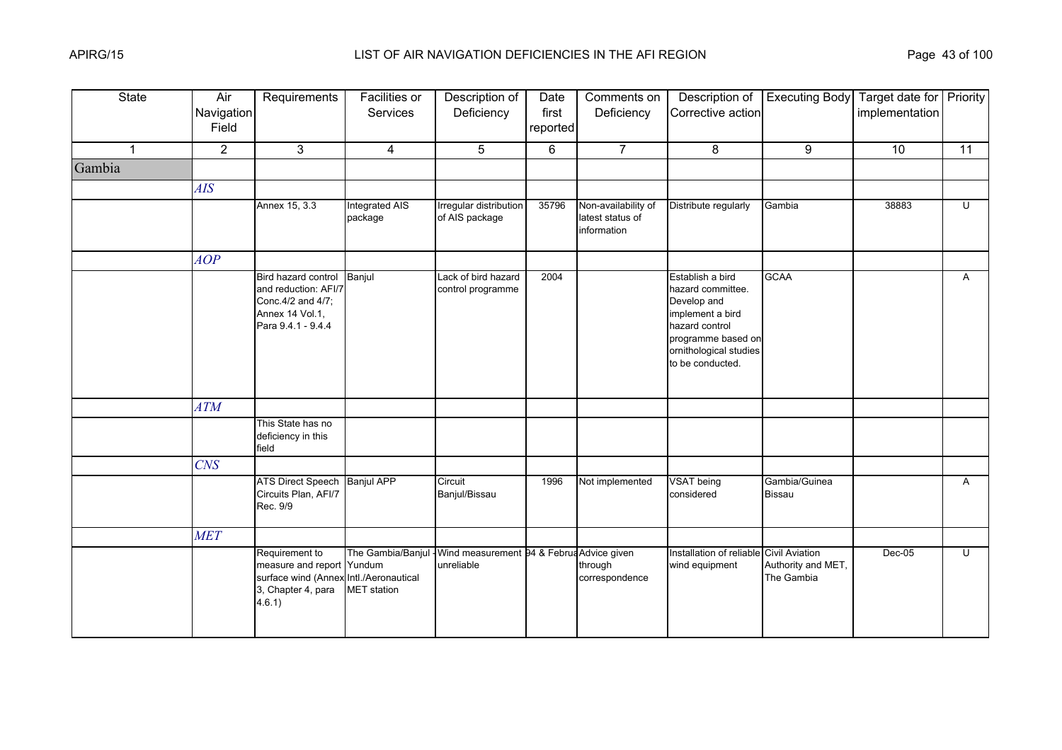| State | Air Navigation Field | Requirements | Facilities or Services | Description of Deficiency | Date first reported | Comments on Deficiency | Description of Corrective action | Executing Body | Target date for implementation | Priority |
|---|---|---|---|---|---|---|---|---|---|---|
| 1 | 2 | 3 | 4 | 5 | 6 | 7 | 8 | 9 | 10 | 11 |
| Gambia | | | | | | | | | | |
| | *AIS* | | | | | | | | | |
| | | Annex 15, 3.3 | Integrated AIS package | Irregular distribution of AIS package | 35796 | Non-availability of latest status of information | Distribute regularly | Gambia | 38883 | U |
| | *AOP* | | | | | | | | | |
| | | Bird hazard control and reduction: AFI/7 Conc.4/2 and 4/7; Annex 14 Vol.1, Para 9.4.1 - 9.4.4 | Banjul | Lack of bird hazard control programme | 2004 | | Establish a bird hazard committee. Develop and implement a bird hazard control programme based on ornithological studies to be conducted. | GCAA | | A |
| | *ATM* | | | | | | | | | |
| | | This State has no deficiency in this field | | | | | | | | |
| | *CNS* | | | | | | | | | |
| | | ATS Direct Speech Circuits Plan, AFI/7 Rec. 9/9 | Banjul APP | Circuit Banjul/Bissau | 1996 | Not implemented | VSAT being considered | Gambia/Guinea Bissau | | A |
| | *MET* | | | | | | | | | |
| | | Requirement to measure and report surface wind (Annex 3, Chapter 4, para 4.6.1) | The Gambia/Banjul - Yundum Intl./Aeronautical MET station | Wind measurement unreliable | 94 & Februa | Advice given through correspondence | Installation of reliable wind equipment | Civil Aviation Authority and MET, The Gambia | Dec-05 | U |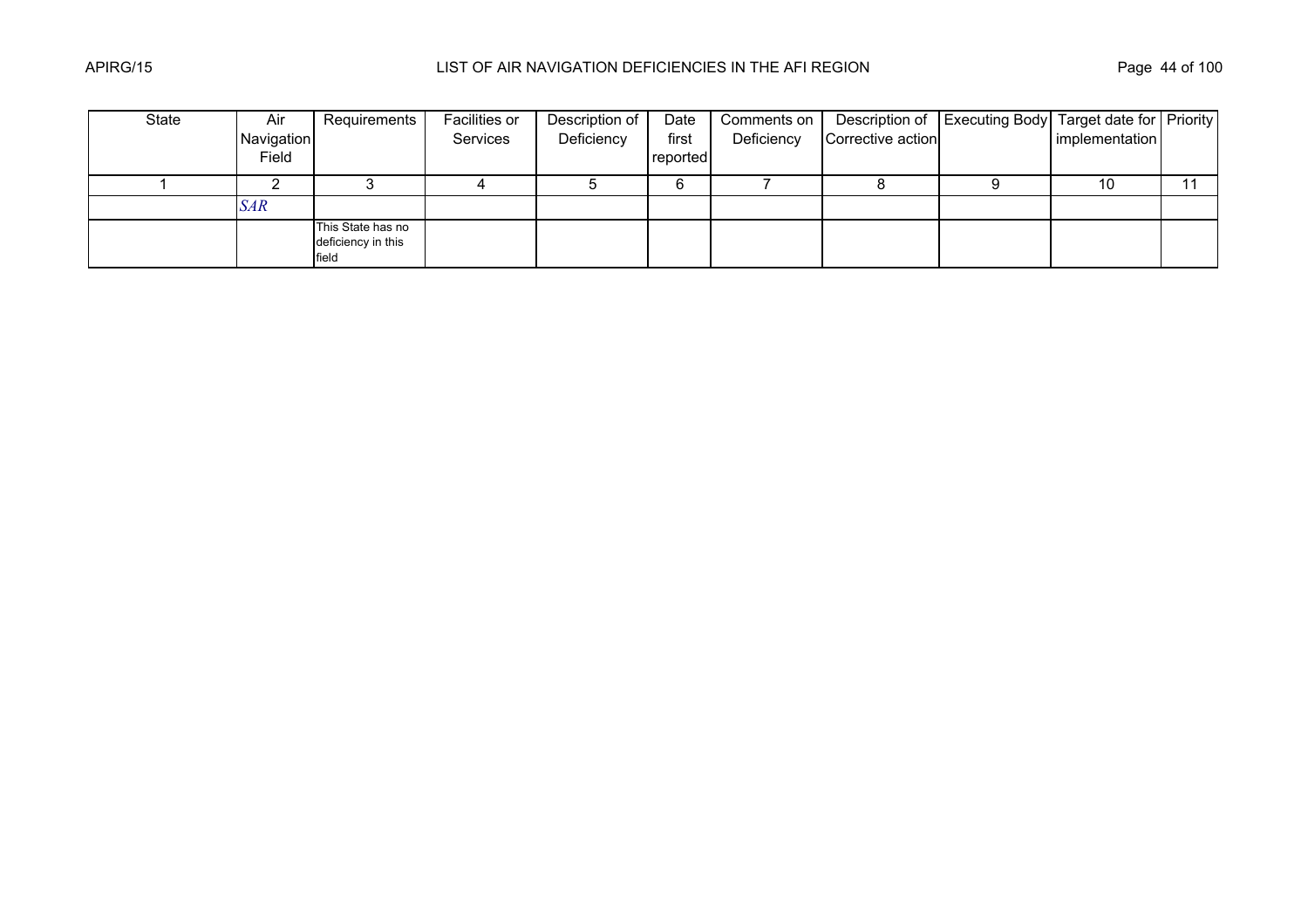| State | Air Navigation Field | Requirements | Facilities or Services | Description of Deficiency | Date first reported | Comments on Deficiency | Description of Corrective action | Executing Body | Target date for implementation | Priority |
|---|---|---|---|---|---|---|---|---|---|---|
| 1 | 2 | 3 | 4 | 5 | 6 | 7 | 8 | 9 | 10 | 11 |
| | *SAR* | | | | | | | | | |
| | | This State has no deficiency in this field | | | | | | | | |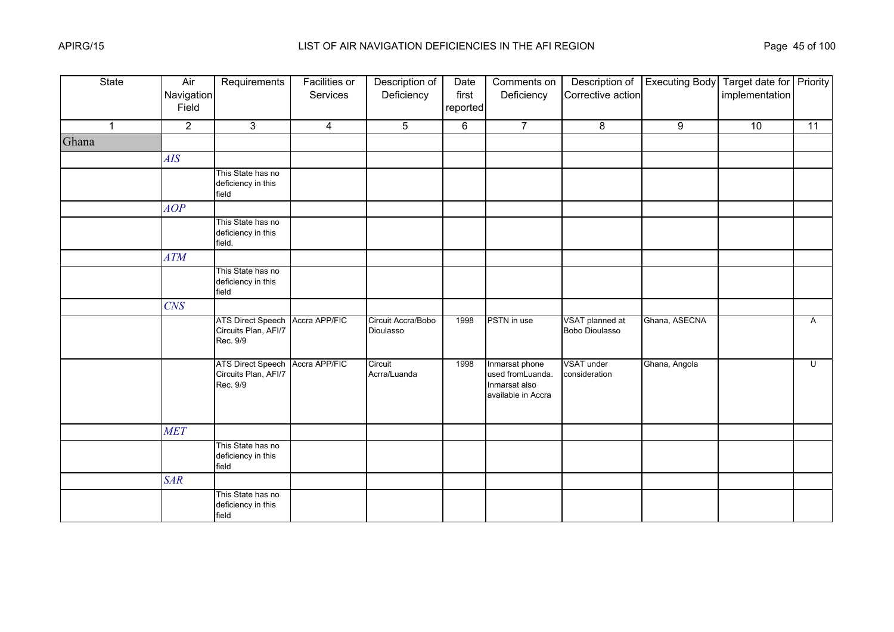# LIST OF AIR NAVIGATION DEFICIENCIES IN THE AFI REGION

| State | Air Navigation Field | Requirements | Facilities or Services | Description of Deficiency | Date first reported | Comments on Deficiency | Description of Corrective action | Executing Body | Target date for implementation | Priority |
|---|---|---|---|---|---|---|---|---|---|---|
| 1 | 2 | 3 | 4 | 5 | 6 | 7 | 8 | 9 | 10 | 11 |
| Ghana | | | | | | | | | | |
| | *AIS* | | | | | | | | | |
| | | This State has no deficiency in this field | | | | | | | | |
| | *AOP* | | | | | | | | | |
| | | This State has no deficiency in this field. | | | | | | | | |
| | *ATM* | | | | | | | | | |
| | | This State has no deficiency in this field | | | | | | | | |
| | *CNS* | | | | | | | | | |
| | | ATS Direct Speech Circuits Plan, AFI/7 Rec. 9/9 | Accra APP/FIC | Circuit Accra/Bobo Dioulasso | 1998 | PSTN in use | VSAT planned at Bobo Dioulasso | Ghana, ASECNA | | A |
| | | ATS Direct Speech Circuits Plan, AFI/7 Rec. 9/9 | Accra APP/FIC | Circuit Acrra/Luanda | 1998 | Inmarsat phone used fromLuanda. Inmarsat also available in Accra | VSAT under consideration | Ghana, Angola | | U |
| | *MET* | | | | | | | | | |
| | | This State has no deficiency in this field | | | | | | | | |
| | *SAR* | | | | | | | | | |
| | | This State has no deficiency in this field | | | | | | | | |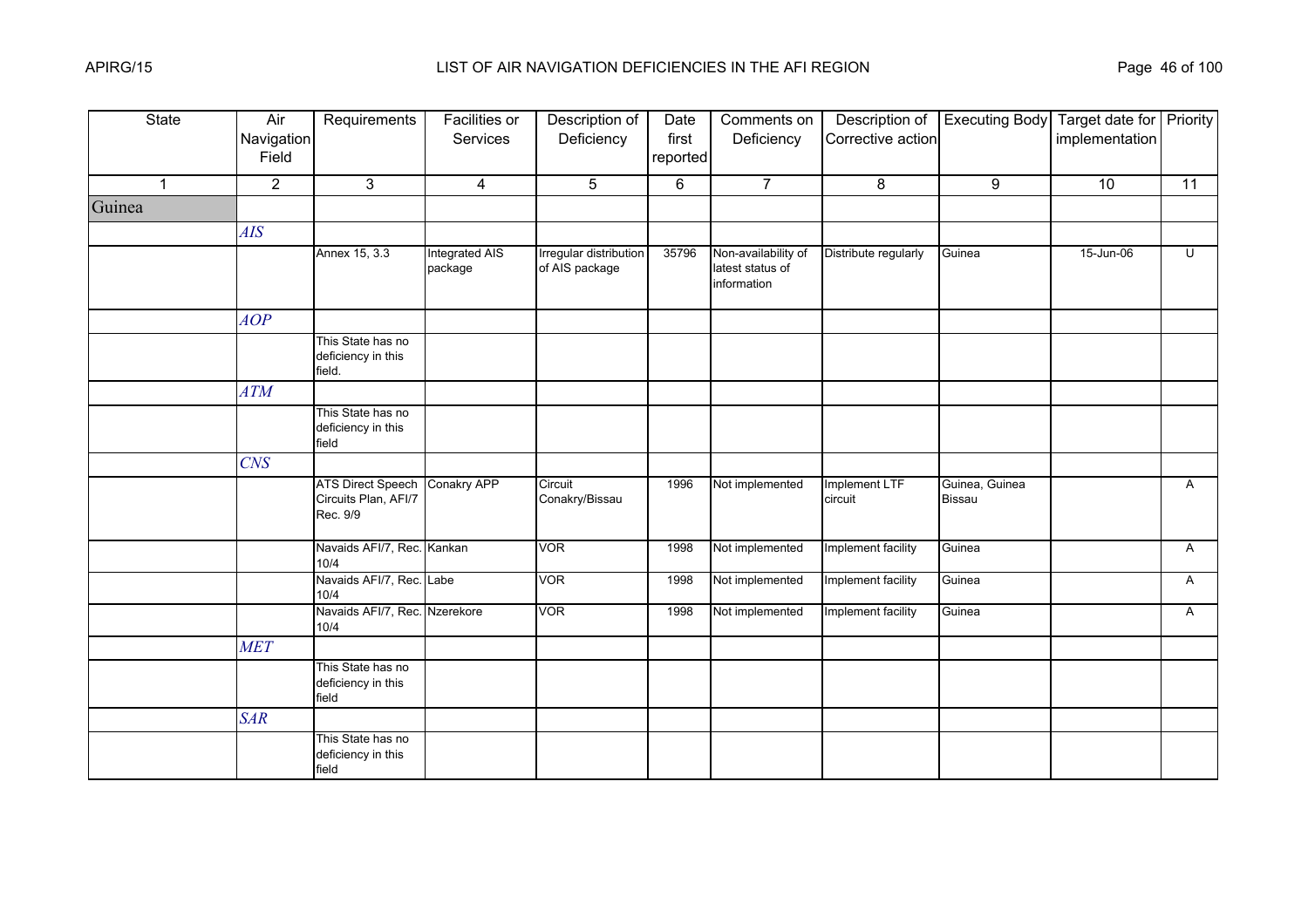# LIST OF AIR NAVIGATION DEFICIENCIES IN THE AFI REGION

| State | Air Navigation Field | Requirements | Facilities or Services | Description of Deficiency | Date first reported | Comments on Deficiency | Description of Corrective action | Executing Body | Target date for implementation | Priority |
|---|---|---|---|---|---|---|---|---|---|---|
| 1 | 2 | 3 | 4 | 5 | 6 | 7 | 8 | 9 | 10 | 11 |
| Guinea | | | | | | | | | | |
| | *AIS* | | | | | | | | | |
| | | Annex 15, 3.3 | Integrated AIS package | Irregular distribution of AIS package | 35796 | Non-availability of latest status of information | Distribute regularly | Guinea | 15-Jun-06 | U |
| | *AOP* | | | | | | | | | |
| | | This State has no deficiency in this field. | | | | | | | | |
| | *ATM* | | | | | | | | | |
| | | This State has no deficiency in this field | | | | | | | | |
| | *CNS* | | | | | | | | | |
| | | ATS Direct Speech Circuits Plan, AFI/7 Rec. 9/9 | Conakry APP | Circuit Conakry/Bissau | 1996 | Not implemented | Implement LTF circuit | Guinea, Guinea Bissau | | A |
| | | Navaids AFI/7, Rec. 10/4 | Kankan | VOR | 1998 | Not implemented | Implement facility | Guinea | | A |
| | | Navaids AFI/7, Rec. 10/4 | Labe | VOR | 1998 | Not implemented | Implement facility | Guinea | | A |
| | | Navaids AFI/7, Rec. 10/4 | Nzerekore | VOR | 1998 | Not implemented | Implement facility | Guinea | | A |
| | *MET* | | | | | | | | | |
| | | This State has no deficiency in this field | | | | | | | | |
| | *SAR* | | | | | | | | | |
| | | This State has no deficiency in this field | | | | | | | | |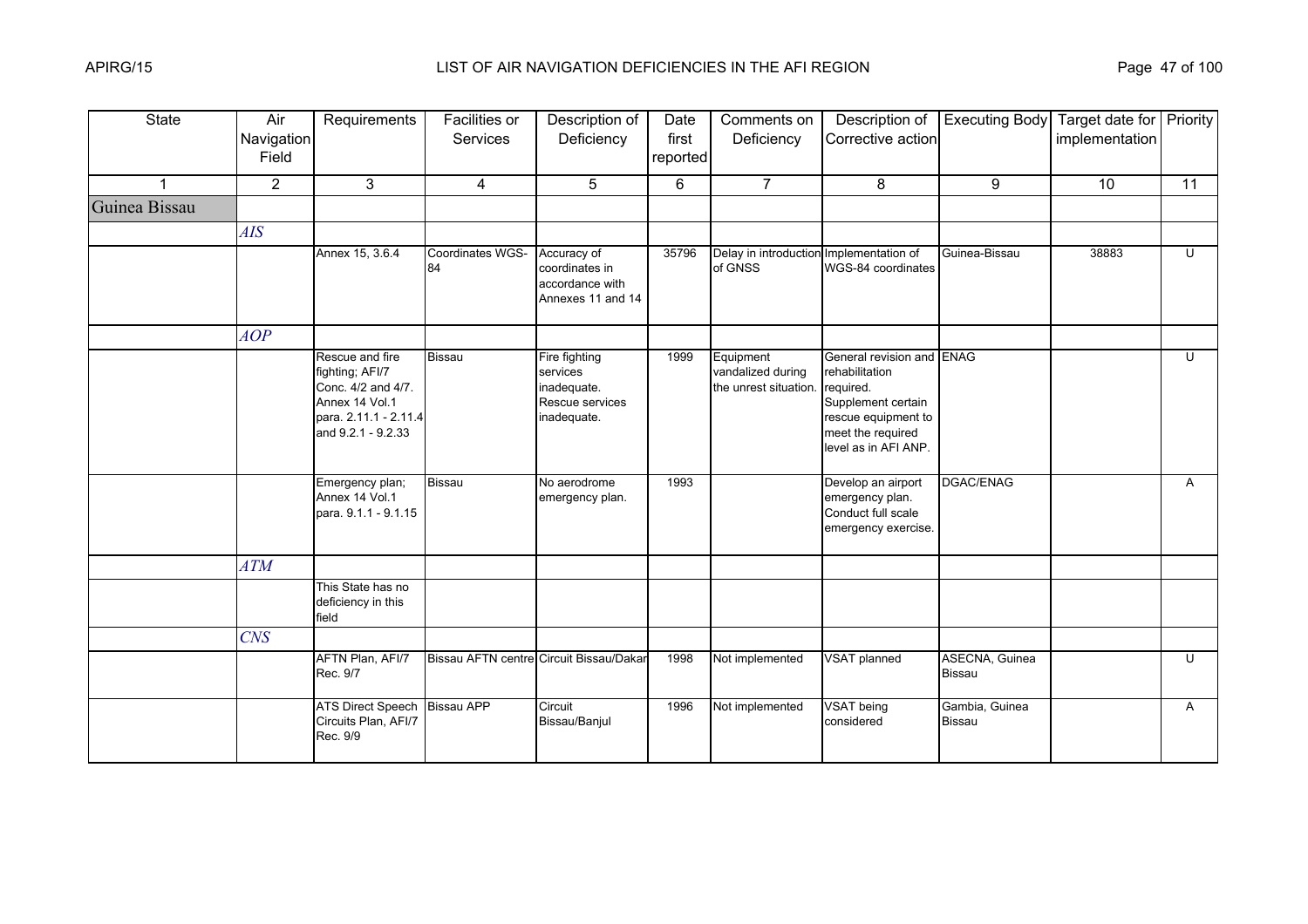| State | Air Navigation Field | Requirements | Facilities or Services | Description of Deficiency | Date first reported | Comments on Deficiency | Description of Corrective action | Executing Body | Target date for implementation | Priority |
|---|---|---|---|---|---|---|---|---|---|---|
| 1 | 2 | 3 | 4 | 5 | 6 | 7 | 8 | 9 | 10 | 11 |
| Guinea Bissau | | | | | | | | | | |
| | *AIS* | | | | | | | | | |
| | | Annex 15, 3.6.4 | Coordinates WGS-84 | Accuracy of coordinates in accordance with Annexes 11 and 14 | 35796 | Delay in introduction of GNSS | Implementation of WGS-84 coordinates | Guinea-Bissau | 38883 | U |
| | *AOP* | | | | | | | | | |
| | | Rescue and fire fighting; AFI/7 Conc. 4/2 and 4/7. Annex 14 Vol.1 para. 2.11.1 - 2.11.4 and 9.2.1 - 9.2.33 | Bissau | Fire fighting services inadequate. Rescue services inadequate. | 1999 | Equipment vandalized during the unrest situation. | General revision and rehabilitation required. Supplement certain rescue equipment to meet the required level as in AFI ANP. | ENAG | | U |
| | | Emergency plan; Annex 14 Vol.1 para. 9.1.1 - 9.1.15 | Bissau | No aerodrome emergency plan. | 1993 | | Develop an airport emergency plan. Conduct full scale emergency exercise. | DGAC/ENAG | | A |
| | *ATM* | | | | | | | | | |
| | | This State has no deficiency in this field | | | | | | | | |
| | *CNS* | | | | | | | | | |
| | | AFTN Plan, AFI/7 Rec. 9/7 | Bissau AFTN centre | Circuit Bissau/Dakar | 1998 | Not implemented | VSAT planned | ASECNA, Guinea Bissau | | U |
| | | ATS Direct Speech Circuits Plan, AFI/7 Rec. 9/9 | Bissau APP | Circuit Bissau/Banjul | 1996 | Not implemented | VSAT being considered | Gambia, Guinea Bissau | | A |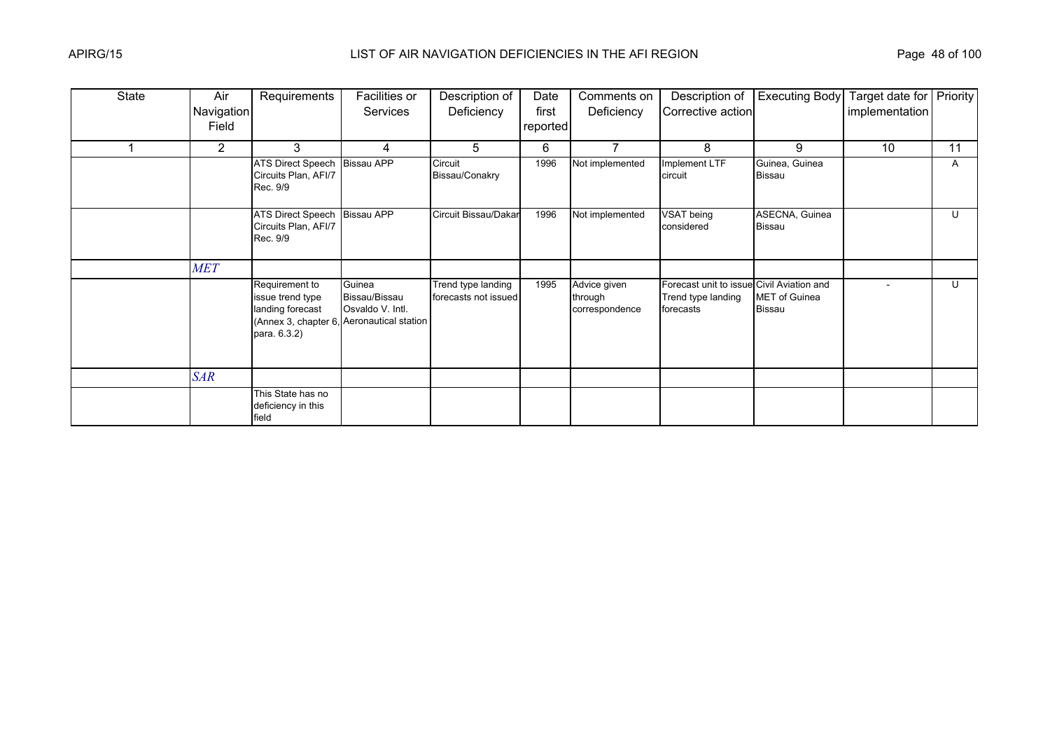| State | Air Navigation Field | Requirements | Facilities or Services | Description of Deficiency | Date first reported | Comments on Deficiency | Description of Corrective action | Executing Body | Target date for implementation | Priority |
|---|---|---|---|---|---|---|---|---|---|---|
| 1 | 2 | 3 | 4 | 5 | 6 | 7 | 8 | 9 | 10 | 11 |
| | | ATS Direct Speech Circuits Plan, AFI/7 Rec. 9/9 | Bissau APP | Circuit Bissau/Conakry | 1996 | Not implemented | Implement LTF circuit | Guinea, Guinea Bissau | | A |
| | | ATS Direct Speech Circuits Plan, AFI/7 Rec. 9/9 | Bissau APP | Circuit Bissau/Dakar | 1996 | Not implemented | VSAT being considered | ASECNA, Guinea Bissau | | U |
| | *MET* | | | | | | | | | |
| | | Requirement to issue trend type landing forecast (Annex 3, chapter 6, para. 6.3.2) | Guinea Bissau/Bissau Osvaldo V. Intl. Aeronautical station | Trend type landing forecasts not issued | 1995 | Advice given through correspondence | Forecast unit to issue Trend type landing forecasts | Civil Aviation and MET of Guinea Bissau | - | U |
| | *SAR* | | | | | | | | | |
| | | This State has no deficiency in this field | | | | | | | | |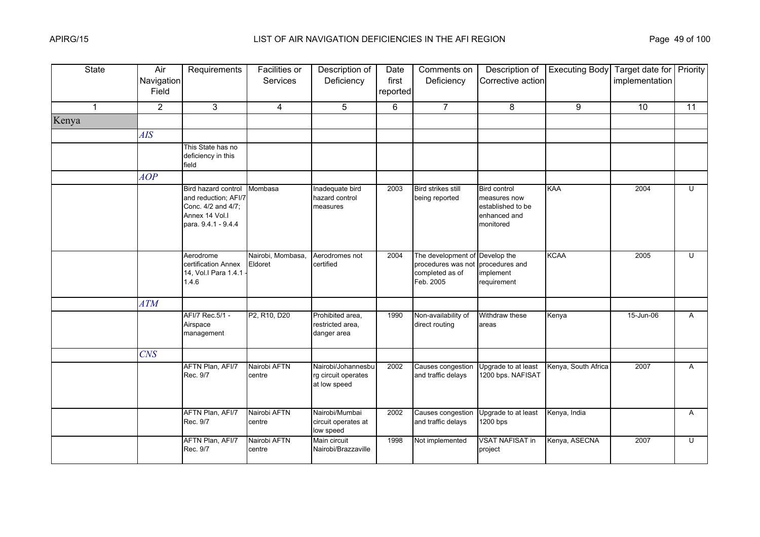| State | Air Navigation Field | Requirements | Facilities or Services | Description of Deficiency | Date first reported | Comments on Deficiency | Description of Corrective action | Executing Body | Target date for implementation | Priority |
|---|---|---|---|---|---|---|---|---|---|---|
| 1 | 2 | 3 | 4 | 5 | 6 | 7 | 8 | 9 | 10 | 11 |
| Kenya | | | | | | | | | | |
| | *AIS* | | | | | | | | | |
| | | This State has no deficiency in this field | | | | | | | | |
| | *AOP* | | | | | | | | | |
| | | Bird hazard control and reduction; AFI/7 Conc. 4/2 and 4/7; Annex 14 Vol.I para. 9.4.1 - 9.4.4 | Mombasa | Inadequate bird hazard control measures | 2003 | Bird strikes still being reported | Bird control measures now established to be enhanced and monitored | KAA | 2004 | U |
| | | Aerodrome certification Annex 14, Vol.I Para 1.4.1 - 1.4.6 | Nairobi, Mombasa, Eldoret | Aerodromes not certified | 2004 | The development of procedures was not completed as of Feb. 2005 | Develop the procedures and implement requirement | KCAA | 2005 | U |
| | *ATM* | | | | | | | | | |
| | | AFI/7 Rec.5/1 - Airspace management | P2, R10, D20 | Prohibited area, restricted area, danger area | 1990 | Non-availability of direct routing | Withdraw these areas | Kenya | 15-Jun-06 | A |
| | *CNS* | | | | | | | | | |
| | | AFTN Plan, AFI/7 Rec. 9/7 | Nairobi AFTN centre | Nairobi/Johannesburg circuit operates at low speed | 2002 | Causes congestion and traffic delays | Upgrade to at least 1200 bps. NAFISAT | Kenya, South Africa | 2007 | A |
| | | AFTN Plan, AFI/7 Rec. 9/7 | Nairobi AFTN centre | Nairobi/Mumbai circuit operates at low speed | 2002 | Causes congestion and traffic delays | Upgrade to at least 1200 bps | Kenya, India | | A |
| | | AFTN Plan, AFI/7 Rec. 9/7 | Nairobi AFTN centre | Main circuit Nairobi/Brazzaville | 1998 | Not implemented | VSAT NAFISAT in project | Kenya, ASECNA | 2007 | U |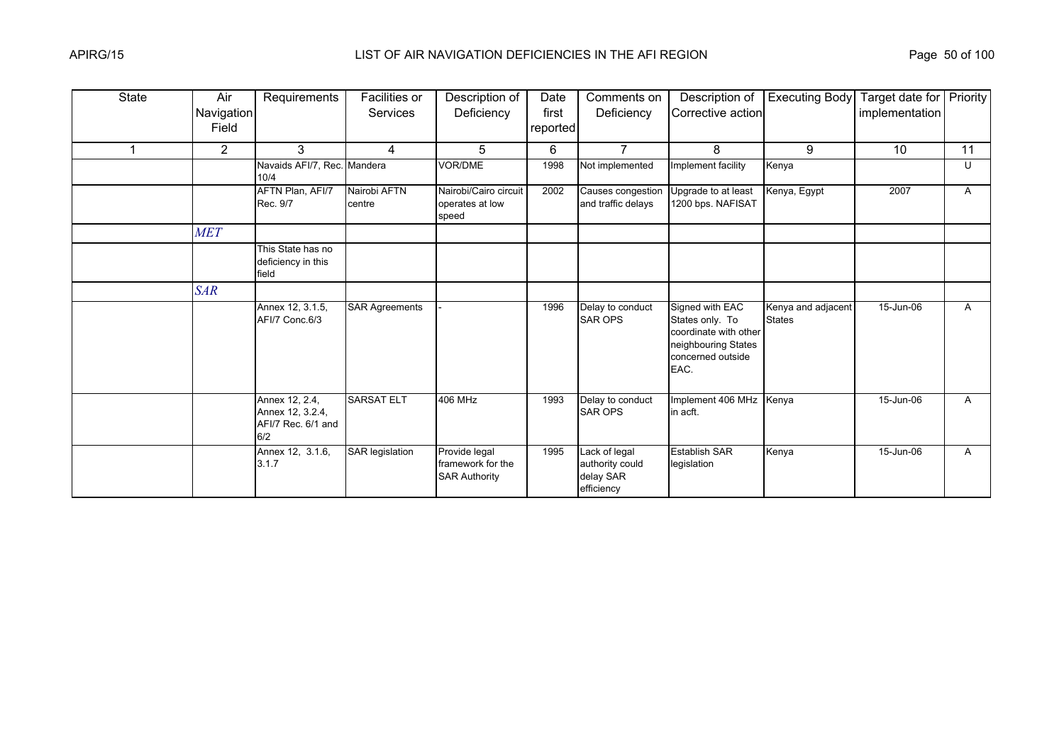# LIST OF AIR NAVIGATION DEFICIENCIES IN THE AFI REGION

| State | Air Navigation Field | Requirements | Facilities or Services | Description of Deficiency | Date first reported | Comments on Deficiency | Description of Corrective action | Executing Body | Target date for implementation | Priority |
|---|---|---|---|---|---|---|---|---|---|---|
| 1 | 2 | 3 | 4 | 5 | 6 | 7 | 8 | 9 | 10 | 11 |
| | | Navaids AFI/7, Rec. 10/4 | Mandera | VOR/DME | 1998 | Not implemented | Implement facility | Kenya | | U |
| | | AFTN Plan, AFI/7 Rec. 9/7 | Nairobi AFTN centre | Nairobi/Cairo circuit operates at low speed | 2002 | Causes congestion and traffic delays | Upgrade to at least 1200 bps. NAFISAT | Kenya, Egypt | 2007 | A |
| | *MET* | | | | | | | | | |
| | | This State has no deficiency in this field | | | | | | | | |
| | *SAR* | | | | | | | | | |
| | | Annex 12, 3.1.5, AFI/7 Conc.6/3 | SAR Agreements | - | 1996 | Delay to conduct SAR OPS | Signed with EAC States only. To coordinate with other neighbouring States concerned outside EAC. | Kenya and adjacent States | 15-Jun-06 | A |
| | | Annex 12, 2.4, Annex 12, 3.2.4, AFI/7 Rec. 6/1 and 6/2 | SARSAT ELT | 406 MHz | 1993 | Delay to conduct SAR OPS | Implement 406 MHz in acft. | Kenya | 15-Jun-06 | A |
| | | Annex 12, 3.1.6, 3.1.7 | SAR legislation | Provide legal framework for the SAR Authority | 1995 | Lack of legal authority could delay SAR efficiency | Establish SAR legislation | Kenya | 15-Jun-06 | A |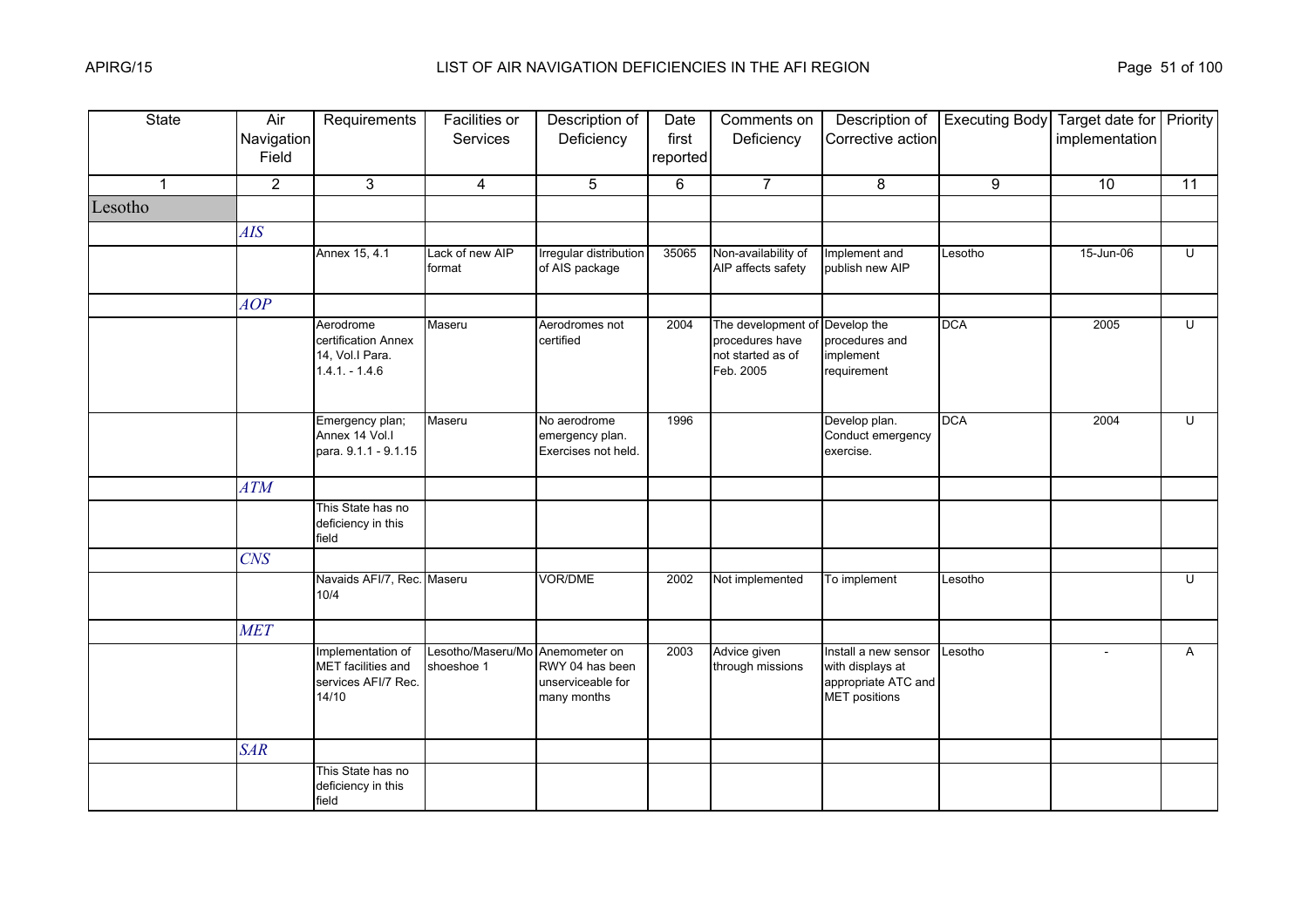| State | Air Navigation Field | Requirements | Facilities or Services | Description of Deficiency | Date first reported | Comments on Deficiency | Description of Corrective action | Executing Body | Target date for implementation | Priority |
|---|---|---|---|---|---|---|---|---|---|---|
| 1 | 2 | 3 | 4 | 5 | 6 | 7 | 8 | 9 | 10 | 11 |
| Lesotho | | | | | | | | | | |
| | *AIS* | | | | | | | | | |
| | | Annex 15, 4.1 | Lack of new AIP format | Irregular distribution of AIS package | 35065 | Non-availability of AIP affects safety | Implement and publish new AIP | Lesotho | 15-Jun-06 | U |
| | *AOP* | | | | | | | | | |
| | | Aerodrome certification Annex 14, Vol.I Para. 1.4.1. - 1.4.6 | Maseru | Aerodromes not certified | 2004 | The development of procedures have not started as of Feb. 2005 | Develop the procedures and implement requirement | DCA | 2005 | U |
| | | Emergency plan; Annex 14 Vol.I para. 9.1.1 - 9.1.15 | Maseru | No aerodrome emergency plan. Exercises not held. | 1996 | | Develop plan. Conduct emergency exercise. | DCA | 2004 | U |
| | *ATM* | | | | | | | | | |
| | | This State has no deficiency in this field | | | | | | | | |
| | *CNS* | | | | | | | | | |
| | | Navaids AFI/7, Rec. 10/4 | Maseru | VOR/DME | 2002 | Not implemented | To implement | Lesotho | | U |
| | *MET* | | | | | | | | | |
| | | Implementation of MET facilities and services AFI/7 Rec. 14/10 | Lesotho/Maseru/Moshoeshoe 1 | Anemometer on RWY 04 has been unserviceable for many months | 2003 | Advice given through missions | Install a new sensor with displays at appropriate ATC and MET positions | Lesotho | - | A |
| | *SAR* | | | | | | | | | |
| | | This State has no deficiency in this field | | | | | | | | |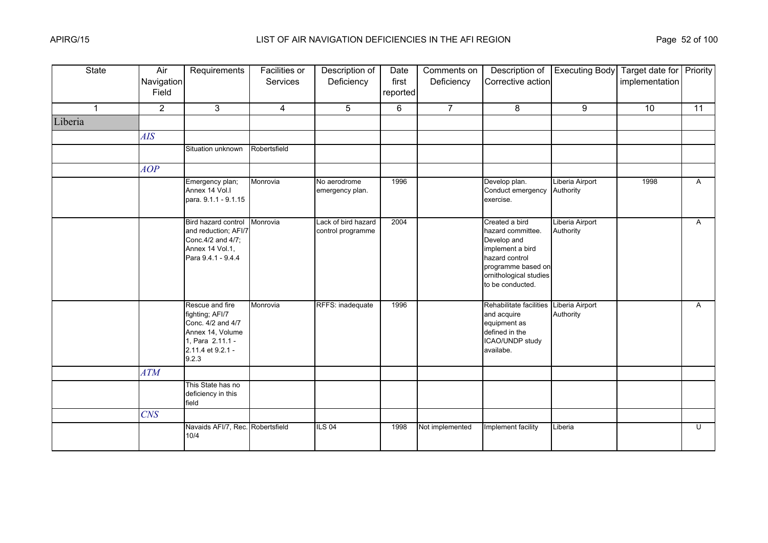| State | Air Navigation Field | Requirements | Facilities or Services | Description of Deficiency | Date first reported | Comments on Deficiency | Description of Corrective action | Executing Body | Target date for implementation | Priority |
|---|---|---|---|---|---|---|---|---|---|---|
| 1 | 2 | 3 | 4 | 5 | 6 | 7 | 8 | 9 | 10 | 11 |
| Liberia | | | | | | | | | | |
| | *AIS* | | | | | | | | | |
| | | Situation unknown | Robertsfield | | | | | | | |
| | *AOP* | | | | | | | | | |
| | | Emergency plan; Annex 14 Vol.I para. 9.1.1 - 9.1.15 | Monrovia | No aerodrome emergency plan. | 1996 | | Develop plan. Conduct emergency exercise. | Liberia Airport Authority | 1998 | A |
| | | Bird hazard control and reduction; AFI/7 Conc.4/2 and 4/7; Annex 14 Vol.1, Para 9.4.1 - 9.4.4 | Monrovia | Lack of bird hazard control programme | 2004 | | Created a bird hazard committee. Develop and implement a bird hazard control programme based on ornithological studies to be conducted. | Liberia Airport Authority | | A |
| | | Rescue and fire fighting; AFI/7 Conc. 4/2 and 4/7 Annex 14, Volume 1, Para 2.11.1 - 2.11.4 et 9.2.1 - 9.2.3 | Monrovia | RFFS: inadequate | 1996 | | Rehabilitate facilities and acquire equipment as defined in the ICAO/UNDP study availabe. | Liberia Airport Authority | | A |
| | *ATM* | | | | | | | | | |
| | | This State has no deficiency in this field | | | | | | | | |
| | *CNS* | | | | | | | | | |
| | | Navaids AFI/7, Rec. 10/4 | Robertsfield | ILS 04 | 1998 | Not implemented | Implement facility | Liberia | | U |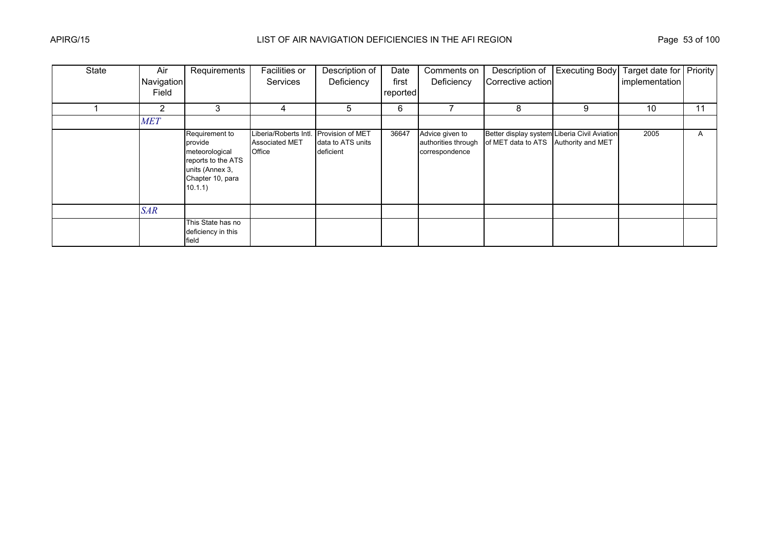| State | Air Navigation Field | Requirements | Facilities or Services | Description of Deficiency | Date first reported | Comments on Deficiency | Description of Corrective action | Executing Body | Target date for implementation | Priority |
|---|---|---|---|---|---|---|---|---|---|---|
| 1 | 2 | 3 | 4 | 5 | 6 | 7 | 8 | 9 | 10 | 11 |
| | *MET* | | | | | | | | | |
| | | Requirement to provide meteorological reports to the ATS units (Annex 3, Chapter 10, para 10.1.1) | Liberia/Roberts Intl. Associated MET Office | Provision of MET data to ATS units deficient | 36647 | Advice given to authorities through correspondence | Better display system of MET data to ATS | Liberia Civil Aviation Authority and MET | 2005 | A |
| | *SAR* | | | | | | | | | |
| | | This State has no deficiency in this field | | | | | | | | |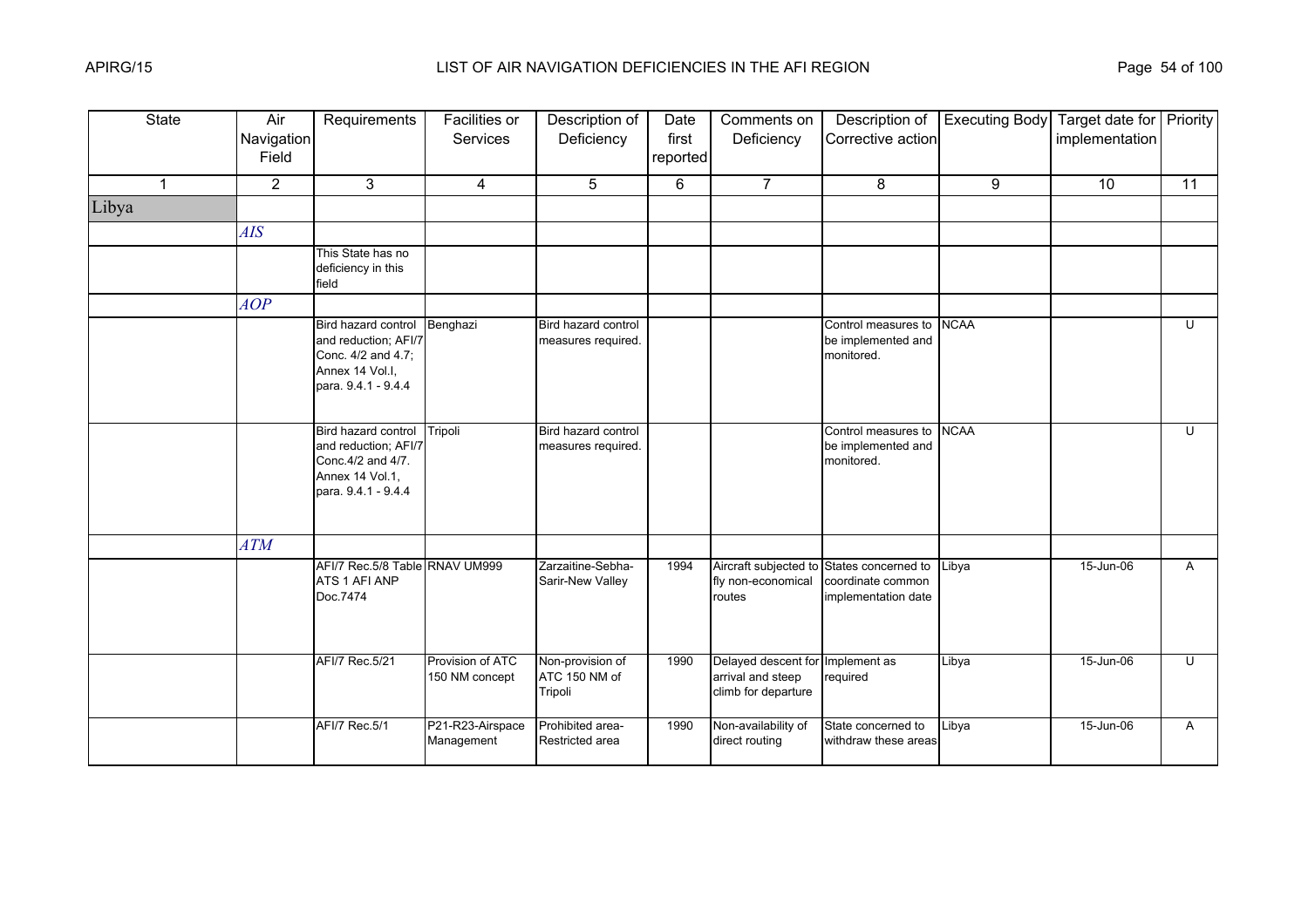| State | Air Navigation Field | Requirements | Facilities or Services | Description of Deficiency | Date first reported | Comments on Deficiency | Description of Corrective action | Executing Body | Target date for implementation | Priority |
|---|---|---|---|---|---|---|---|---|---|---|
| 1 | 2 | 3 | 4 | 5 | 6 | 7 | 8 | 9 | 10 | 11 |
| Libya | | | | | | | | | | |
| | *AIS* | | | | | | | | | |
| | | This State has no deficiency in this field | | | | | | | | |
| | *AOP* | | | | | | | | | |
| | | Bird hazard control and reduction; AFI/7 Conc. 4/2 and 4.7; Annex 14 Vol.I, para. 9.4.1 - 9.4.4 | Benghazi | Bird hazard control measures required. | | | Control measures to be implemented and monitored. | NCAA | | U |
| | | Bird hazard control and reduction; AFI/7 Conc.4/2 and 4/7. Annex 14 Vol.1, para. 9.4.1 - 9.4.4 | Tripoli | Bird hazard control measures required. | | | Control measures to be implemented and monitored. | NCAA | | U |
| | *ATM* | | | | | | | | | |
| | | AFI/7 Rec.5/8 Table ATS 1 AFI ANP Doc.7474 | RNAV UM999 | Zarzaitine-Sebha-Sarir-New Valley | 1994 | Aircraft subjected to fly non-economical routes | States concerned to coordinate common implementation date | Libya | 15-Jun-06 | A |
| | | AFI/7 Rec.5/21 | Provision of ATC 150 NM concept | Non-provision of ATC 150 NM of Tripoli | 1990 | Delayed descent for arrival and steep climb for departure | Implement as required | Libya | 15-Jun-06 | U |
| | | AFI/7 Rec.5/1 | P21-R23-Airspace Management | Prohibited area-Restricted area | 1990 | Non-availability of direct routing | State concerned to withdraw these areas | Libya | 15-Jun-06 | A |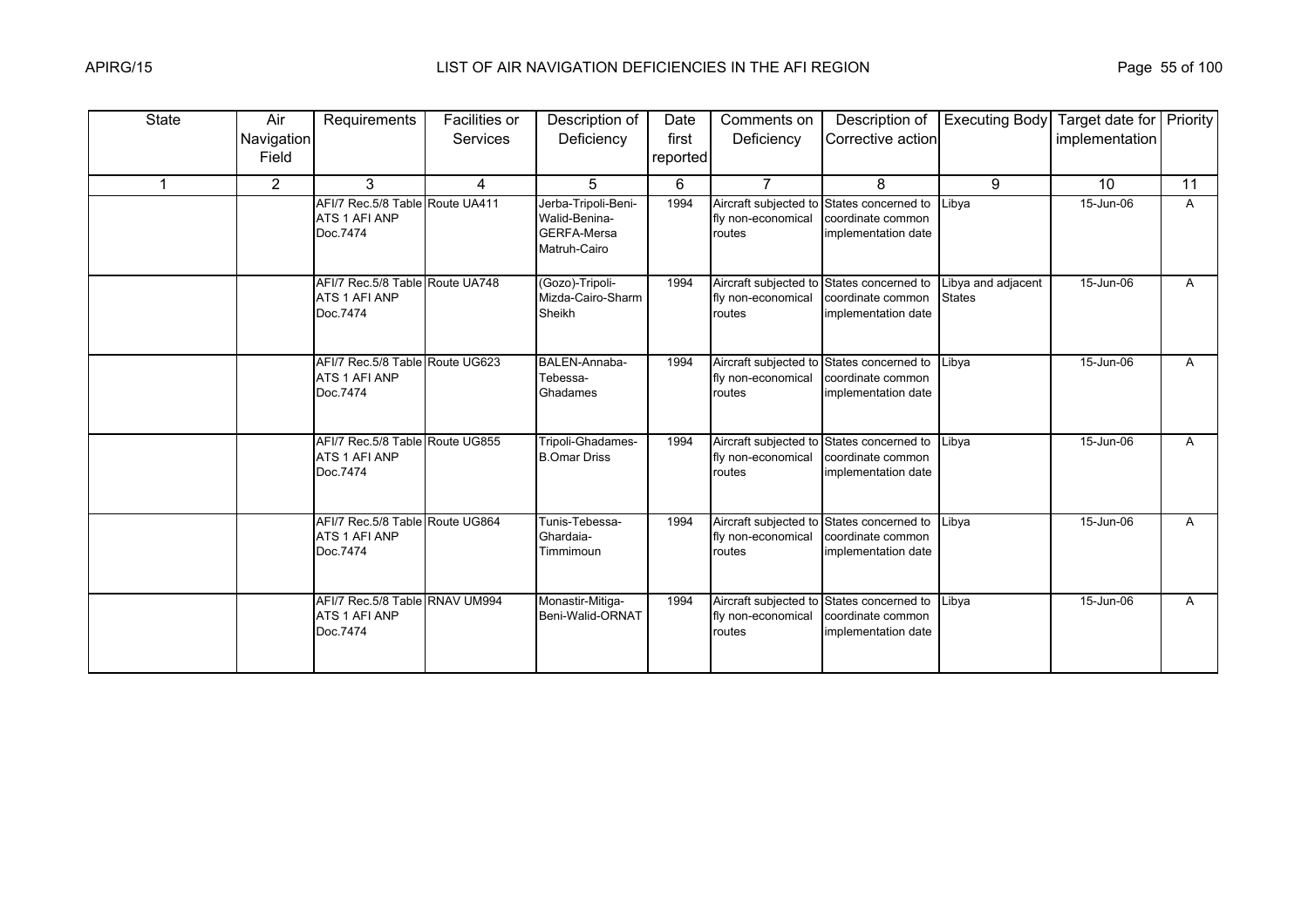| State | Air Navigation Field | Requirements | Facilities or Services | Description of Deficiency | Date first reported | Comments on Deficiency | Description of Corrective action | Executing Body | Target date for implementation | Priority |
|---|---|---|---|---|---|---|---|---|---|---|
| 1 | 2 | 3 | 4 | 5 | 6 | 7 | 8 | 9 | 10 | 11 |
| | | AFI/7 Rec.5/8 Table ATS 1 AFI ANP Doc.7474 | Route UA411 | Jerba-Tripoli-Beni-Walid-Benina-GERFA-Mersa Matruh-Cairo | 1994 | Aircraft subjected to fly non-economical routes | States concerned to coordinate common implementation date | Libya | 15-Jun-06 | A |
| | | AFI/7 Rec.5/8 Table ATS 1 AFI ANP Doc.7474 | Route UA748 | (Gozo)-Tripoli-Mizda-Cairo-Sharm Sheikh | 1994 | Aircraft subjected to fly non-economical routes | States concerned to coordinate common implementation date | Libya and adjacent States | 15-Jun-06 | A |
| | | AFI/7 Rec.5/8 Table ATS 1 AFI ANP Doc.7474 | Route UG623 | BALEN-Annaba-Tebessa-Ghadames | 1994 | Aircraft subjected to fly non-economical routes | States concerned to coordinate common implementation date | Libya | 15-Jun-06 | A |
| | | AFI/7 Rec.5/8 Table ATS 1 AFI ANP Doc.7474 | Route UG855 | Tripoli-Ghadames-B.Omar Driss | 1994 | Aircraft subjected to fly non-economical routes | States concerned to coordinate common implementation date | Libya | 15-Jun-06 | A |
| | | AFI/7 Rec.5/8 Table ATS 1 AFI ANP Doc.7474 | Route UG864 | Tunis-Tebessa-Ghardaia-Timmimoun | 1994 | Aircraft subjected to fly non-economical routes | States concerned to coordinate common implementation date | Libya | 15-Jun-06 | A |
| | | AFI/7 Rec.5/8 Table ATS 1 AFI ANP Doc.7474 | RNAV UM994 | Monastir-Mitiga-Beni-Walid-ORNAT | 1994 | Aircraft subjected to fly non-economical routes | States concerned to coordinate common implementation date | Libya | 15-Jun-06 | A |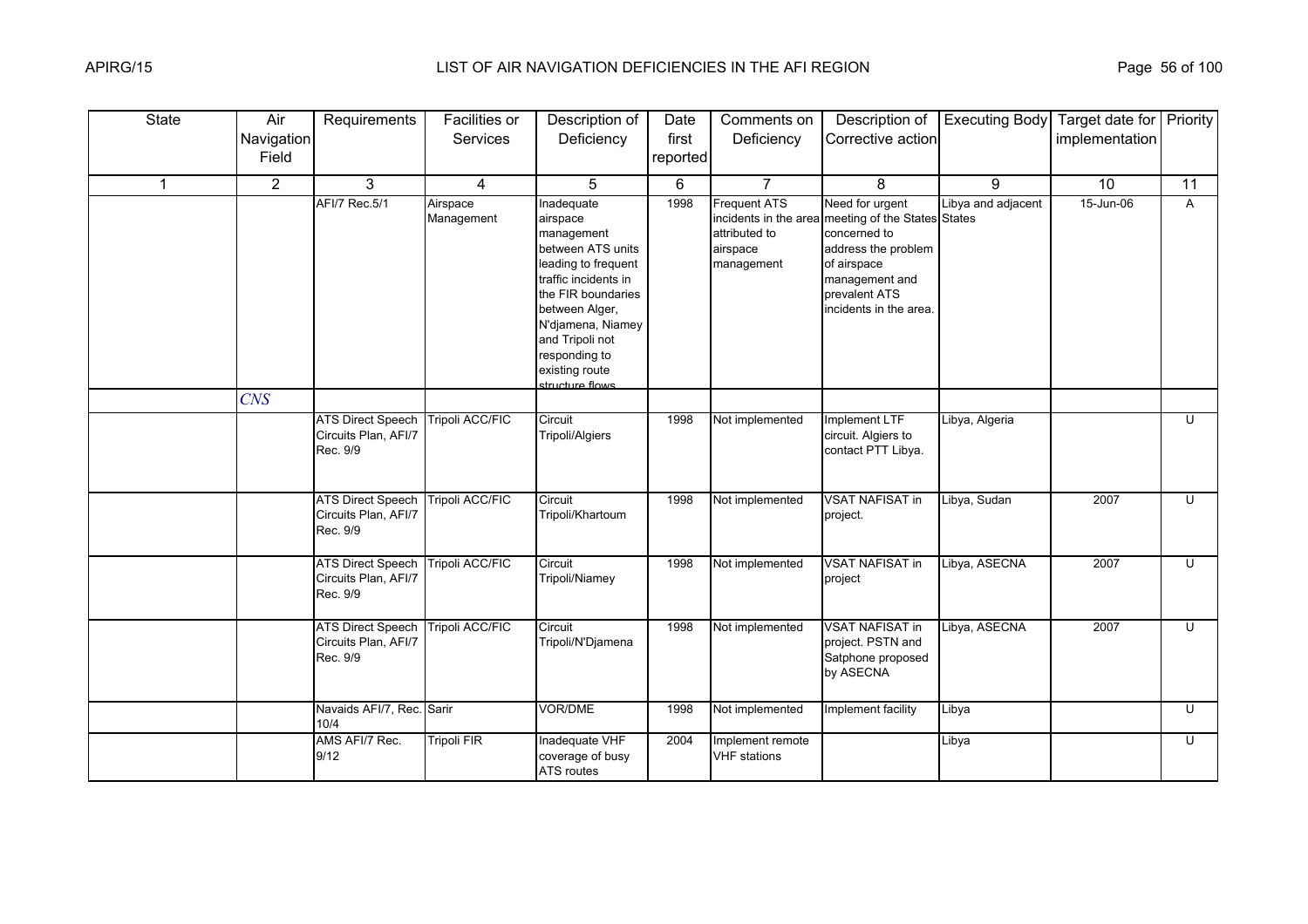| State | Air Navigation Field | Requirements | Facilities or Services | Description of Deficiency | Date first reported | Comments on Deficiency | Description of Corrective action | Executing Body | Target date for implementation | Priority |
|---|---|---|---|---|---|---|---|---|---|---|
| 1 | 2 | 3 | 4 | 5 | 6 | 7 | 8 | 9 | 10 | 11 |
| | | AFI/7 Rec.5/1 | Airspace Management | Inadequate airspace management between ATS units leading to frequent traffic incidents in the FIR boundaries between Alger, N'djamena, Niamey and Tripoli not responding to existing route structure flows | 1998 | Frequent ATS incidents in the area attributed to airspace management | Need for urgent meeting of the States concerned to address the problem of airspace management and prevalent ATS incidents in the area. | Libya and adjacent States | 15-Jun-06 | A |
| | *CNS* | | | | | | | | | |
| | | ATS Direct Speech Circuits Plan, AFI/7 Rec. 9/9 | Tripoli ACC/FIC | Circuit Tripoli/Algiers | 1998 | Not implemented | Implement LTF circuit. Algiers to contact PTT Libya. | Libya, Algeria | | U |
| | | ATS Direct Speech Circuits Plan, AFI/7 Rec. 9/9 | Tripoli ACC/FIC | Circuit Tripoli/Khartoum | 1998 | Not implemented | VSAT NAFISAT in project. | Libya, Sudan | 2007 | U |
| | | ATS Direct Speech Circuits Plan, AFI/7 Rec. 9/9 | Tripoli ACC/FIC | Circuit Tripoli/Niamey | 1998 | Not implemented | VSAT NAFISAT in project | Libya, ASECNA | 2007 | U |
| | | ATS Direct Speech Circuits Plan, AFI/7 Rec. 9/9 | Tripoli ACC/FIC | Circuit Tripoli/N'Djamena | 1998 | Not implemented | VSAT NAFISAT in project. PSTN and Satphone proposed by ASECNA | Libya, ASECNA | 2007 | U |
| | | Navaids AFI/7, Rec. 10/4 | Sarir | VOR/DME | 1998 | Not implemented | Implement facility | Libya | | U |
| | | AMS AFI/7 Rec. 9/12 | Tripoli FIR | Inadequate VHF coverage of busy ATS routes | 2004 | Implement remote VHF stations | | Libya | | U |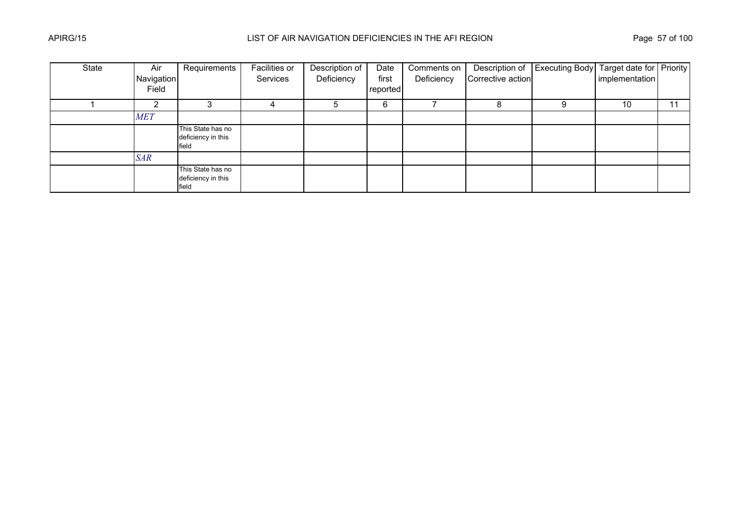| State | Air Navigation Field | Requirements | Facilities or Services | Description of Deficiency | Date first reported | Comments on Deficiency | Description of Corrective action | Executing Body | Target date for implementation | Priority |
|---|---|---|---|---|---|---|---|---|---|---|
| 1 | 2 | 3 | 4 | 5 | 6 | 7 | 8 | 9 | 10 | 11 |
| | *MET* | | | | | | | | | |
| | | This State has no deficiency in this field | | | | | | | | |
| | *SAR* | | | | | | | | | |
| | | This State has no deficiency in this field | | | | | | | | |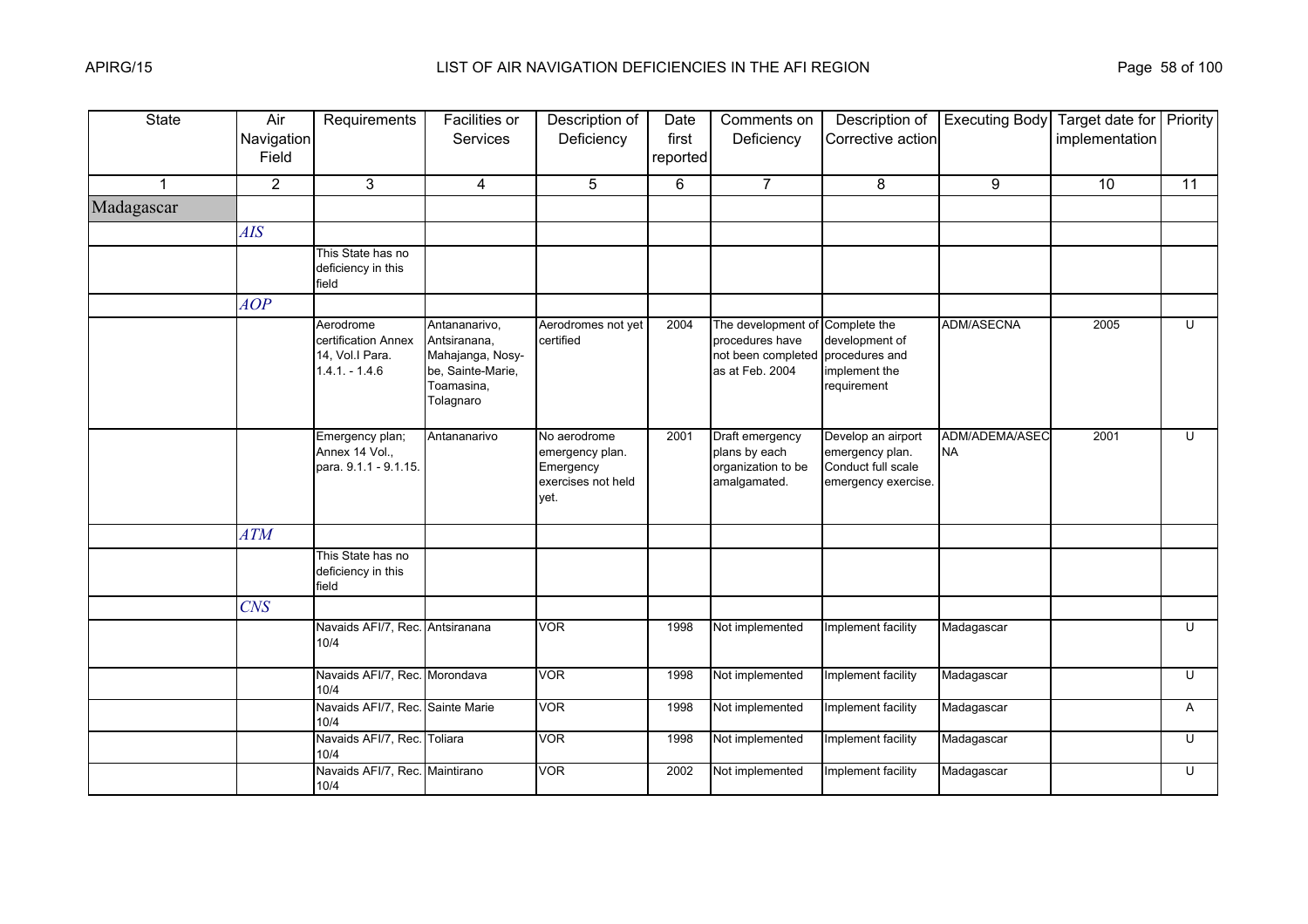| State | Air Navigation Field | Requirements | Facilities or Services | Description of Deficiency | Date first reported | Comments on Deficiency | Description of Corrective action | Executing Body | Target date for implementation | Priority |
|---|---|---|---|---|---|---|---|---|---|---|
| 1 | 2 | 3 | 4 | 5 | 6 | 7 | 8 | 9 | 10 | 11 |
| Madagascar | | | | | | | | | | |
| | *AIS* | | | | | | | | | |
| | | This State has no deficiency in this field | | | | | | | | |
| | *AOP* | | | | | | | | | |
| | | Aerodrome certification Annex 14, Vol.I Para. 1.4.1. - 1.4.6 | Antananarivo, Antsiranana, Mahajanga, Nosy-be, Sainte-Marie, Toamasina, Tolagnaro | Aerodromes not yet certified | 2004 | The development of procedures have not been completed as at Feb. 2004 | Complete the development of procedures and implement the requirement | ADM/ASECNA | 2005 | U |
| | | Emergency plan; Annex 14 Vol., para. 9.1.1 - 9.1.15. | Antananarivo | No aerodrome emergency plan. Emergency exercises not held yet. | 2001 | Draft emergency plans by each organization to be amalgamated. | Develop an airport emergency plan. Conduct full scale emergency exercise. | ADM/ADEMA/ASECNA | 2001 | U |
| | *ATM* | | | | | | | | | |
| | | This State has no deficiency in this field | | | | | | | | |
| | *CNS* | | | | | | | | | |
| | | Navaids AFI/7, Rec. 10/4 | Antsiranana | VOR | 1998 | Not implemented | Implement facility | Madagascar | | U |
| | | Navaids AFI/7, Rec. 10/4 | Morondava | VOR | 1998 | Not implemented | Implement facility | Madagascar | | U |
| | | Navaids AFI/7, Rec. 10/4 | Sainte Marie | VOR | 1998 | Not implemented | Implement facility | Madagascar | | A |
| | | Navaids AFI/7, Rec. 10/4 | Toliara | VOR | 1998 | Not implemented | Implement facility | Madagascar | | U |
| | | Navaids AFI/7, Rec. 10/4 | Maintirano | VOR | 2002 | Not implemented | Implement facility | Madagascar | | U |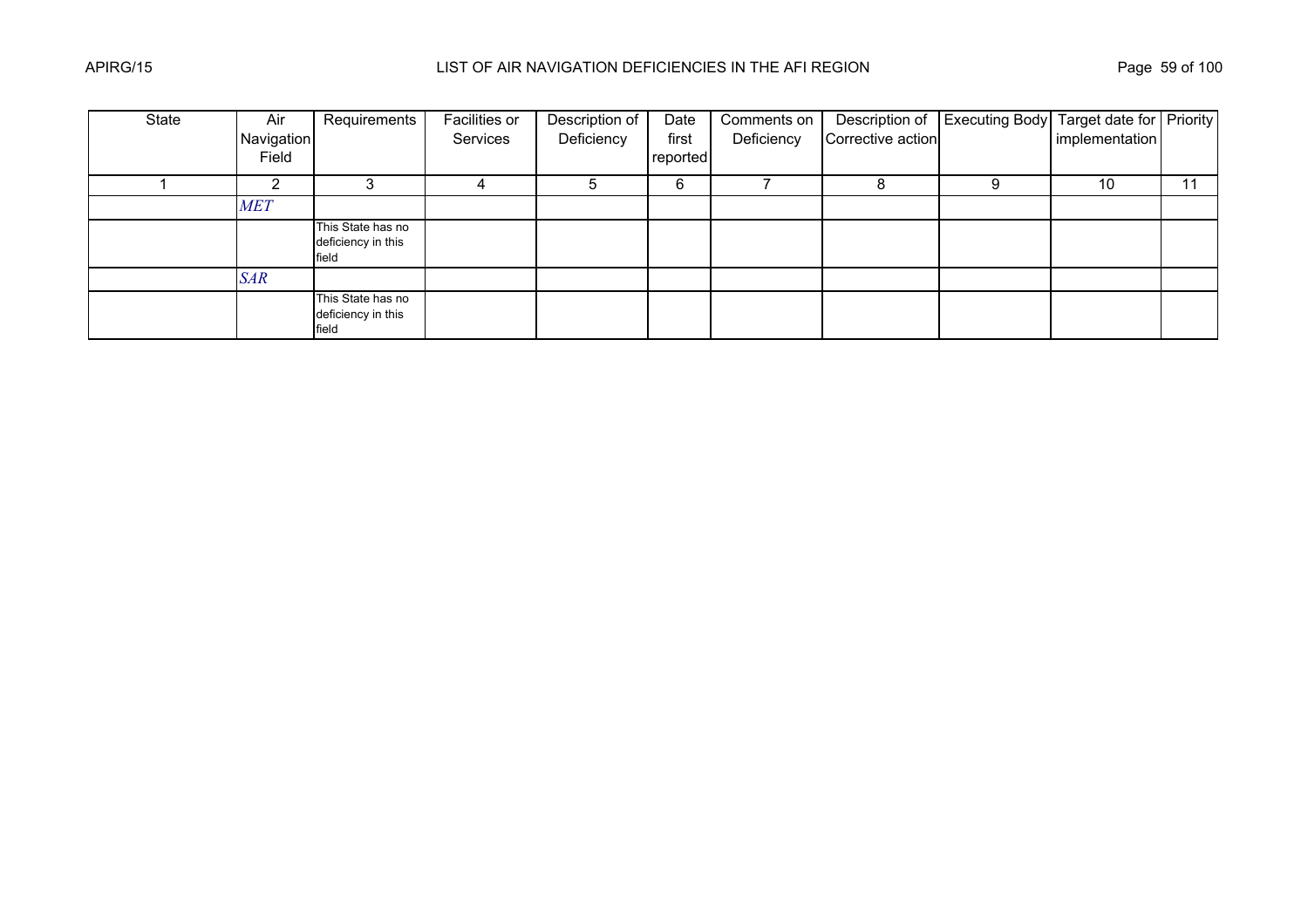| State | Air Navigation Field | Requirements | Facilities or Services | Description of Deficiency | Date first reported | Comments on Deficiency | Description of Corrective action | Executing Body | Target date for implementation | Priority |
|---|---|---|---|---|---|---|---|---|---|---|
| 1 | 2 | 3 | 4 | 5 | 6 | 7 | 8 | 9 | 10 | 11 |
| | *MET* | | | | | | | | | |
| | | This State has no deficiency in this field | | | | | | | | |
| | *SAR* | | | | | | | | | |
| | | This State has no deficiency in this field | | | | | | | | |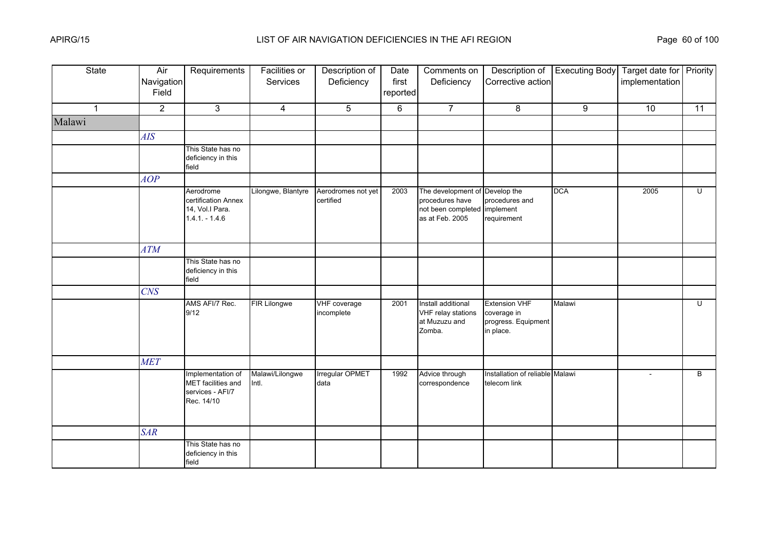| State | Air Navigation Field | Requirements | Facilities or Services | Description of Deficiency | Date first reported | Comments on Deficiency | Description of Corrective action | Executing Body | Target date for implementation | Priority |
|---|---|---|---|---|---|---|---|---|---|---|
| 1 | 2 | 3 | 4 | 5 | 6 | 7 | 8 | 9 | 10 | 11 |
| Malawi | | | | | | | | | | |
| | *AIS* | | | | | | | | | |
| | | This State has no deficiency in this field | | | | | | | | |
| | *AOP* | | | | | | | | | |
| | | Aerodrome certification Annex 14, Vol.I Para. 1.4.1. - 1.4.6 | Lilongwe, Blantyre | Aerodromes not yet certified | 2003 | The development of procedures have not been completed as at Feb. 2005 | Develop the procedures and implement requirement | DCA | 2005 | U |
| | *ATM* | | | | | | | | | |
| | | This State has no deficiency in this field | | | | | | | | |
| | *CNS* | | | | | | | | | |
| | | AMS AFI/7 Rec. 9/12 | FIR Lilongwe | VHF coverage incomplete | 2001 | Install additional VHF relay stations at Muzuzu and Zomba. | Extension VHF coverage in progress. Equipment in place. | Malawi | | U |
| | *MET* | | | | | | | | | |
| | | Implementation of MET facilities and services - AFI/7 Rec. 14/10 | Malawi/Lilongwe Intl. | Irregular OPMET data | 1992 | Advice through correspondence | Installation of reliable telecom link | Malawi | - | B |
| | *SAR* | | | | | | | | | |
| | | This State has no deficiency in this field | | | | | | | | |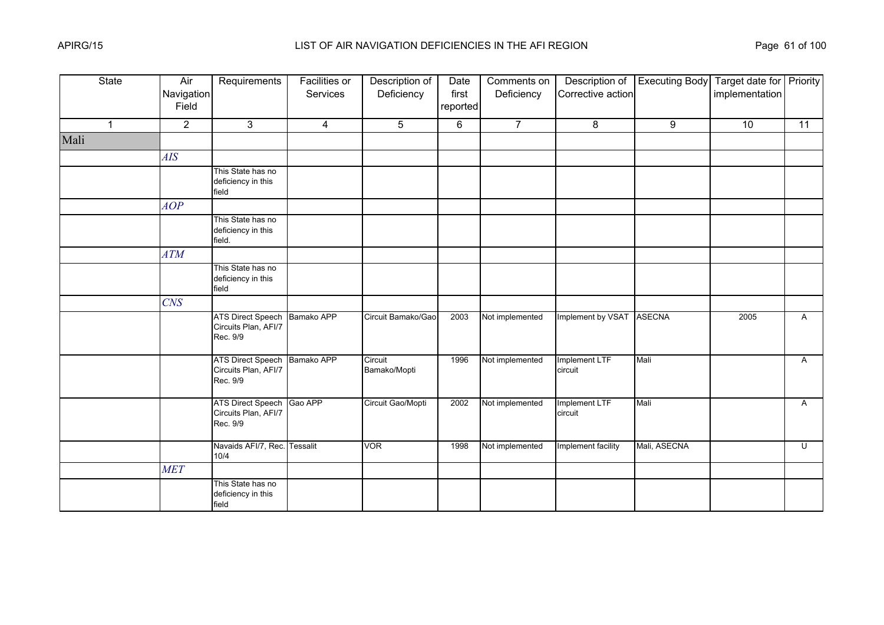| State | Air Navigation Field | Requirements | Facilities or Services | Description of Deficiency | Date first reported | Comments on Deficiency | Description of Corrective action | Executing Body | Target date for implementation | Priority |
|---|---|---|---|---|---|---|---|---|---|---|
| 1 | 2 | 3 | 4 | 5 | 6 | 7 | 8 | 9 | 10 | 11 |
| Mali | | | | | | | | | | |
| | *AIS* | | | | | | | | | |
| | | This State has no deficiency in this field | | | | | | | | |
| | *AOP* | | | | | | | | | |
| | | This State has no deficiency in this field. | | | | | | | | |
| | *ATM* | | | | | | | | | |
| | | This State has no deficiency in this field | | | | | | | | |
| | *CNS* | | | | | | | | | |
| | | ATS Direct Speech Circuits Plan, AFI/7 Rec. 9/9 | Bamako APP | Circuit Bamako/Gao | 2003 | Not implemented | Implement by VSAT | ASECNA | 2005 | A |
| | | ATS Direct Speech Circuits Plan, AFI/7 Rec. 9/9 | Bamako APP | Circuit Bamako/Mopti | 1996 | Not implemented | Implement LTF circuit | Mali | | A |
| | | ATS Direct Speech Circuits Plan, AFI/7 Rec. 9/9 | Gao APP | Circuit Gao/Mopti | 2002 | Not implemented | Implement LTF circuit | Mali | | A |
| | | Navaids AFI/7, Rec. 10/4 | Tessalit | VOR | 1998 | Not implemented | Implement facility | Mali, ASECNA | | U |
| | *MET* | | | | | | | | | |
| | | This State has no deficiency in this field | | | | | | | | |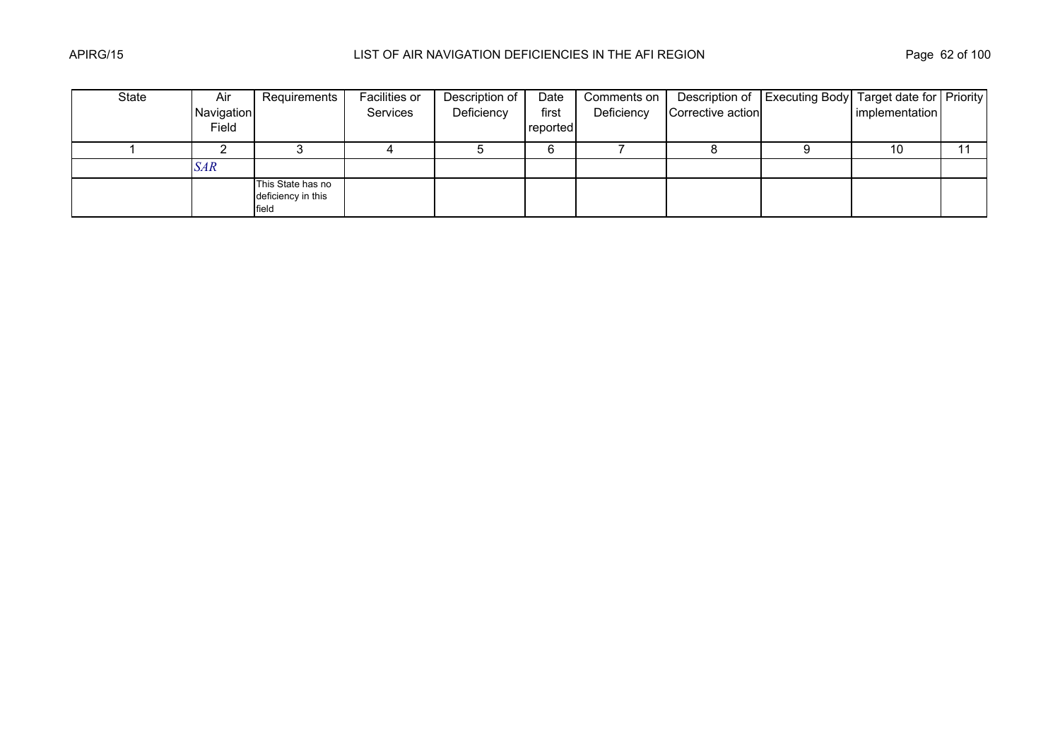| State | Air Navigation Field | Requirements | Facilities or Services | Description of Deficiency | Date first reported | Comments on Deficiency | Description of Corrective action | Executing Body | Target date for implementation | Priority |
|---|---|---|---|---|---|---|---|---|---|---|
| 1 | 2 | 3 | 4 | 5 | 6 | 7 | 8 | 9 | 10 | 11 |
| | *SAR* | | | | | | | | | |
| | | This State has no deficiency in this field | | | | | | | | |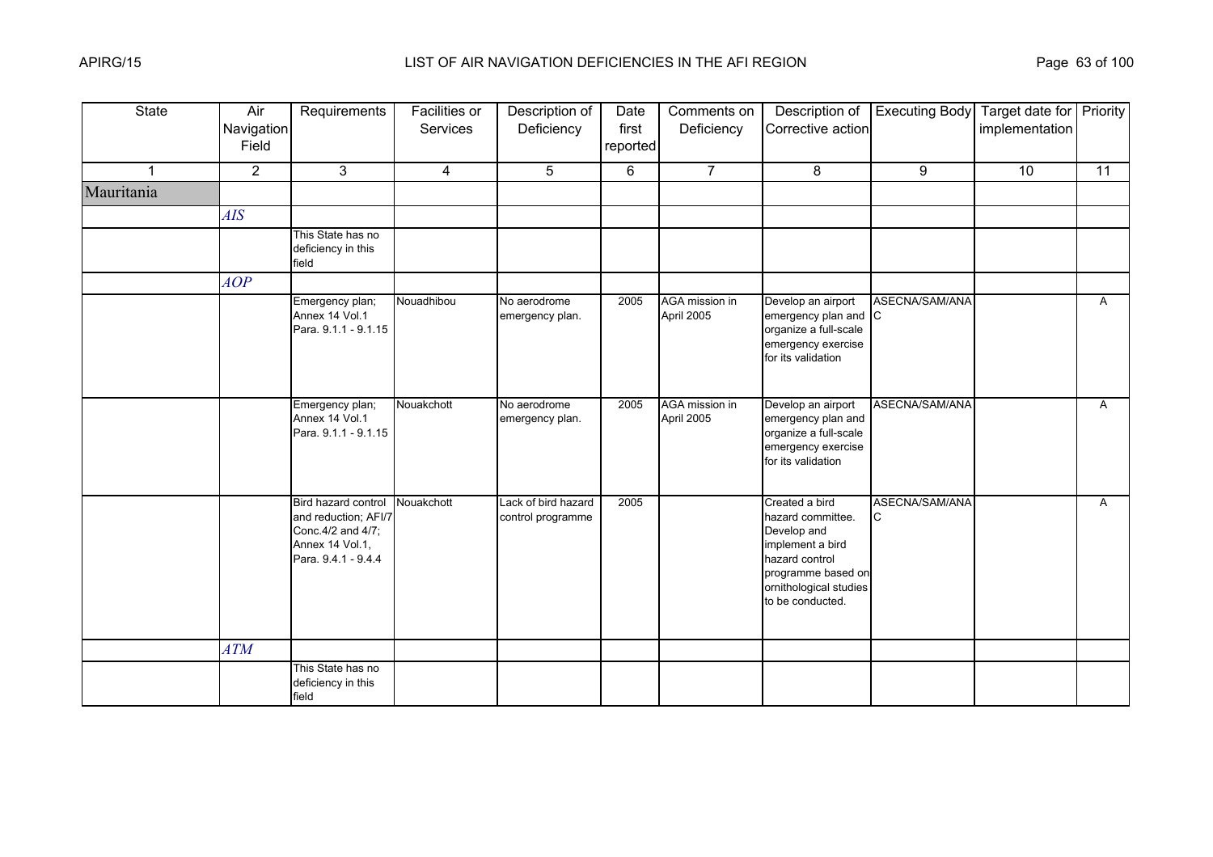| State | Air Navigation Field | Requirements | Facilities or Services | Description of Deficiency | Date first reported | Comments on Deficiency | Description of Corrective action | Executing Body | Target date for implementation | Priority |
|---|---|---|---|---|---|---|---|---|---|---|
| 1 | 2 | 3 | 4 | 5 | 6 | 7 | 8 | 9 | 10 | 11 |
| Mauritania | | | | | | | | | | |
| | *AIS* | | | | | | | | | |
| | | This State has no deficiency in this field | | | | | | | | |
| | *AOP* | | | | | | | | | |
| | | Emergency plan; Annex 14 Vol.1 Para. 9.1.1 - 9.1.15 | Nouadhibou | No aerodrome emergency plan. | 2005 | AGA mission in April 2005 | Develop an airport emergency plan and organize a full-scale emergency exercise for its validation | ASECNA/SAM/ANAC | | A |
| | | Emergency plan; Annex 14 Vol.1 Para. 9.1.1 - 9.1.15 | Nouakchott | No aerodrome emergency plan. | 2005 | AGA mission in April 2005 | Develop an airport emergency plan and organize a full-scale emergency exercise for its validation | ASECNA/SAM/ANA | | A |
| | | Bird hazard control and reduction; AFI/7 Conc.4/2 and 4/7; Annex 14 Vol.1, Para. 9.4.1 - 9.4.4 | Nouakchott | Lack of bird hazard control programme | 2005 | | Created a bird hazard committee. Develop and implement a bird hazard control programme based on ornithological studies to be conducted. | ASECNA/SAM/ANAC | | A |
| | *ATM* | | | | | | | | | |
| | | This State has no deficiency in this field | | | | | | | | |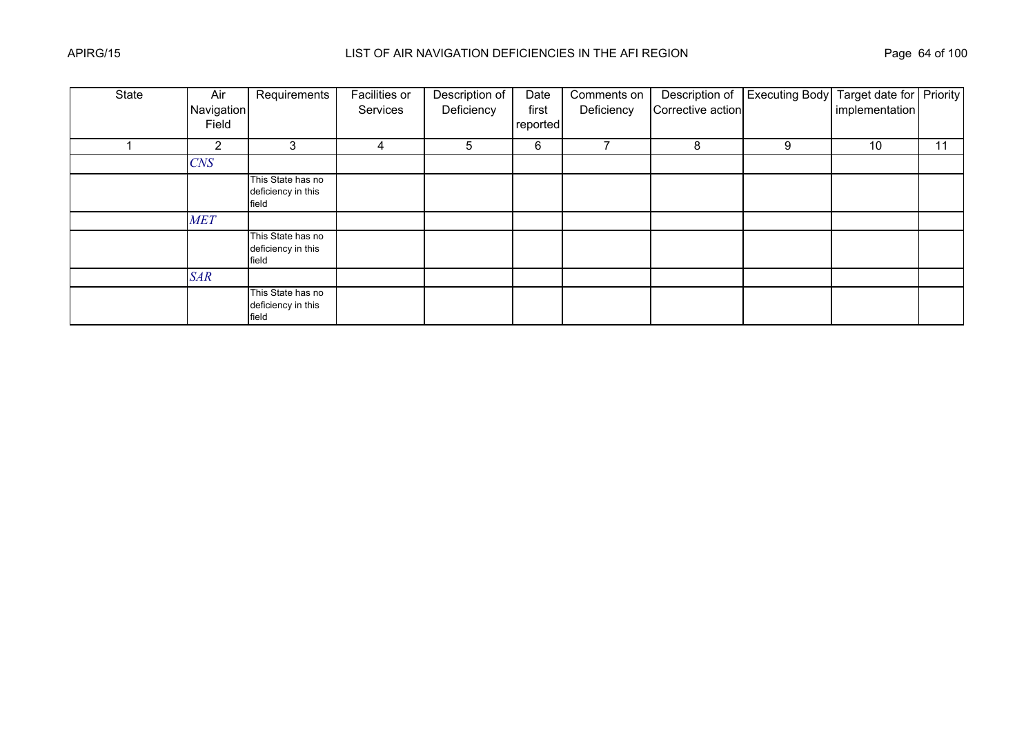| State | Air Navigation Field | Requirements | Facilities or Services | Description of Deficiency | Date first reported | Comments on Deficiency | Description of Corrective action | Executing Body | Target date for implementation | Priority |
|---|---|---|---|---|---|---|---|---|---|---|
| 1 | 2 | 3 | 4 | 5 | 6 | 7 | 8 | 9 | 10 | 11 |
| | *CNS* | | | | | | | | | |
| | | This State has no deficiency in this field | | | | | | | | |
| | *MET* | | | | | | | | | |
| | | This State has no deficiency in this field | | | | | | | | |
| | *SAR* | | | | | | | | | |
| | | This State has no deficiency in this field | | | | | | | | |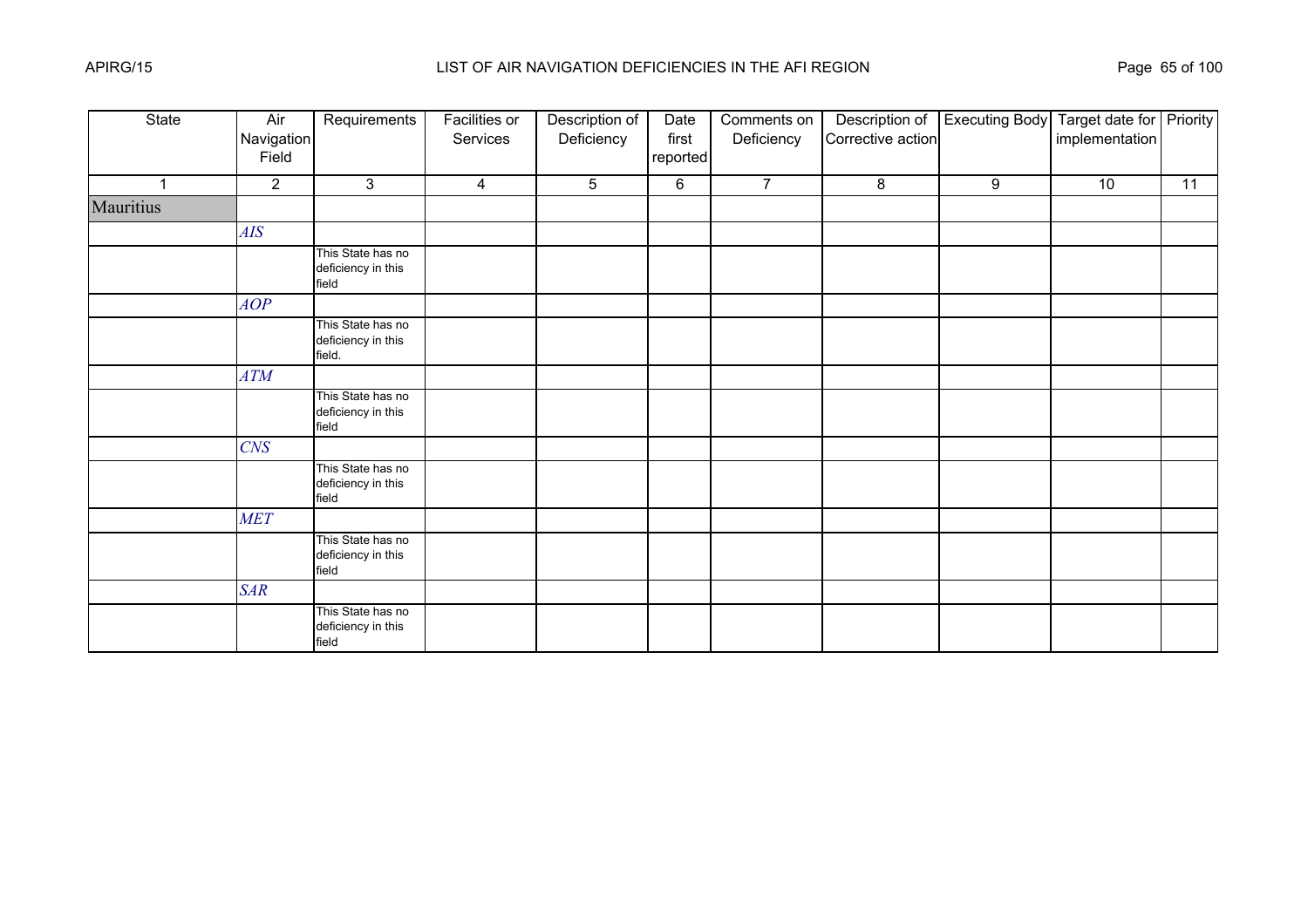| State | Air Navigation Field | Requirements | Facilities or Services | Description of Deficiency | Date first reported | Comments on Deficiency | Description of Corrective action | Executing Body | Target date for implementation | Priority |
|---|---|---|---|---|---|---|---|---|---|---|
| 1 | 2 | 3 | 4 | 5 | 6 | 7 | 8 | 9 | 10 | 11 |
| Mauritius | | | | | | | | | | |
| | *AIS* | | | | | | | | | |
| | | This State has no deficiency in this field | | | | | | | | |
| | *AOP* | | | | | | | | | |
| | | This State has no deficiency in this field. | | | | | | | | |
| | *ATM* | | | | | | | | | |
| | | This State has no deficiency in this field | | | | | | | | |
| | *CNS* | | | | | | | | | |
| | | This State has no deficiency in this field | | | | | | | | |
| | *MET* | | | | | | | | | |
| | | This State has no deficiency in this field | | | | | | | | |
| | *SAR* | | | | | | | | | |
| | | This State has no deficiency in this field | | | | | | | | |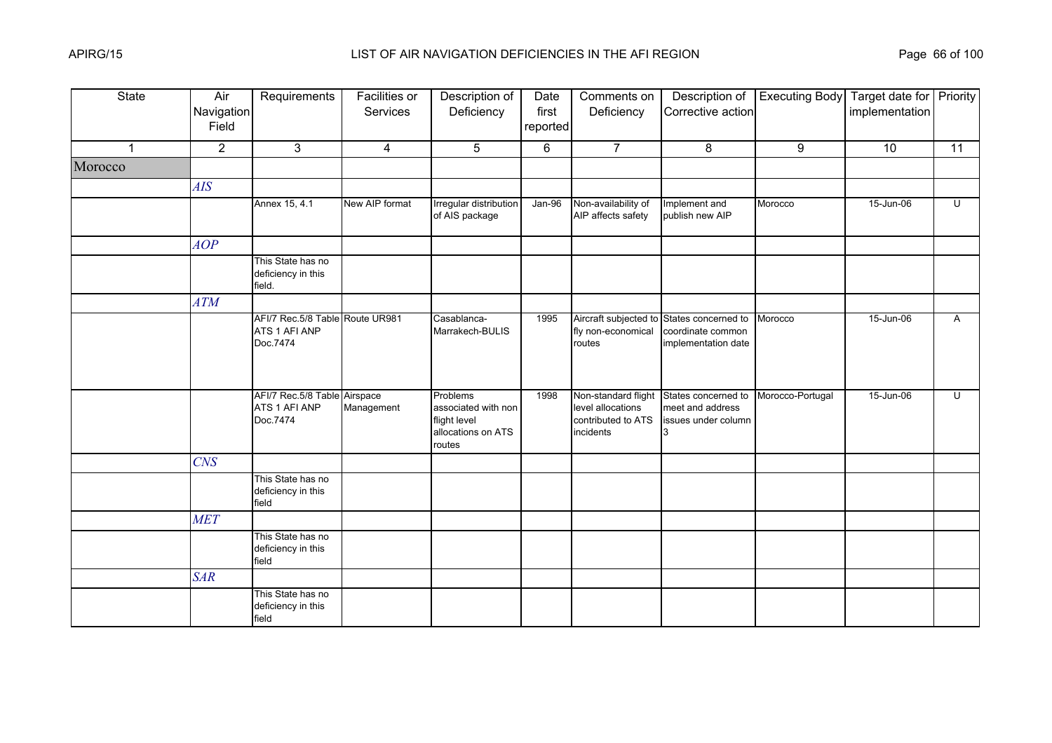| State | Air Navigation Field | Requirements | Facilities or Services | Description of Deficiency | Date first reported | Comments on Deficiency | Description of Corrective action | Executing Body | Target date for implementation | Priority |
|---|---|---|---|---|---|---|---|---|---|---|
| 1 | 2 | 3 | 4 | 5 | 6 | 7 | 8 | 9 | 10 | 11 |
| Morocco | | | | | | | | | | |
| | *AIS* | | | | | | | | | |
| | | Annex 15, 4.1 | New AIP format | Irregular distribution of AIS package | Jan-96 | Non-availability of AIP affects safety | Implement and publish new AIP | Morocco | 15-Jun-06 | U |
| | *AOP* | | | | | | | | | |
| | | This State has no deficiency in this field. | | | | | | | | |
| | *ATM* | | | | | | | | | |
| | | AFI/7 Rec.5/8 Table ATS 1 AFI ANP Doc.7474 | Route UR981 | Casablanca-Marrakech-BULIS | 1995 | Aircraft subjected to fly non-economical routes | States concerned to coordinate common implementation date | Morocco | 15-Jun-06 | A |
| | | AFI/7 Rec.5/8 Table ATS 1 AFI ANP Doc.7474 | Airspace Management | Problems associated with non flight level allocations on ATS routes | 1998 | Non-standard flight level allocations contributed to ATS incidents | States concerned to meet and address issues under column 3 | Morocco-Portugal | 15-Jun-06 | U |
| | *CNS* | | | | | | | | | |
| | | This State has no deficiency in this field | | | | | | | | |
| | *MET* | | | | | | | | | |
| | | This State has no deficiency in this field | | | | | | | | |
| | *SAR* | | | | | | | | | |
| | | This State has no deficiency in this field | | | | | | | | |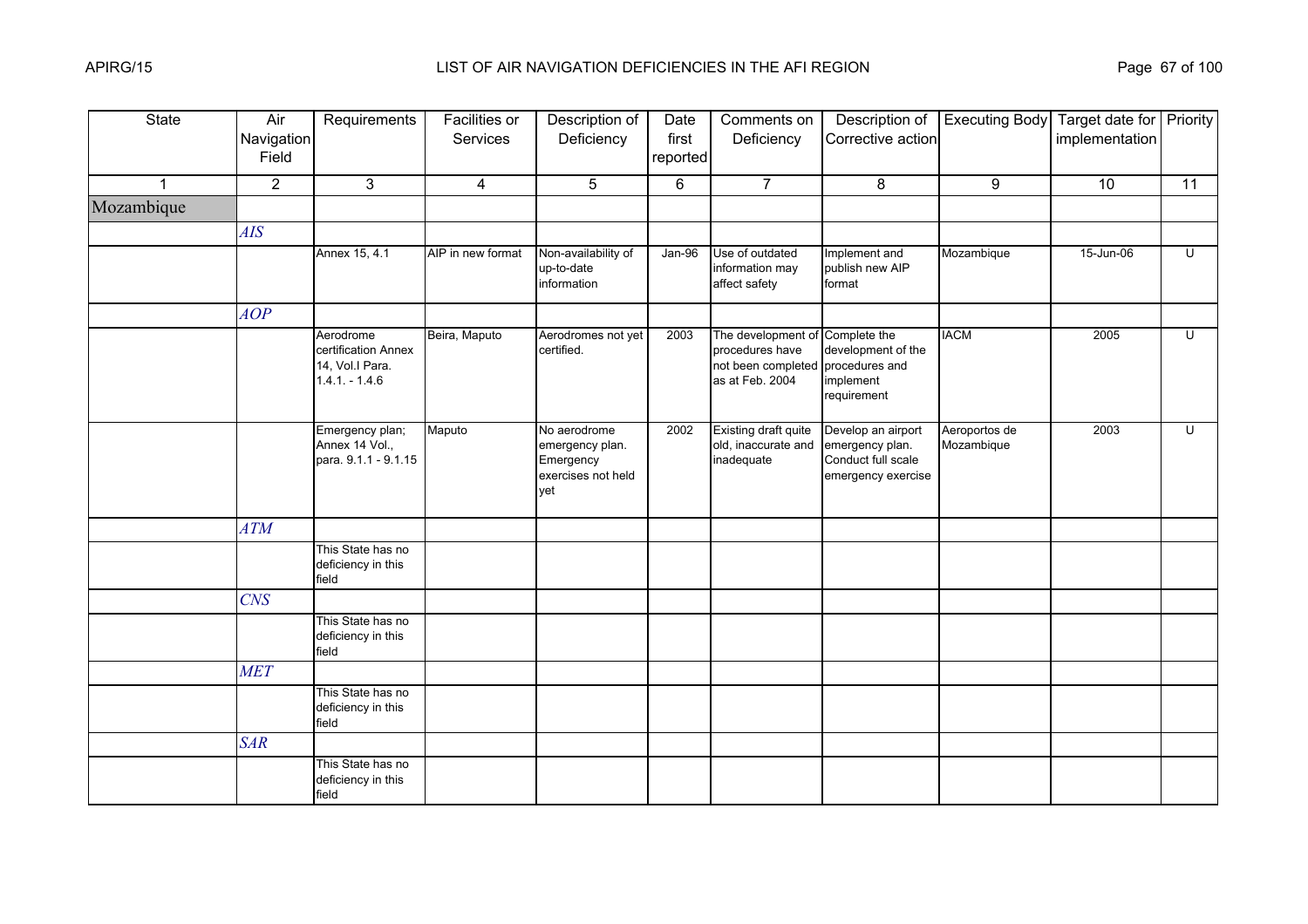| State | Air Navigation Field | Requirements | Facilities or Services | Description of Deficiency | Date first reported | Comments on Deficiency | Description of Corrective action | Executing Body | Target date for implementation | Priority |
|---|---|---|---|---|---|---|---|---|---|---|
| 1 | 2 | 3 | 4 | 5 | 6 | 7 | 8 | 9 | 10 | 11 |
| Mozambique | | | | | | | | | | |
| | *AIS* | | | | | | | | | |
| | | Annex 15, 4.1 | AIP in new format | Non-availability of up-to-date information | Jan-96 | Use of outdated information may affect safety | Implement and publish new AIP format | Mozambique | 15-Jun-06 | U |
| | *AOP* | | | | | | | | | |
| | | Aerodrome certification Annex 14, Vol.I Para. 1.4.1. - 1.4.6 | Beira, Maputo | Aerodromes not yet certified. | 2003 | The development of procedures have not been completed as at Feb. 2004 | Complete the development of the procedures and implement requirement | IACM | 2005 | U |
| | | Emergency plan; Annex 14 Vol., para. 9.1.1 - 9.1.15 | Maputo | No aerodrome emergency plan. Emergency exercises not held yet | 2002 | Existing draft quite old, inaccurate and inadequate | Develop an airport emergency plan. Conduct full scale emergency exercise | Aeroportos de Mozambique | 2003 | U |
| | *ATM* | | | | | | | | | |
| | | This State has no deficiency in this field | | | | | | | | |
| | *CNS* | | | | | | | | | |
| | | This State has no deficiency in this field | | | | | | | | |
| | *MET* | | | | | | | | | |
| | | This State has no deficiency in this field | | | | | | | | |
| | *SAR* | | | | | | | | | |
| | | This State has no deficiency in this field | | | | | | | | |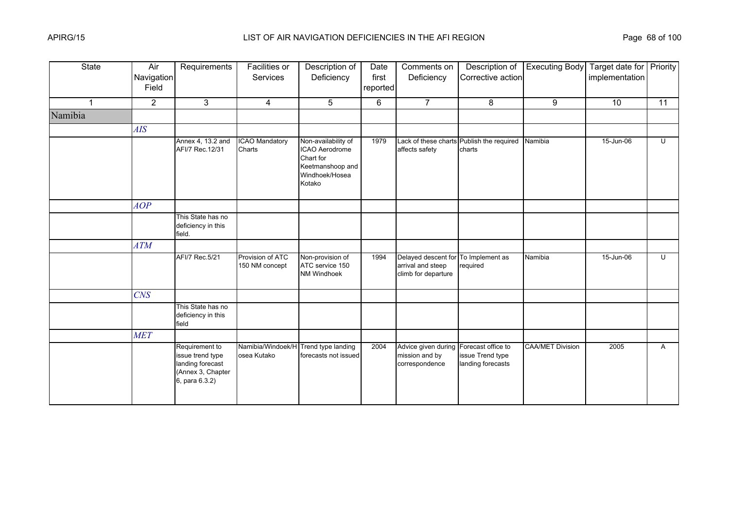| State | Air Navigation Field | Requirements | Facilities or Services | Description of Deficiency | Date first reported | Comments on Deficiency | Description of Corrective action | Executing Body | Target date for implementation | Priority |
|---|---|---|---|---|---|---|---|---|---|---|
| 1 | 2 | 3 | 4 | 5 | 6 | 7 | 8 | 9 | 10 | 11 |
| Namibia | | | | | | | | | | |
| | *AIS* | | | | | | | | | |
| | | Annex 4, 13.2 and AFI/7 Rec.12/31 | ICAO Mandatory Charts | Non-availability of ICAO Aerodrome Chart for Keetmanshoop and Windhoek/Hosea Kotako | 1979 | Lack of these charts affects safety | Publish the required charts | Namibia | 15-Jun-06 | U |
| | *AOP* | | | | | | | | | |
| | | This State has no deficiency in this field. | | | | | | | | |
| | *ATM* | | | | | | | | | |
| | | AFI/7 Rec.5/21 | Provision of ATC 150 NM concept | Non-provision of ATC service 150 NM Windhoek | 1994 | Delayed descent for arrival and steep climb for departure | To Implement as required | Namibia | 15-Jun-06 | U |
| | *CNS* | | | | | | | | | |
| | | This State has no deficiency in this field | | | | | | | | |
| | *MET* | | | | | | | | | |
| | | Requirement to issue trend type landing forecast (Annex 3, Chapter 6, para 6.3.2) | Namibia/Windoek/Hosea Kutako | Trend type landing forecasts not issued | 2004 | Advice given during mission and by correspondence | Forecast office to issue Trend type landing forecasts | CAA/MET Division | 2005 | A |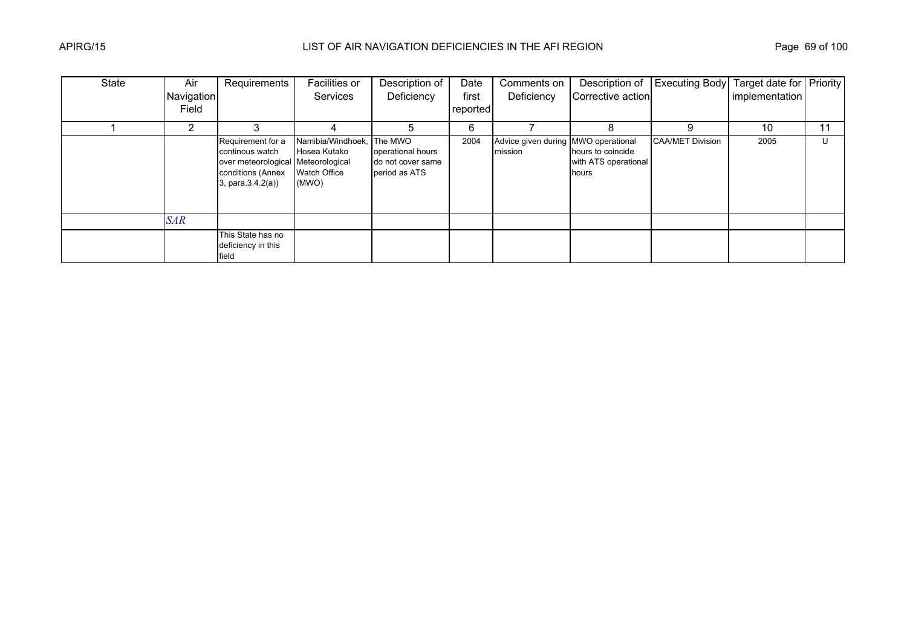| State | Air Navigation Field | Requirements | Facilities or Services | Description of Deficiency | Date first reported | Comments on Deficiency | Description of Corrective action | Executing Body | Target date for implementation | Priority |
|---|---|---|---|---|---|---|---|---|---|---|
| 1 | 2 | 3 | 4 | 5 | 6 | 7 | 8 | 9 | 10 | 11 |
| | | Requirement for a continous watch over meteorological conditions (Annex 3, para.3.4.2(a)) | Namibia/Windhoek, Hosea Kutako Meteorological Watch Office (MWO) | The MWO operational hours do not cover same period as ATS | 2004 | Advice given during mission | MWO operational hours to coincide with ATS operational hours | CAA/MET Division | 2005 | U |
| | *SAR* | | | | | | | | | |
| | | This State has no deficiency in this field | | | | | | | | |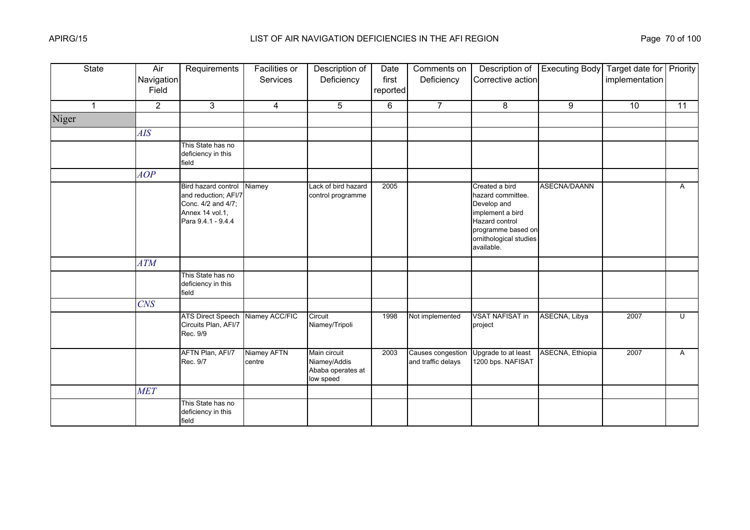# LIST OF AIR NAVIGATION DEFICIENCIES IN THE AFI REGION

| State | Air Navigation Field | Requirements | Facilities or Services | Description of Deficiency | Date first reported | Comments on Deficiency | Description of Corrective action | Executing Body | Target date for implementation | Priority |
|---|---|---|---|---|---|---|---|---|---|---|
| 1 | 2 | 3 | 4 | 5 | 6 | 7 | 8 | 9 | 10 | 11 |
| Niger | | | | | | | | | | |
| | *AIS* | | | | | | | | | |
| | | This State has no deficiency in this field | | | | | | | | |
| | *AOP* | | | | | | | | | |
| | | Bird hazard control and reduction; AFI/7 Conc. 4/2 and 4/7; Annex 14 vol.1, Para 9.4.1 - 9.4.4 | Niamey | Lack of bird hazard control programme | 2005 | | Created a bird hazard committee. Develop and implement a bird Hazard control programme based on ornithological studies available. | ASECNA/DAANN | | A |
| | *ATM* | | | | | | | | | |
| | | This State has no deficiency in this field | | | | | | | | |
| | *CNS* | | | | | | | | | |
| | | ATS Direct Speech Circuits Plan, AFI/7 Rec. 9/9 | Niamey ACC/FIC | Circuit Niamey/Tripoli | 1998 | Not implemented | VSAT NAFISAT in project | ASECNA, Libya | 2007 | U |
| | | AFTN Plan, AFI/7 Rec. 9/7 | Niamey AFTN centre | Main circuit Niamey/Addis Ababa operates at low speed | 2003 | Causes congestion and traffic delays | Upgrade to at least 1200 bps. NAFISAT | ASECNA, Ethiopia | 2007 | A |
| | *MET* | | | | | | | | | |
| | | This State has no deficiency in this field | | | | | | | | |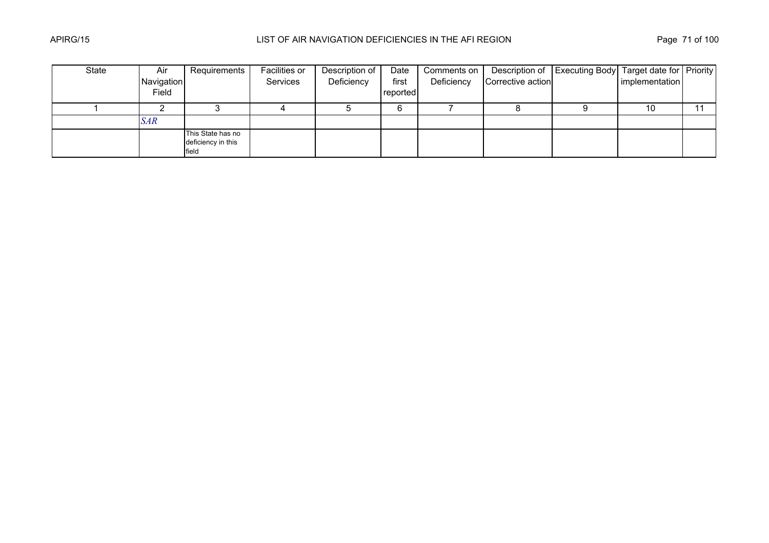| State | Air Navigation Field | Requirements | Facilities or Services | Description of Deficiency | Date first reported | Comments on Deficiency | Description of Corrective action | Executing Body | Target date for implementation | Priority |
|---|---|---|---|---|---|---|---|---|---|---|
| 1 | 2 | 3 | 4 | 5 | 6 | 7 | 8 | 9 | 10 | 11 |
| | *SAR* | | | | | | | | | |
| | | This State has no deficiency in this field | | | | | | | | |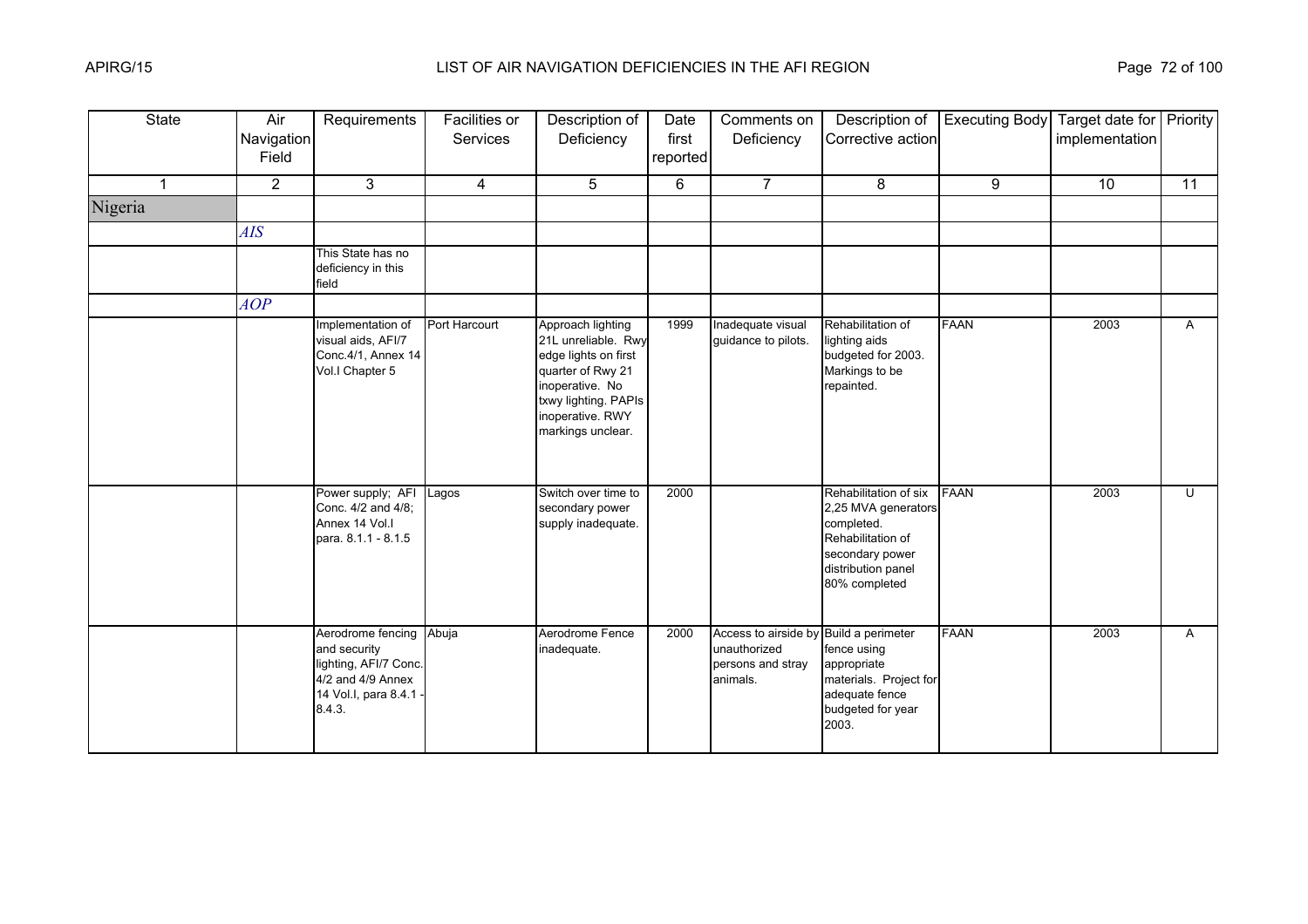| State | Air Navigation Field | Requirements | Facilities or Services | Description of Deficiency | Date first reported | Comments on Deficiency | Description of Corrective action | Executing Body | Target date for implementation | Priority |
|---|---|---|---|---|---|---|---|---|---|---|
| 1 | 2 | 3 | 4 | 5 | 6 | 7 | 8 | 9 | 10 | 11 |
| Nigeria | | | | | | | | | | |
| | *AIS* | | | | | | | | | |
| | | This State has no deficiency in this field | | | | | | | | |
| | *AOP* | | | | | | | | | |
| | | Implementation of visual aids, AFI/7 Conc.4/1, Annex 14 Vol.I Chapter 5 | Port Harcourt | Approach lighting 21L unreliable. Rwy edge lights on first quarter of Rwy 21 inoperative. No txwy lighting. PAPIs inoperative. RWY markings unclear. | 1999 | Inadequate visual guidance to pilots. | Rehabilitation of lighting aids budgeted for 2003. Markings to be repainted. | FAAN | 2003 | A |
| | | Power supply; AFI Conc. 4/2 and 4/8; Annex 14 Vol.I para. 8.1.1 - 8.1.5 | Lagos | Switch over time to secondary power supply inadequate. | 2000 | | Rehabilitation of six 2,25 MVA generators completed. Rehabilitation of secondary power distribution panel 80% completed | FAAN | 2003 | U |
| | | Aerodrome fencing and security lighting, AFI/7 Conc. 4/2 and 4/9 Annex 14 Vol.I, para 8.4.1 - 8.4.3. | Abuja | Aerodrome Fence inadequate. | 2000 | Access to airside by unauthorized persons and stray animals. | Build a perimeter fence using appropriate materials. Project for adequate fence budgeted for year 2003. | FAAN | 2003 | A |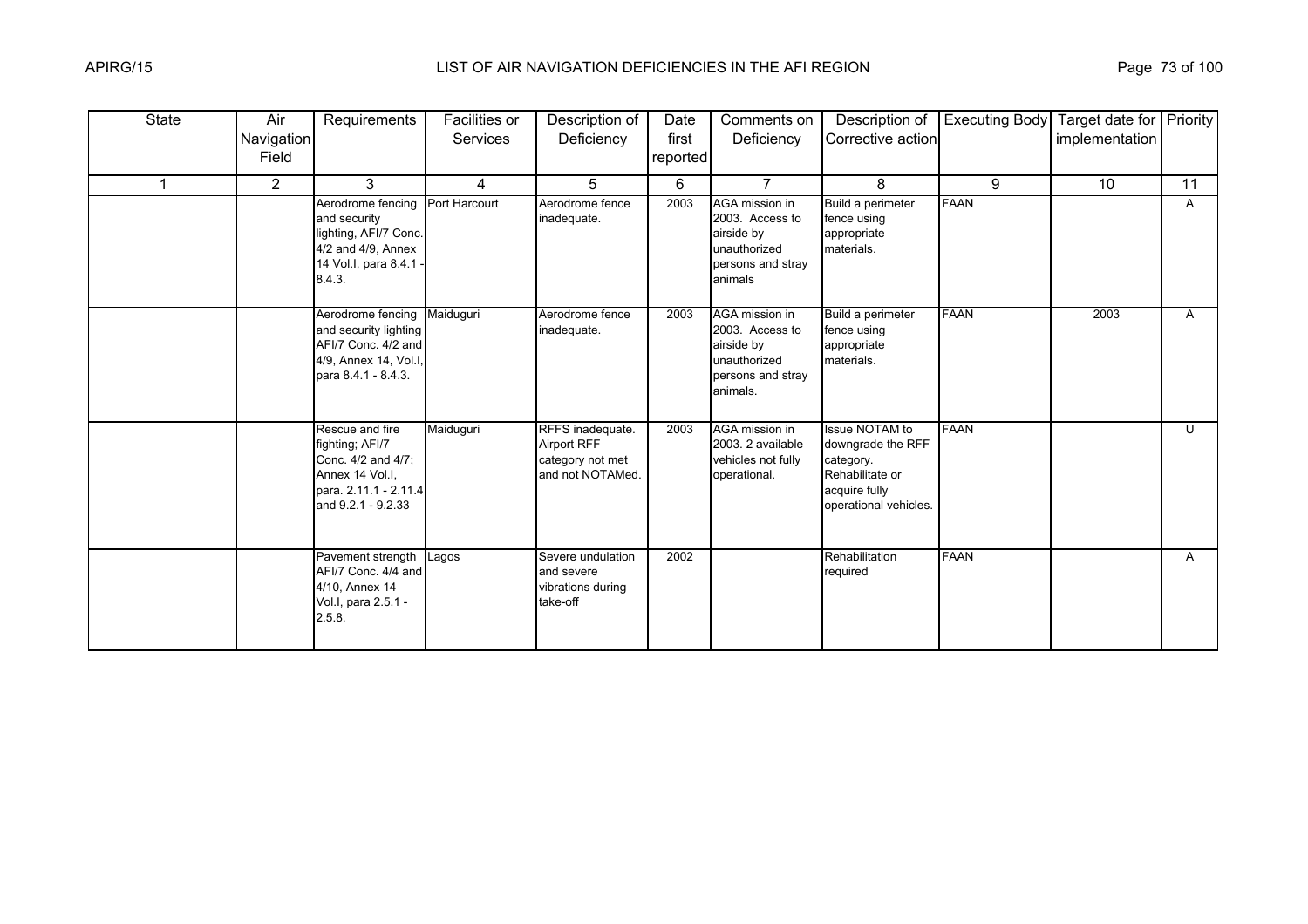| State | Air Navigation Field | Requirements | Facilities or Services | Description of Deficiency | Date first reported | Comments on Deficiency | Description of Corrective action | Executing Body | Target date for implementation | Priority |
|---|---|---|---|---|---|---|---|---|---|---|
| 1 | 2 | 3 | 4 | 5 | 6 | 7 | 8 | 9 | 10 | 11 |
| | | Aerodrome fencing and security lighting, AFI/7 Conc. 4/2 and 4/9, Annex 14 Vol.I, para 8.4.1 - 8.4.3. | Port Harcourt | Aerodrome fence inadequate. | 2003 | AGA mission in 2003. Access to airside by unauthorized persons and stray animals | Build a perimeter fence using appropriate materials. | FAAN | | A |
| | | Aerodrome fencing and security lighting AFI/7 Conc. 4/2 and 4/9, Annex 14, Vol.I, para 8.4.1 - 8.4.3. | Maiduguri | Aerodrome fence inadequate. | 2003 | AGA mission in 2003. Access to airside by unauthorized persons and stray animals. | Build a perimeter fence using appropriate materials. | FAAN | 2003 | A |
| | | Rescue and fire fighting; AFI/7 Conc. 4/2 and 4/7; Annex 14 Vol.I, para. 2.11.1 - 2.11.4 and 9.2.1 - 9.2.33 | Maiduguri | RFFS inadequate. Airport RFF category not met and not NOTAMed. | 2003 | AGA mission in 2003. 2 available vehicles not fully operational. | Issue NOTAM to downgrade the RFF category. Rehabilitate or acquire fully operational vehicles. | FAAN | | U |
| | | Pavement strength AFI/7 Conc. 4/4 and 4/10, Annex 14 Vol.I, para 2.5.1 - 2.5.8. | Lagos | Severe undulation and severe vibrations during take-off | 2002 | | Rehabilitation required | FAAN | | A |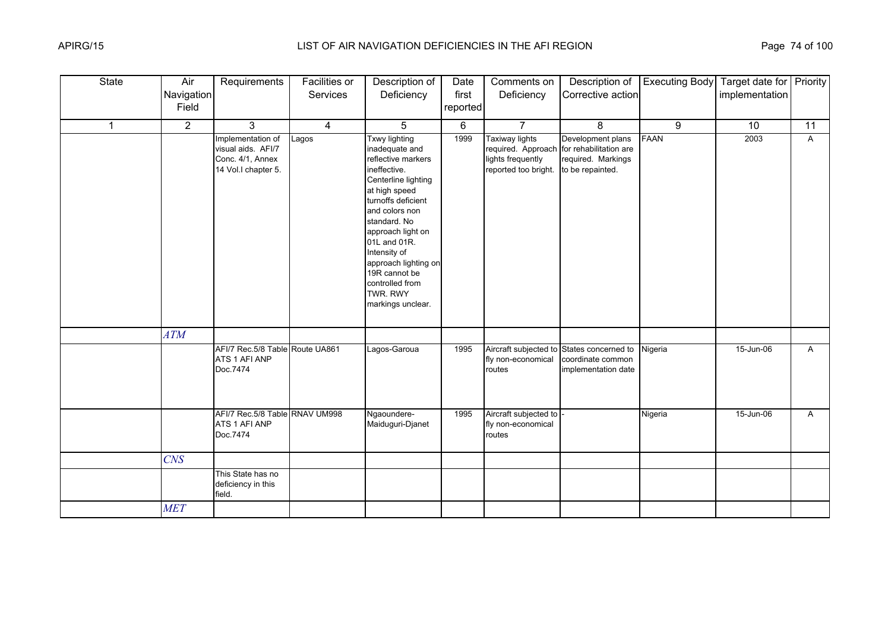| State | Air Navigation Field | Requirements | Facilities or Services | Description of Deficiency | Date first reported | Comments on Deficiency | Description of Corrective action | Executing Body | Target date for implementation | Priority |
|---|---|---|---|---|---|---|---|---|---|---|
| 1 | 2 | 3 | 4 | 5 | 6 | 7 | 8 | 9 | 10 | 11 |
| | | Implementation of visual aids. AFI/7 Conc. 4/1, Annex 14 Vol.I chapter 5. | Lagos | Txwy lighting inadequate and reflective markers ineffective. Centerline lighting at high speed turnoffs deficient and colors non standard. No approach light on 01L and 01R. Intensity of approach lighting on 19R cannot be controlled from TWR. RWY markings unclear. | 1999 | Taxiway lights required. Approach lights frequently reported too bright. | Development plans for rehabilitation are required. Markings to be repainted. | FAAN | 2003 | A |
| | *ATM* | | | | | | | | | |
| | | AFI/7 Rec.5/8 Table ATS 1 AFI ANP Doc.7474 | Route UA861 | Lagos-Garoua | 1995 | Aircraft subjected to fly non-economical routes | States concerned to coordinate common implementation date | Nigeria | 15-Jun-06 | A |
| | | AFI/7 Rec.5/8 Table ATS 1 AFI ANP Doc.7474 | RNAV UM998 | Ngaoundere-Maiduguri-Djanet | 1995 | Aircraft subjected to fly non-economical routes | - | Nigeria | 15-Jun-06 | A |
| | *CNS* | | | | | | | | | |
| | | This State has no deficiency in this field. | | | | | | | | |
| | *MET* | | | | | | | | | |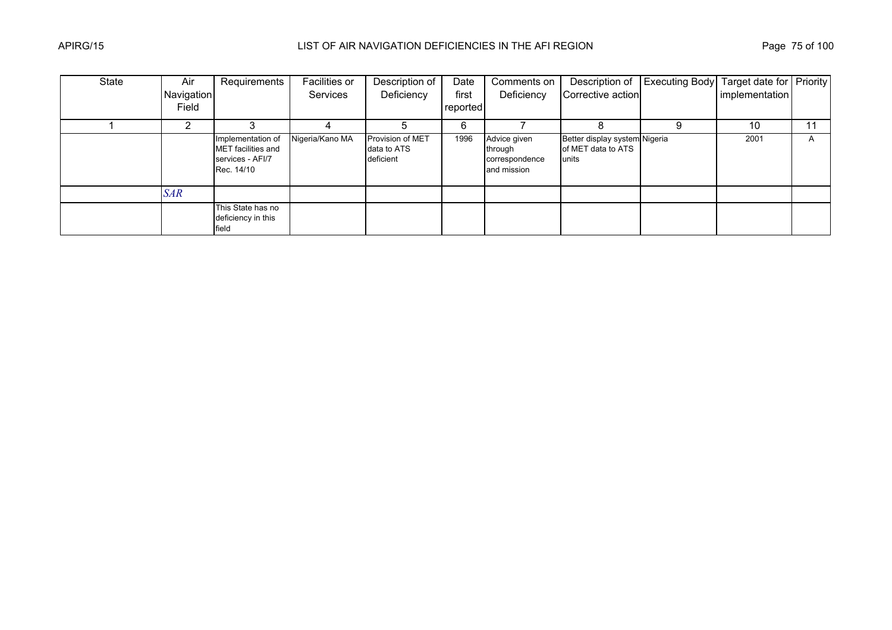| State | Air Navigation Field | Requirements | Facilities or Services | Description of Deficiency | Date first reported | Comments on Deficiency | Description of Corrective action | Executing Body | Target date for implementation | Priority |
|---|---|---|---|---|---|---|---|---|---|---|
| 1 | 2 | 3 | 4 | 5 | 6 | 7 | 8 | 9 | 10 | 11 |
| | | Implementation of MET facilities and services - AFI/7 Rec. 14/10 | Nigeria/Kano MA | Provision of MET data to ATS deficient | 1996 | Advice given through correspondence and mission | Better display system of MET data to ATS units | Nigeria | 2001 | A |
| | *SAR* | | | | | | | | | |
| | | This State has no deficiency in this field | | | | | | | | |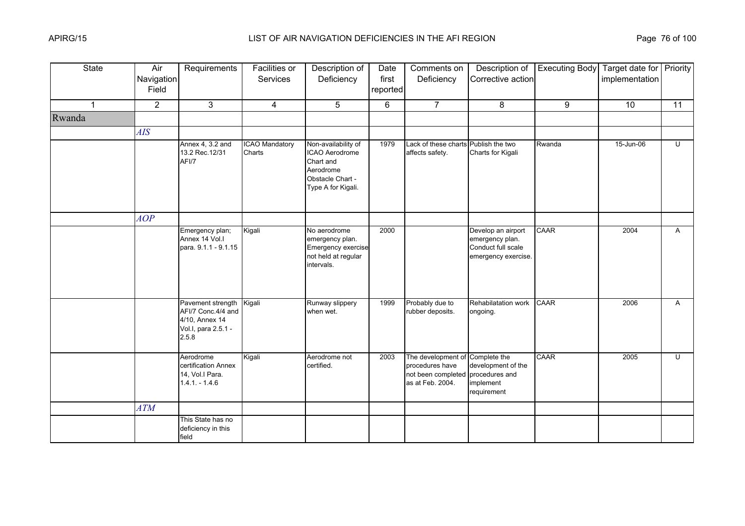| State | Air Navigation Field | Requirements | Facilities or Services | Description of Deficiency | Date first reported | Comments on Deficiency | Description of Corrective action | Executing Body | Target date for implementation | Priority |
|---|---|---|---|---|---|---|---|---|---|---|
| 1 | 2 | 3 | 4 | 5 | 6 | 7 | 8 | 9 | 10 | 11 |
| Rwanda | | | | | | | | | | |
| | *AIS* | | | | | | | | | |
| | | Annex 4, 3.2 and 13.2 Rec.12/31 AFI/7 | ICAO Mandatory Charts | Non-availability of ICAO Aerodrome Chart and Aerodrome Obstacle Chart - Type A for Kigali. | 1979 | Lack of these charts affects safety. | Publish the two Charts for Kigali | Rwanda | 15-Jun-06 | U |
| | *AOP* | | | | | | | | | |
| | | Emergency plan; Annex 14 Vol.I para. 9.1.1 - 9.1.15 | Kigali | No aerodrome emergency plan. Emergency exercise not held at regular intervals. | 2000 | | Develop an airport emergency plan. Conduct full scale emergency exercise. | CAAR | 2004 | A |
| | | Pavement strength AFI/7 Conc.4/4 and 4/10, Annex 14 Vol.I, para 2.5.1 - 2.5.8 | Kigali | Runway slippery when wet. | 1999 | Probably due to rubber deposits. | Rehabilatation work ongoing. | CAAR | 2006 | A |
| | | Aerodrome certification Annex 14, Vol.I Para. 1.4.1. - 1.4.6 | Kigali | Aerodrome not certified. | 2003 | The development of procedures have not been completed as at Feb. 2004. | Complete the development of the procedures and implement requirement | CAAR | 2005 | U |
| | *ATM* | | | | | | | | | |
| | | This State has no deficiency in this field | | | | | | | | |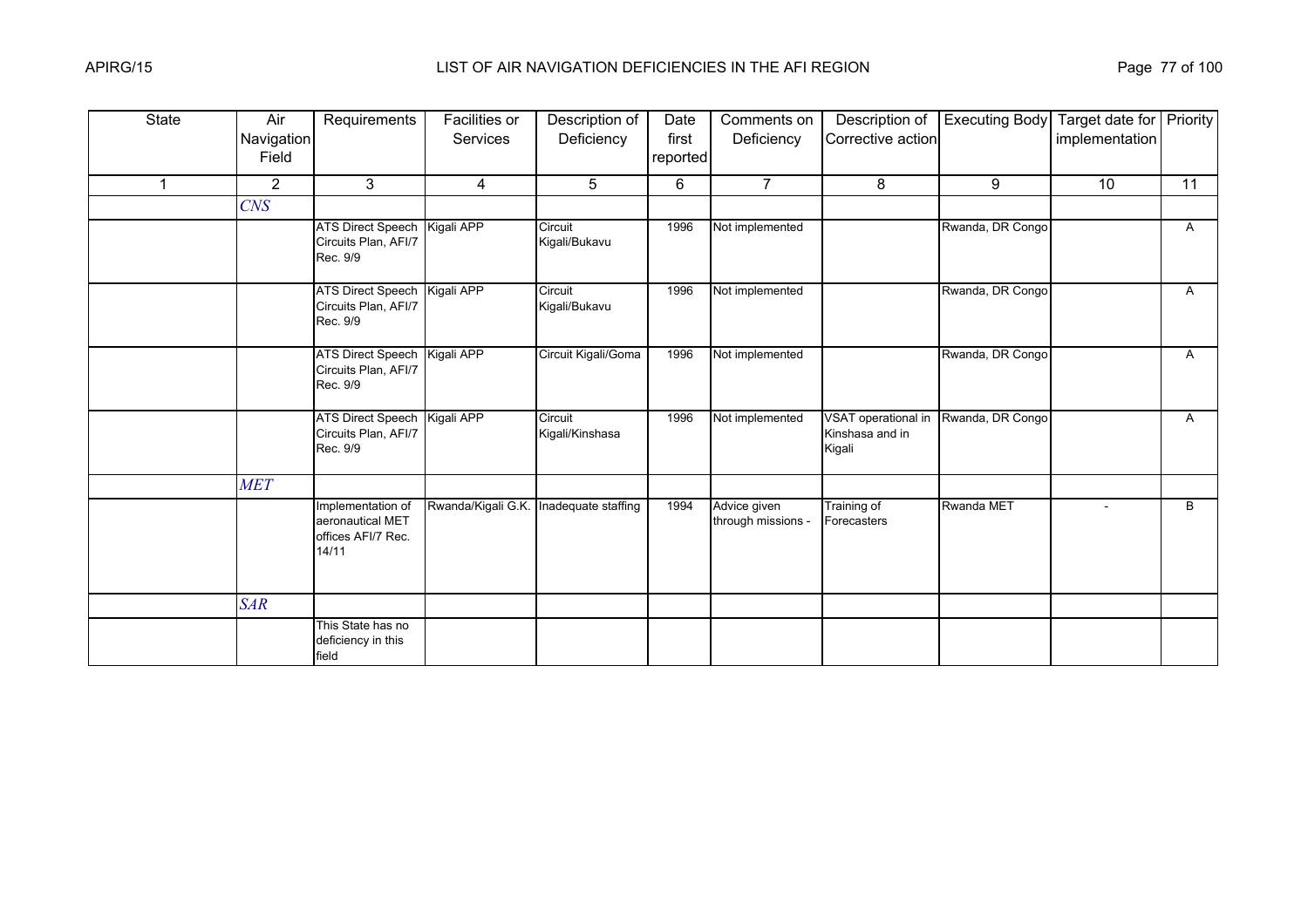| State | Air Navigation Field | Requirements | Facilities or Services | Description of Deficiency | Date first reported | Comments on Deficiency | Description of Corrective action | Executing Body | Target date for implementation | Priority |
|---|---|---|---|---|---|---|---|---|---|---|
| 1 | 2 | 3 | 4 | 5 | 6 | 7 | 8 | 9 | 10 | 11 |
| | *CNS* | | | | | | | | | |
| | | ATS Direct Speech Circuits Plan, AFI/7 Rec. 9/9 | Kigali APP | Circuit Kigali/Bukavu | 1996 | Not implemented | | Rwanda, DR Congo | | A |
| | | ATS Direct Speech Circuits Plan, AFI/7 Rec. 9/9 | Kigali APP | Circuit Kigali/Bukavu | 1996 | Not implemented | | Rwanda, DR Congo | | A |
| | | ATS Direct Speech Circuits Plan, AFI/7 Rec. 9/9 | Kigali APP | Circuit Kigali/Goma | 1996 | Not implemented | | Rwanda, DR Congo | | A |
| | | ATS Direct Speech Circuits Plan, AFI/7 Rec. 9/9 | Kigali APP | Circuit Kigali/Kinshasa | 1996 | Not implemented | VSAT operational in Kinshasa and in Kigali | Rwanda, DR Congo | | A |
| | *MET* | | | | | | | | | |
| | | Implementation of aeronautical MET offices AFI/7 Rec. 14/11 | Rwanda/Kigali G.K. | Inadequate staffing | 1994 | Advice given through missions - | Training of Forecasters | Rwanda MET | - | B |
| | *SAR* | | | | | | | | | |
| | | This State has no deficiency in this field | | | | | | | | |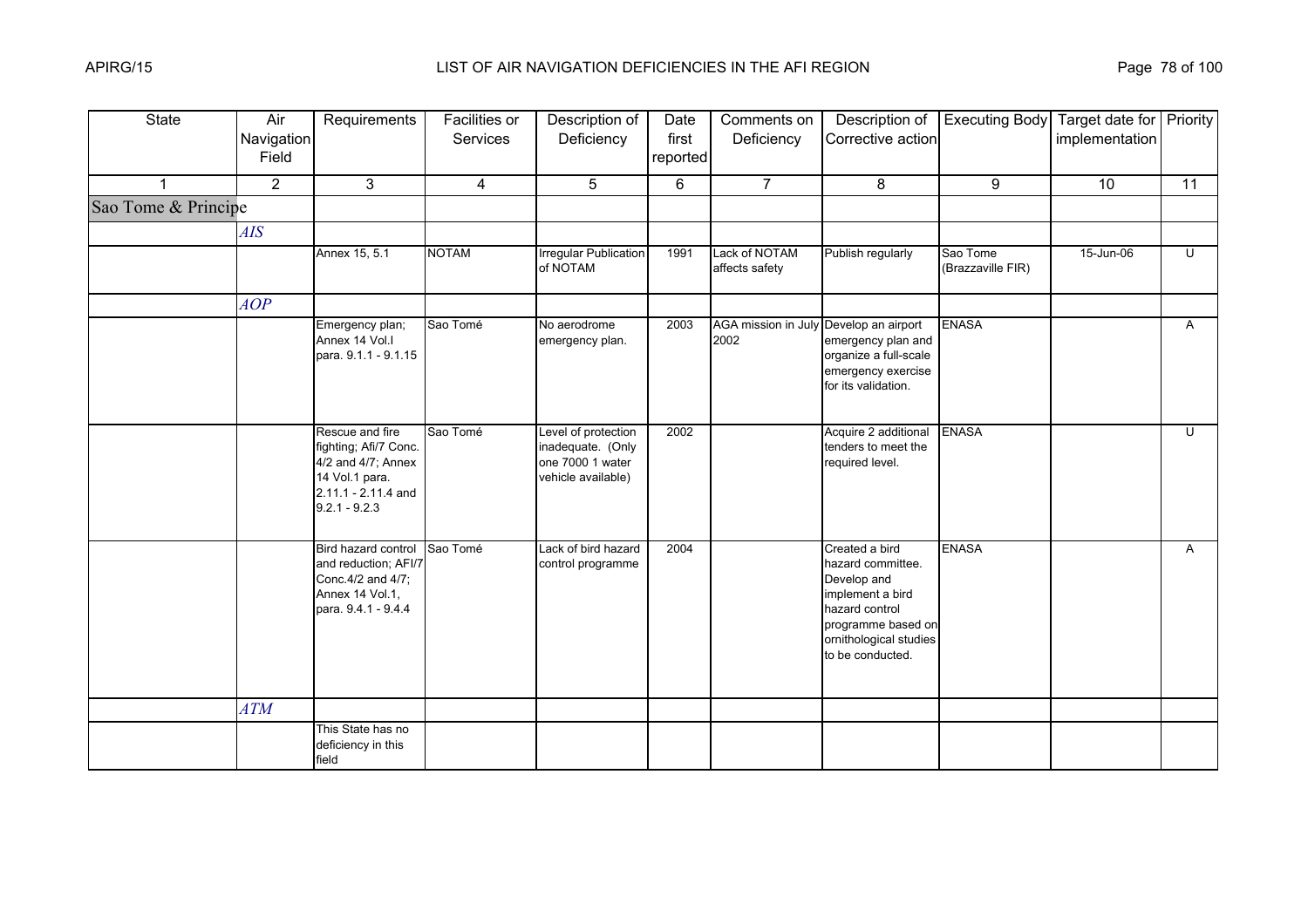# LIST OF AIR NAVIGATION DEFICIENCIES IN THE AFI REGION

| State | Air Navigation Field | Requirements | Facilities or Services | Description of Deficiency | Date first reported | Comments on Deficiency | Description of Corrective action | Executing Body | Target date for implementation | Priority |
|---|---|---|---|---|---|---|---|---|---|---|
| 1 | 2 | 3 | 4 | 5 | 6 | 7 | 8 | 9 | 10 | 11 |
| Sao Tome & Principe | | | | | | | | | | |
| | *AIS* | | | | | | | | | |
| | | Annex 15, 5.1 | NOTAM | Irregular Publication of NOTAM | 1991 | Lack of NOTAM affects safety | Publish regularly | Sao Tome (Brazzaville FIR) | 15-Jun-06 | U |
| | *AOP* | | | | | | | | | |
| | | Emergency plan; Annex 14 Vol.I para. 9.1.1 - 9.1.15 | Sao Tomé | No aerodrome emergency plan. | 2003 | AGA mission in July 2002 | Develop an airport emergency plan and organize a full-scale emergency exercise for its validation. | ENASA | | A |
| | | Rescue and fire fighting; Afi/7 Conc. 4/2 and 4/7; Annex 14 Vol.1 para. 2.11.1 - 2.11.4 and 9.2.1 - 9.2.3 | Sao Tomé | Level of protection inadequate. (Only one 7000 1 water vehicle available) | 2002 | | Acquire 2 additional tenders to meet the required level. | ENASA | | U |
| | | Bird hazard control and reduction; AFI/7 Conc.4/2 and 4/7; Annex 14 Vol.1, para. 9.4.1 - 9.4.4 | Sao Tomé | Lack of bird hazard control programme | 2004 | | Created a bird hazard committee. Develop and implement a bird hazard control programme based on ornithological studies to be conducted. | ENASA | | A |
| | *ATM* | | | | | | | | | |
| | | This State has no deficiency in this field | | | | | | | | |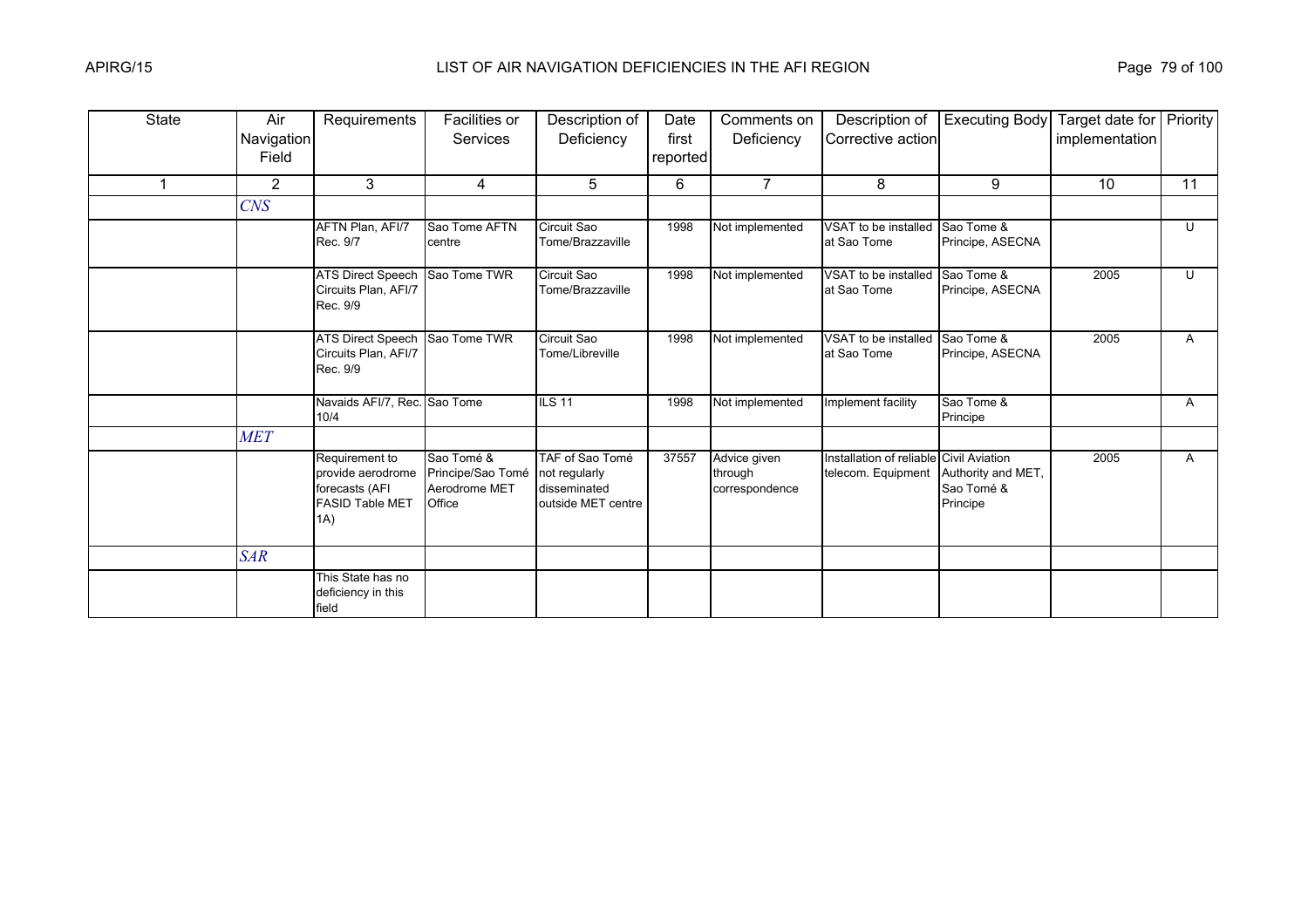| State | Air Navigation Field | Requirements | Facilities or Services | Description of Deficiency | Date first reported | Comments on Deficiency | Description of Corrective action | Executing Body | Target date for implementation | Priority |
|---|---|---|---|---|---|---|---|---|---|---|
| 1 | 2 | 3 | 4 | 5 | 6 | 7 | 8 | 9 | 10 | 11 |
| | *CNS* | | | | | | | | | |
| | | AFTN Plan, AFI/7 Rec. 9/7 | Sao Tome AFTN centre | Circuit Sao Tome/Brazzaville | 1998 | Not implemented | VSAT to be installed at Sao Tome | Sao Tome & Principe, ASECNA | | U |
| | | ATS Direct Speech Circuits Plan, AFI/7 Rec. 9/9 | Sao Tome TWR | Circuit Sao Tome/Brazzaville | 1998 | Not implemented | VSAT to be installed at Sao Tome | Sao Tome & Principe, ASECNA | 2005 | U |
| | | ATS Direct Speech Circuits Plan, AFI/7 Rec. 9/9 | Sao Tome TWR | Circuit Sao Tome/Libreville | 1998 | Not implemented | VSAT to be installed at Sao Tome | Sao Tome & Principe, ASECNA | 2005 | A |
| | | Navaids AFI/7, Rec. 10/4 | Sao Tome | ILS 11 | 1998 | Not implemented | Implement facility | Sao Tome & Principe | | A |
| | *MET* | | | | | | | | | |
| | | Requirement to provide aerodrome forecasts (AFI FASID Table MET 1A) | Sao Tomé & Principe/Sao Tomé Aerodrome MET Office | TAF of Sao Tomé not regularly disseminated outside MET centre | 37557 | Advice given through correspondence | Installation of reliable telecom. Equipment | Civil Aviation Authority and MET, Sao Tomé & Principe | 2005 | A |
| | *SAR* | | | | | | | | | |
| | | This State has no deficiency in this field | | | | | | | | |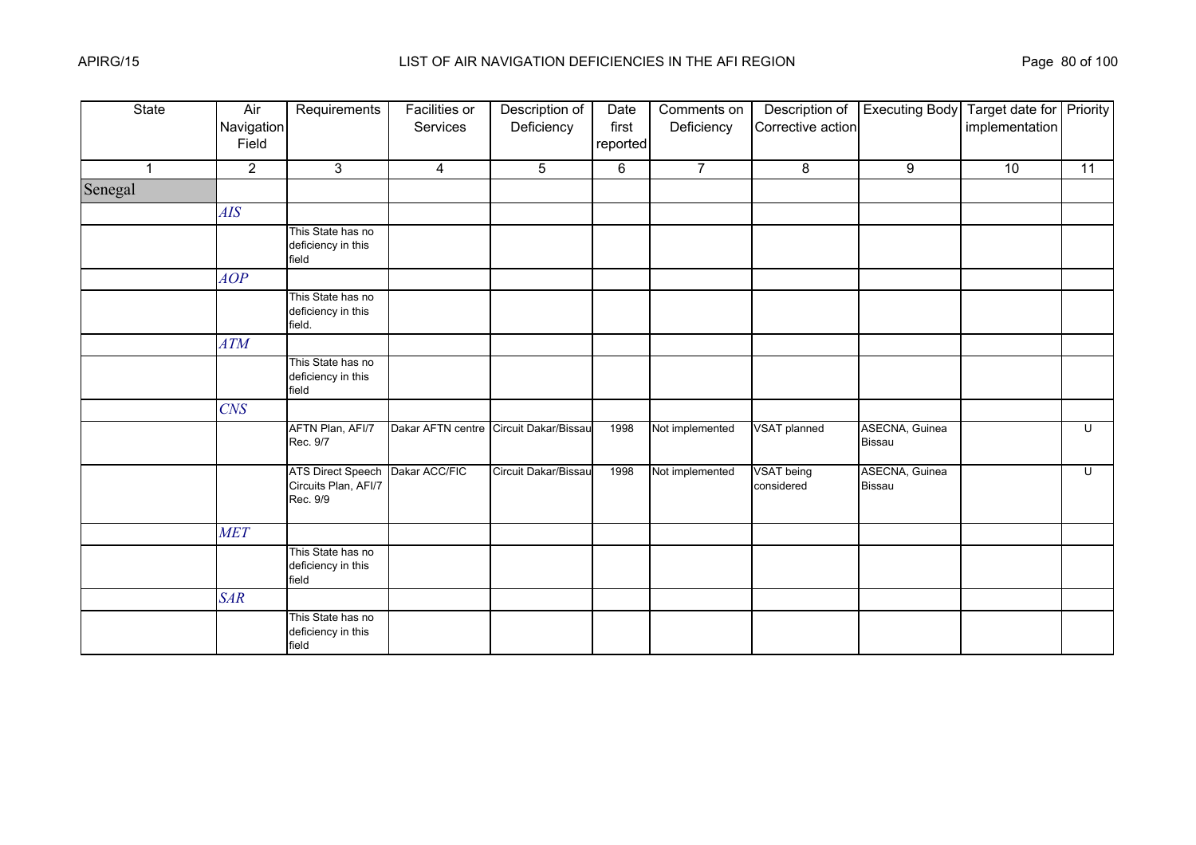| State | Air Navigation Field | Requirements | Facilities or Services | Description of Deficiency | Date first reported | Comments on Deficiency | Description of Corrective action | Executing Body | Target date for implementation | Priority |
|---|---|---|---|---|---|---|---|---|---|---|
| 1 | 2 | 3 | 4 | 5 | 6 | 7 | 8 | 9 | 10 | 11 |
| Senegal | | | | | | | | | | |
| | *AIS* | | | | | | | | | |
| | | This State has no deficiency in this field | | | | | | | | |
| | *AOP* | | | | | | | | | |
| | | This State has no deficiency in this field. | | | | | | | | |
| | *ATM* | | | | | | | | | |
| | | This State has no deficiency in this field | | | | | | | | |
| | *CNS* | | | | | | | | | |
| | | AFTN Plan, AFI/7 Rec. 9/7 | Dakar AFTN centre | Circuit Dakar/Bissau | 1998 | Not implemented | VSAT planned | ASECNA, Guinea Bissau | | U |
| | | ATS Direct Speech Circuits Plan, AFI/7 Rec. 9/9 | Dakar ACC/FIC | Circuit Dakar/Bissau | 1998 | Not implemented | VSAT being considered | ASECNA, Guinea Bissau | | U |
| | *MET* | | | | | | | | | |
| | | This State has no deficiency in this field | | | | | | | | |
| | *SAR* | | | | | | | | | |
| | | This State has no deficiency in this field | | | | | | | | |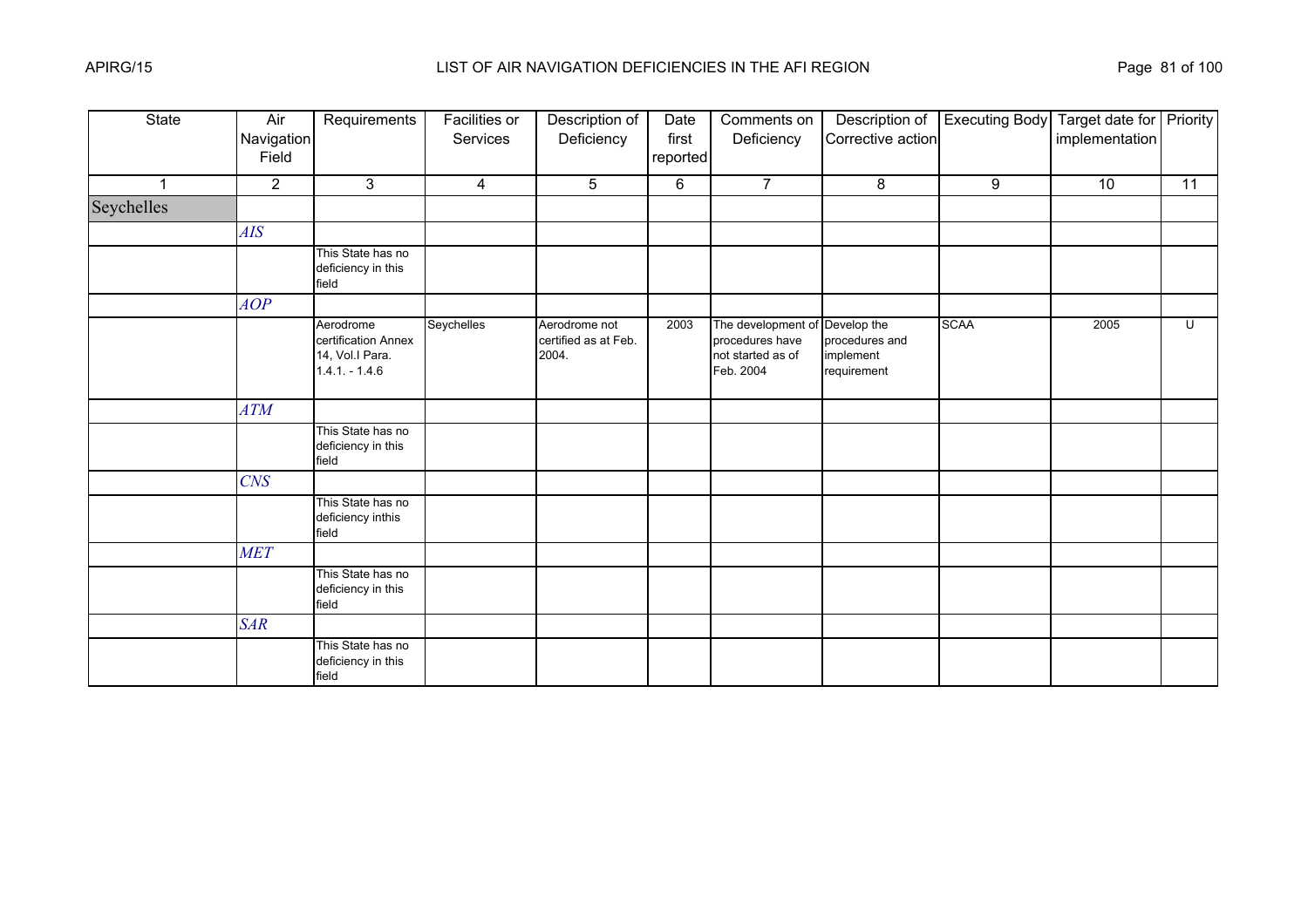| State | Air Navigation Field | Requirements | Facilities or Services | Description of Deficiency | Date first reported | Comments on Deficiency | Description of Corrective action | Executing Body | Target date for implementation | Priority |
|---|---|---|---|---|---|---|---|---|---|---|
| 1 | 2 | 3 | 4 | 5 | 6 | 7 | 8 | 9 | 10 | 11 |
| Seychelles | | | | | | | | | | |
| | *AIS* | | | | | | | | | |
| | | This State has no deficiency in this field | | | | | | | | |
| | *AOP* | | | | | | | | | |
| | | Aerodrome certification Annex 14, Vol.I Para. 1.4.1. - 1.4.6 | Seychelles | Aerodrome not certified as at Feb. 2004. | 2003 | The development of procedures have not started as of Feb. 2004 | Develop the procedures and implement requirement | SCAA | 2005 | U |
| | *ATM* | | | | | | | | | |
| | | This State has no deficiency in this field | | | | | | | | |
| | *CNS* | | | | | | | | | |
| | | This State has no deficiency inthis field | | | | | | | | |
| | *MET* | | | | | | | | | |
| | | This State has no deficiency in this field | | | | | | | | |
| | *SAR* | | | | | | | | | |
| | | This State has no deficiency in this field | | | | | | | | |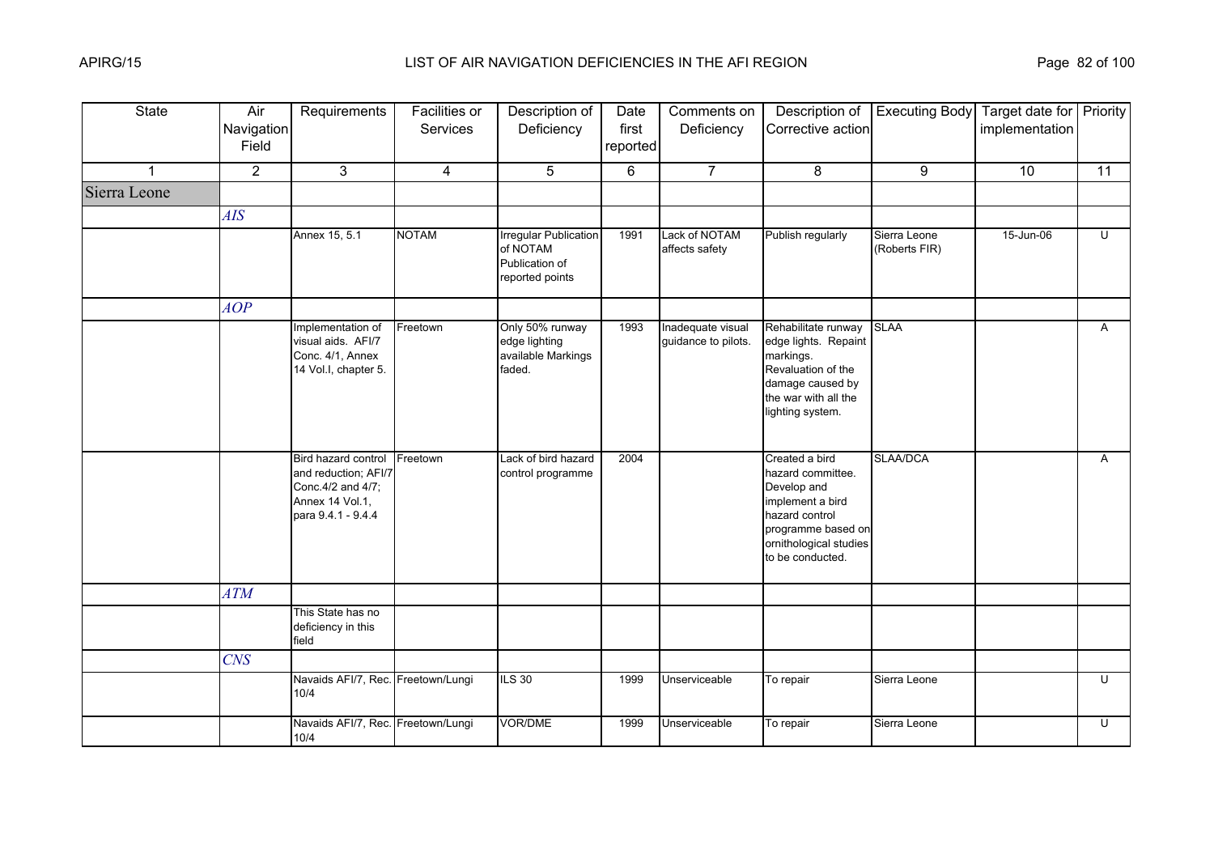# LIST OF AIR NAVIGATION DEFICIENCIES IN THE AFI REGION

| State | Air Navigation Field | Requirements | Facilities or Services | Description of Deficiency | Date first reported | Comments on Deficiency | Description of Corrective action | Executing Body | Target date for implementation | Priority |
|---|---|---|---|---|---|---|---|---|---|---|
| 1 | 2 | 3 | 4 | 5 | 6 | 7 | 8 | 9 | 10 | 11 |
| Sierra Leone | | | | | | | | | | |
| | *AIS* | | | | | | | | | |
| | | Annex 15, 5.1 | NOTAM | Irregular Publication of NOTAM Publication of reported points | 1991 | Lack of NOTAM affects safety | Publish regularly | Sierra Leone (Roberts FIR) | 15-Jun-06 | U |
| | *AOP* | | | | | | | | | |
| | | Implementation of visual aids. AFI/7 Conc. 4/1, Annex 14 Vol.I, chapter 5. | Freetown | Only 50% runway edge lighting available Markings faded. | 1993 | Inadequate visual guidance to pilots. | Rehabilitate runway edge lights. Repaint markings. Revaluation of the damage caused by the war with all the lighting system. | SLAA | | A |
| | | Bird hazard control and reduction; AFI/7 Conc.4/2 and 4/7; Annex 14 Vol.1, para 9.4.1 - 9.4.4 | Freetown | Lack of bird hazard control programme | 2004 | | Created a bird hazard committee. Develop and implement a bird hazard control programme based on ornithological studies to be conducted. | SLAA/DCA | | A |
| | *ATM* | | | | | | | | | |
| | | This State has no deficiency in this field | | | | | | | | |
| | *CNS* | | | | | | | | | |
| | | Navaids AFI/7, Rec. 10/4 | Freetown/Lungi | ILS 30 | 1999 | Unserviceable | To repair | Sierra Leone | | U |
| | | Navaids AFI/7, Rec. 10/4 | Freetown/Lungi | VOR/DME | 1999 | Unserviceable | To repair | Sierra Leone | | U |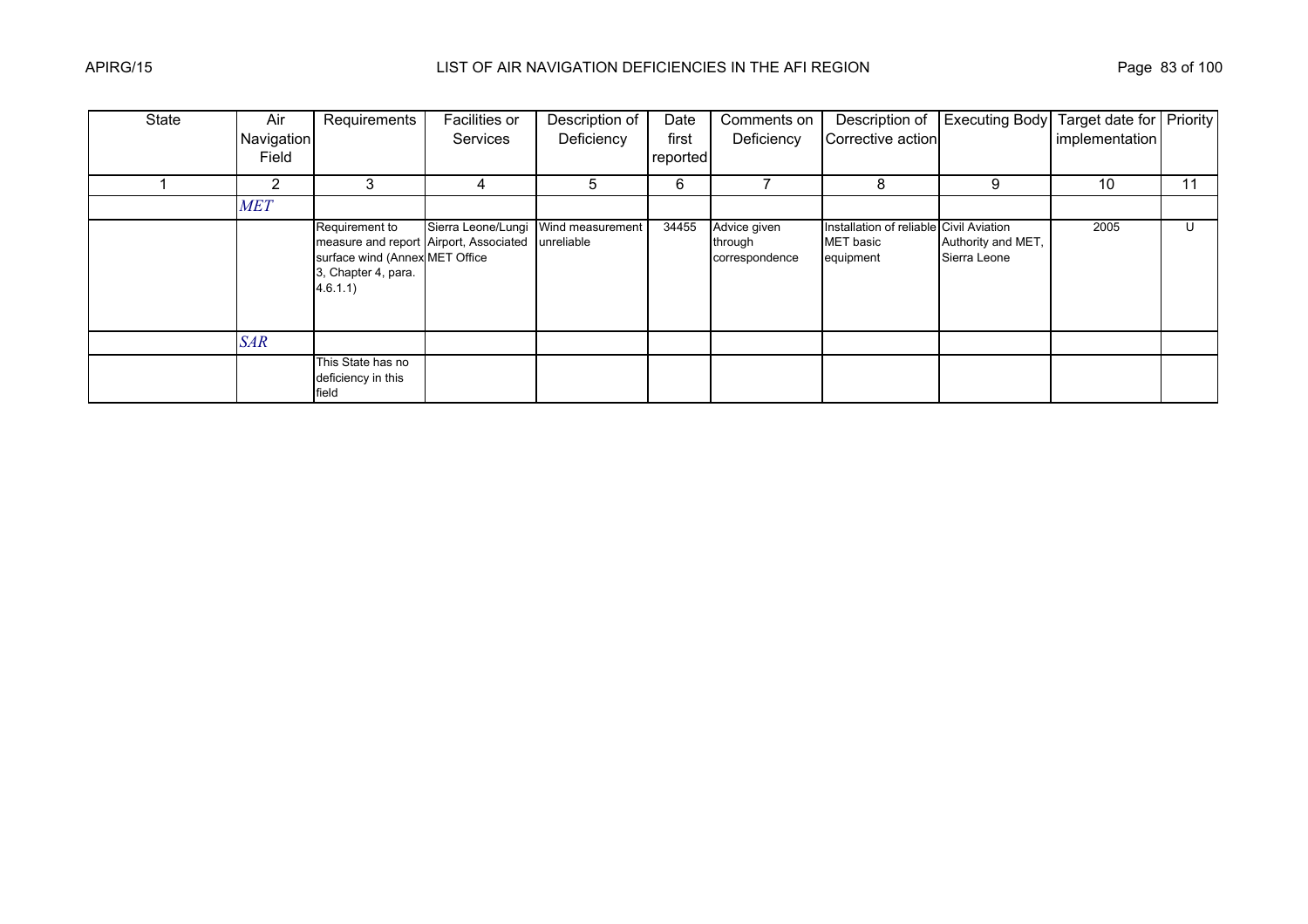| State | Air Navigation Field | Requirements | Facilities or Services | Description of Deficiency | Date first reported | Comments on Deficiency | Description of Corrective action | Executing Body | Target date for implementation | Priority |
|---|---|---|---|---|---|---|---|---|---|---|
| 1 | 2 | 3 | 4 | 5 | 6 | 7 | 8 | 9 | 10 | 11 |
| | *MET* | | | | | | | | | |
| | | Requirement to measure and report surface wind (Annex 3, Chapter 4, para. 4.6.1.1) | Sierra Leone/Lungi Airport, Associated MET Office | Wind measurement unreliable | 34455 | Advice given through correspondence | Installation of reliable MET basic equipment | Civil Aviation Authority and MET, Sierra Leone | 2005 | U |
| | *SAR* | | | | | | | | | |
| | | This State has no deficiency in this field | | | | | | | | |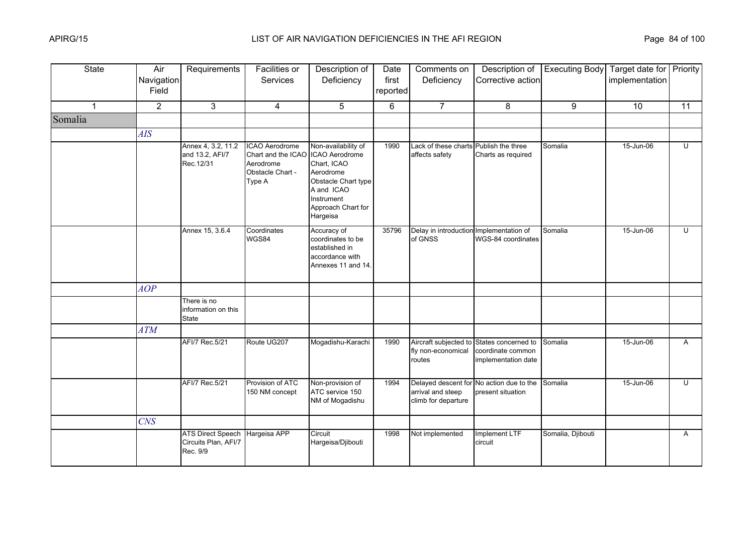| State | Air Navigation Field | Requirements | Facilities or Services | Description of Deficiency | Date first reported | Comments on Deficiency | Description of Corrective action | Executing Body | Target date for implementation | Priority |
|---|---|---|---|---|---|---|---|---|---|---|
| 1 | 2 | 3 | 4 | 5 | 6 | 7 | 8 | 9 | 10 | 11 |
| Somalia | | | | | | | | | | |
| | *AIS* | | | | | | | | | |
| | | Annex 4, 3.2, 11.2 and 13.2, AFI/7 Rec.12/31 | ICAO Aerodrome Chart and the ICAO Aerodrome Obstacle Chart - Type A | Non-availability of ICAO Aerodrome Chart, ICAO Aerodrome Obstacle Chart type A and ICAO Instrument Approach Chart for Hargeisa | 1990 | Lack of these charts affects safety | Publish the three Charts as required | Somalia | 15-Jun-06 | U |
| | | Annex 15, 3.6.4 | Coordinates WGS84 | Accuracy of coordinates to be established in accordance with Annexes 11 and 14. | 35796 | Delay in introduction of GNSS | Implementation of WGS-84 coordinates | Somalia | 15-Jun-06 | U |
| | *AOP* | | | | | | | | | |
| | | There is no information on this State | | | | | | | | |
| | *ATM* | | | | | | | | | |
| | | AFI/7 Rec.5/21 | Route UG207 | Mogadishu-Karachi | 1990 | Aircraft subjected to fly non-economical routes | States concerned to coordinate common implementation date | Somalia | 15-Jun-06 | A |
| | | AFI/7 Rec.5/21 | Provision of ATC 150 NM concept | Non-provision of ATC service 150 NM of Mogadishu | 1994 | Delayed descent for arrival and steep climb for departure | No action due to the present situation | Somalia | 15-Jun-06 | U |
| | *CNS* | | | | | | | | | |
| | | ATS Direct Speech Circuits Plan, AFI/7 Rec. 9/9 | Hargeisa APP | Circuit Hargeisa/Djibouti | 1998 | Not implemented | Implement LTF circuit | Somalia, Djibouti | | A |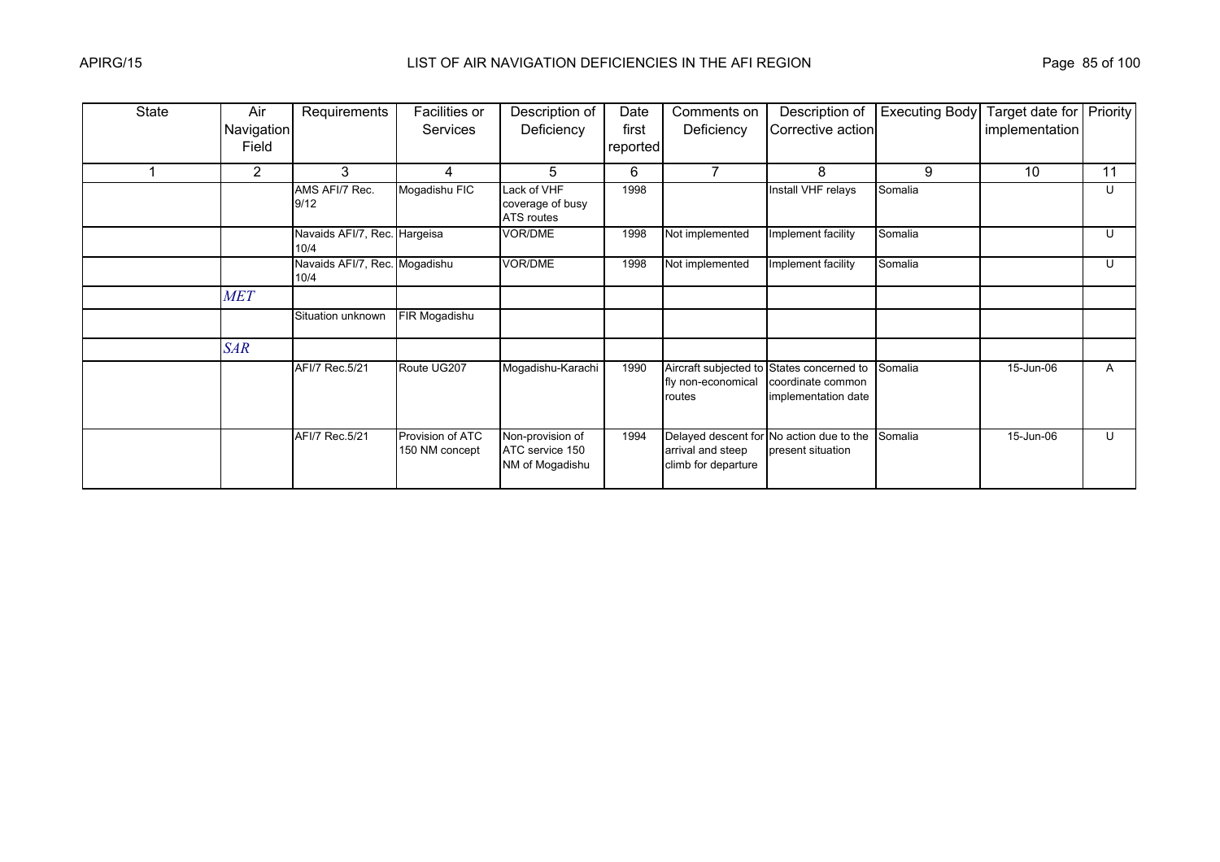| State | Air Navigation Field | Requirements | Facilities or Services | Description of Deficiency | Date first reported | Comments on Deficiency | Description of Corrective action | Executing Body | Target date for implementation | Priority |
|---|---|---|---|---|---|---|---|---|---|---|
| 1 | 2 | 3 | 4 | 5 | 6 | 7 | 8 | 9 | 10 | 11 |
| | | AMS AFI/7 Rec. 9/12 | Mogadishu FIC | Lack of VHF coverage of busy ATS routes | 1998 | | Install VHF relays | Somalia | | U |
| | | Navaids AFI/7, Rec. 10/4 | Hargeisa | VOR/DME | 1998 | Not implemented | Implement facility | Somalia | | U |
| | | Navaids AFI/7, Rec. 10/4 | Mogadishu | VOR/DME | 1998 | Not implemented | Implement facility | Somalia | | U |
| | *MET* | | | | | | | | | |
| | | Situation unknown | FIR Mogadishu | | | | | | | |
| | *SAR* | | | | | | | | | |
| | | AFI/7 Rec.5/21 | Route UG207 | Mogadishu-Karachi | 1990 | Aircraft subjected to fly non-economical routes | States concerned to coordinate common implementation date | Somalia | 15-Jun-06 | A |
| | | AFI/7 Rec.5/21 | Provision of ATC 150 NM concept | Non-provision of ATC service 150 NM of Mogadishu | 1994 | Delayed descent for arrival and steep climb for departure | No action due to the present situation | Somalia | 15-Jun-06 | U |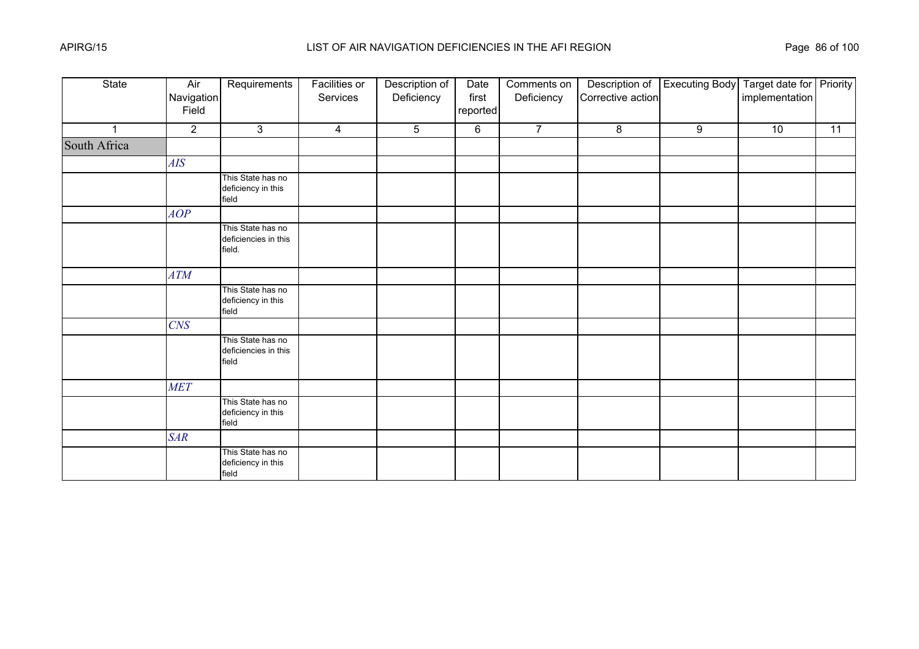# LIST OF AIR NAVIGATION DEFICIENCIES IN THE AFI REGION

| State | Air Navigation Field | Requirements | Facilities or Services | Description of Deficiency | Date first reported | Comments on Deficiency | Description of Corrective action | Executing Body | Target date for implementation | Priority |
|---|---|---|---|---|---|---|---|---|---|---|
| 1 | 2 | 3 | 4 | 5 | 6 | 7 | 8 | 9 | 10 | 11 |
| South Africa | | | | | | | | | | |
| | *AIS* | | | | | | | | | |
| | | This State has no deficiency in this field | | | | | | | | |
| | *AOP* | | | | | | | | | |
| | | This State has no deficiencies in this field. | | | | | | | | |
| | *ATM* | | | | | | | | | |
| | | This State has no deficiency in this field | | | | | | | | |
| | *CNS* | | | | | | | | | |
| | | This State has no deficiencies in this field | | | | | | | | |
| | *MET* | | | | | | | | | |
| | | This State has no deficiency in this field | | | | | | | | |
| | *SAR* | | | | | | | | | |
| | | This State has no deficiency in this field | | | | | | | | |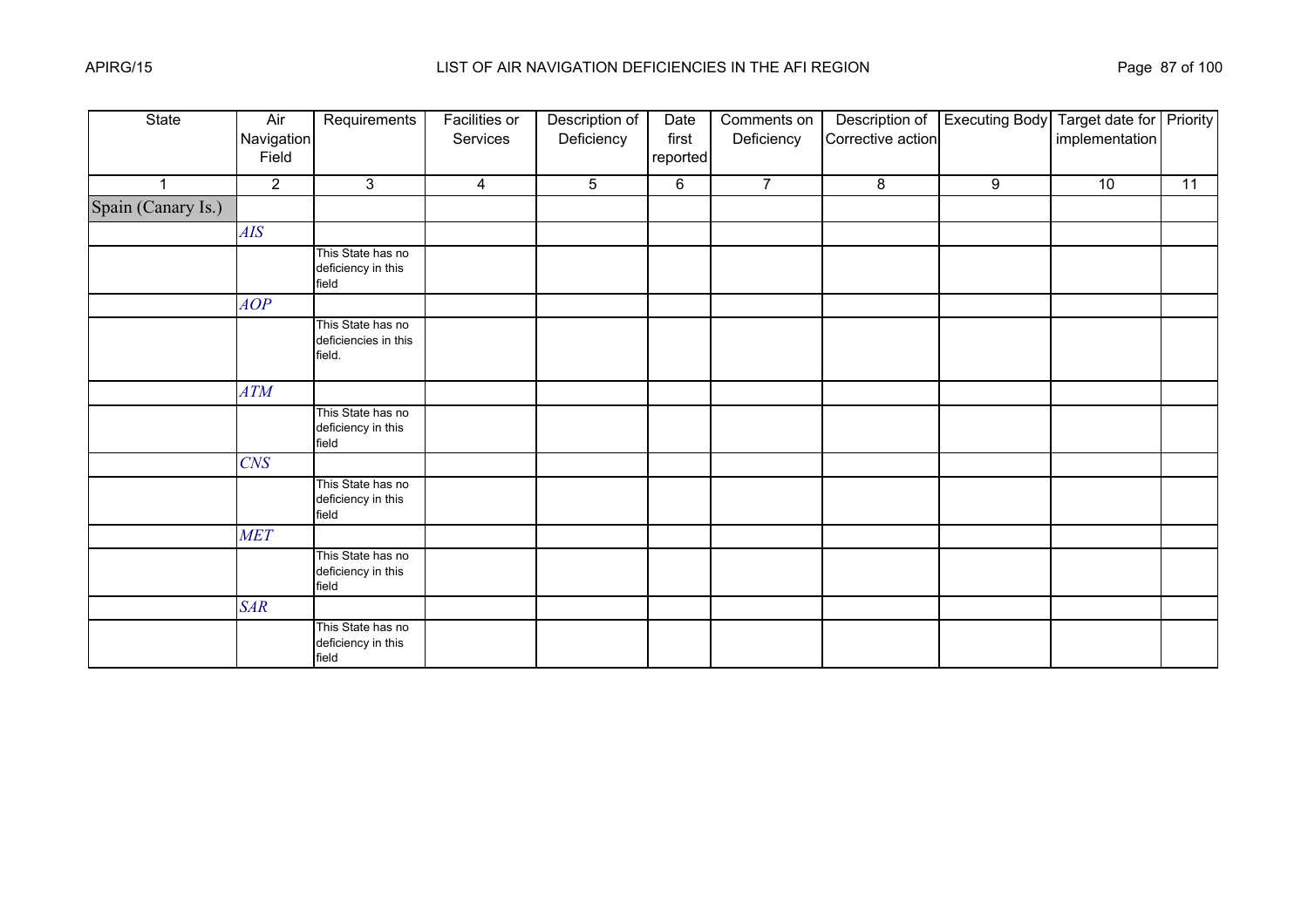| State | Air Navigation Field | Requirements | Facilities or Services | Description of Deficiency | Date first reported | Comments on Deficiency | Description of Corrective action | Executing Body | Target date for implementation | Priority |
|---|---|---|---|---|---|---|---|---|---|---|
| 1 | 2 | 3 | 4 | 5 | 6 | 7 | 8 | 9 | 10 | 11 |
| Spain (Canary Is.) | | | | | | | | | | |
| | *AIS* | | | | | | | | | |
| | | This State has no deficiency in this field | | | | | | | | |
| | *AOP* | | | | | | | | | |
| | | This State has no deficiencies in this field. | | | | | | | | |
| | *ATM* | | | | | | | | | |
| | | This State has no deficiency in this field | | | | | | | | |
| | *CNS* | | | | | | | | | |
| | | This State has no deficiency in this field | | | | | | | | |
| | *MET* | | | | | | | | | |
| | | This State has no deficiency in this field | | | | | | | | |
| | *SAR* | | | | | | | | | |
| | | This State has no deficiency in this field | | | | | | | | |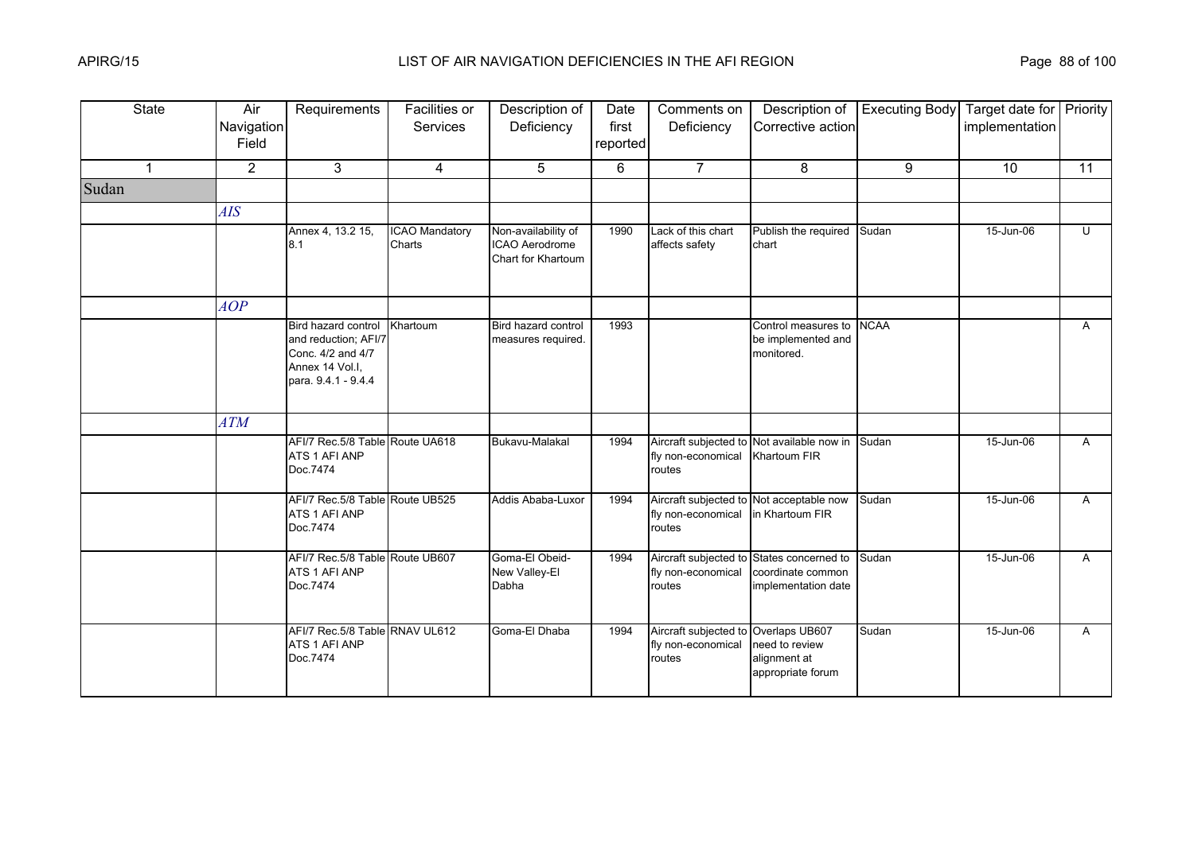| State | Air Navigation Field | Requirements | Facilities or Services | Description of Deficiency | Date first reported | Comments on Deficiency | Description of Corrective action | Executing Body | Target date for implementation | Priority |
|---|---|---|---|---|---|---|---|---|---|---|
| 1 | 2 | 3 | 4 | 5 | 6 | 7 | 8 | 9 | 10 | 11 |
| Sudan | | | | | | | | | | |
| | *AIS* | | | | | | | | | |
| | | Annex 4, 13.2 15, 8.1 | ICAO Mandatory Charts | Non-availability of ICAO Aerodrome Chart for Khartoum | 1990 | Lack of this chart affects safety | Publish the required chart | Sudan | 15-Jun-06 | U |
| | *AOP* | | | | | | | | | |
| | | Bird hazard control and reduction; AFI/7 Conc. 4/2 and 4/7 Annex 14 Vol.I, para. 9.4.1 - 9.4.4 | Khartoum | Bird hazard control measures required. | 1993 | | Control measures to be implemented and monitored. | NCAA | | A |
| | *ATM* | | | | | | | | | |
| | | AFI/7 Rec.5/8 Table ATS 1 AFI ANP Doc.7474 | Route UA618 | Bukavu-Malakal | 1994 | Aircraft subjected to fly non-economical routes | Not available now in Khartoum FIR | Sudan | 15-Jun-06 | A |
| | | AFI/7 Rec.5/8 Table ATS 1 AFI ANP Doc.7474 | Route UB525 | Addis Ababa-Luxor | 1994 | Aircraft subjected to fly non-economical routes | Not acceptable now in Khartoum FIR | Sudan | 15-Jun-06 | A |
| | | AFI/7 Rec.5/8 Table ATS 1 AFI ANP Doc.7474 | Route UB607 | Goma-El Obeid-New Valley-El Dabha | 1994 | Aircraft subjected to fly non-economical routes | States concerned to coordinate common implementation date | Sudan | 15-Jun-06 | A |
| | | AFI/7 Rec.5/8 Table ATS 1 AFI ANP Doc.7474 | RNAV UL612 | Goma-El Dhaba | 1994 | Aircraft subjected to fly non-economical routes | Overlaps UB607 need to review alignment at appropriate forum | Sudan | 15-Jun-06 | A |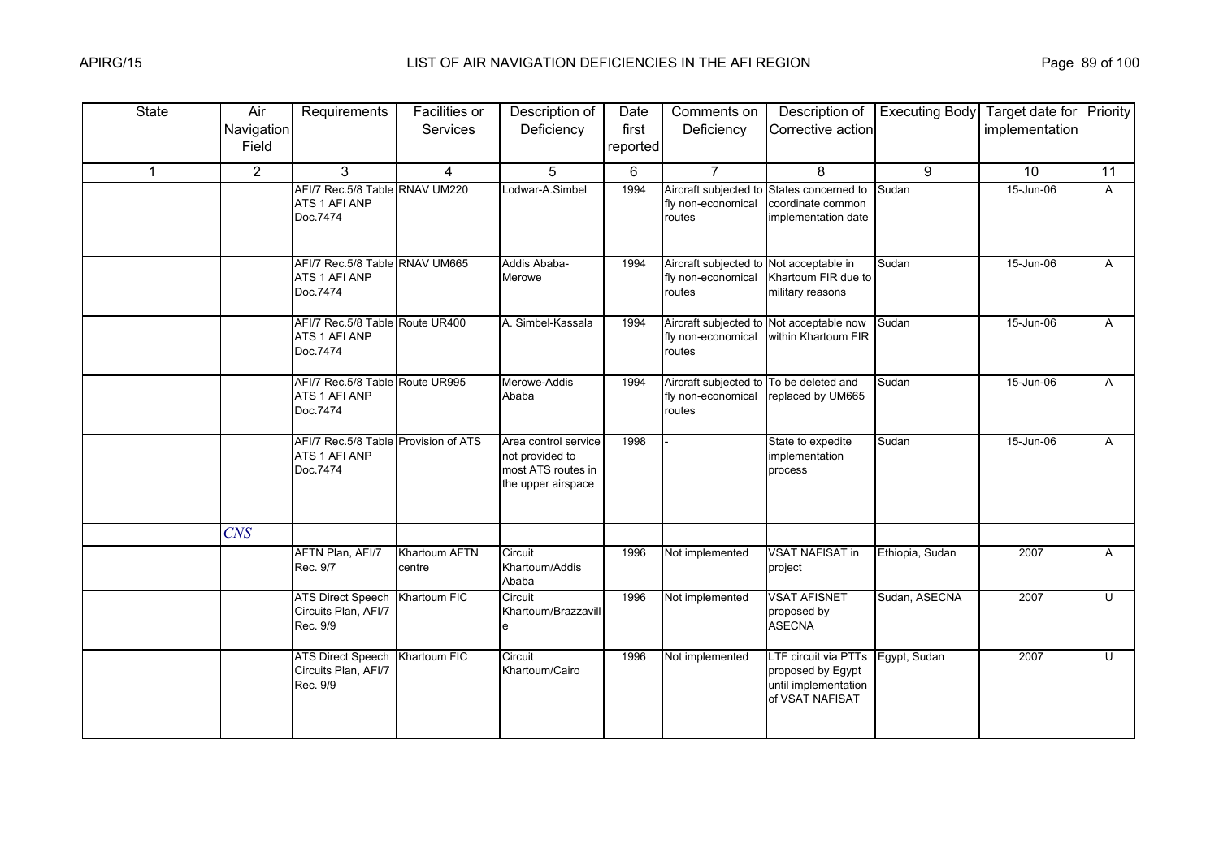| State | Air Navigation Field | Requirements | Facilities or Services | Description of Deficiency | Date first reported | Comments on Deficiency | Description of Corrective action | Executing Body | Target date for implementation | Priority |
|---|---|---|---|---|---|---|---|---|---|---|
| 1 | 2 | 3 | 4 | 5 | 6 | 7 | 8 | 9 | 10 | 11 |
| | | AFI/7 Rec.5/8 Table ATS 1 AFI ANP Doc.7474 | RNAV UM220 | Lodwar-A.Simbel | 1994 | Aircraft subjected to fly non-economical routes | States concerned to coordinate common implementation date | Sudan | 15-Jun-06 | A |
| | | AFI/7 Rec.5/8 Table ATS 1 AFI ANP Doc.7474 | RNAV UM665 | Addis Ababa-Merowe | 1994 | Aircraft subjected to fly non-economical routes | Not acceptable in Khartoum FIR due to military reasons | Sudan | 15-Jun-06 | A |
| | | AFI/7 Rec.5/8 Table ATS 1 AFI ANP Doc.7474 | Route UR400 | A. Simbel-Kassala | 1994 | Aircraft subjected to fly non-economical routes | Not acceptable now within Khartoum FIR | Sudan | 15-Jun-06 | A |
| | | AFI/7 Rec.5/8 Table ATS 1 AFI ANP Doc.7474 | Route UR995 | Merowe-Addis Ababa | 1994 | Aircraft subjected to fly non-economical routes | To be deleted and replaced by UM665 | Sudan | 15-Jun-06 | A |
| | | AFI/7 Rec.5/8 Table ATS 1 AFI ANP Doc.7474 | Provision of ATS | Area control service not provided to most ATS routes in the upper airspace | 1998 | - | State to expedite implementation process | Sudan | 15-Jun-06 | A |
| | *CNS* | | | | | | | | | |
| | | AFTN Plan, AFI/7 Rec. 9/7 | Khartoum AFTN centre | Circuit Khartoum/Addis Ababa | 1996 | Not implemented | VSAT NAFISAT in project | Ethiopia, Sudan | 2007 | A |
| | | ATS Direct Speech Circuits Plan, AFI/7 Rec. 9/9 | Khartoum FIC | Circuit Khartoum/Brazzaville | 1996 | Not implemented | VSAT AFISNET proposed by ASECNA | Sudan, ASECNA | 2007 | U |
| | | ATS Direct Speech Circuits Plan, AFI/7 Rec. 9/9 | Khartoum FIC | Circuit Khartoum/Cairo | 1996 | Not implemented | LTF circuit via PTTs proposed by Egypt until implementation of VSAT NAFISAT | Egypt, Sudan | 2007 | U |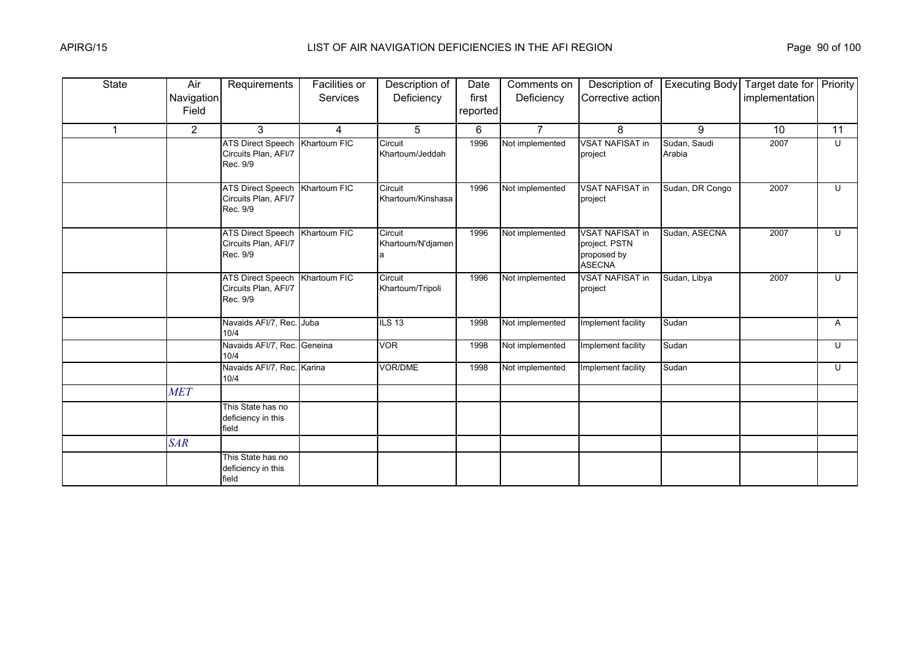| State | Air Navigation Field | Requirements | Facilities or Services | Description of Deficiency | Date first reported | Comments on Deficiency | Description of Corrective action | Executing Body | Target date for implementation | Priority |
|---|---|---|---|---|---|---|---|---|---|---|
| 1 | 2 | 3 | 4 | 5 | 6 | 7 | 8 | 9 | 10 | 11 |
| | | ATS Direct Speech Circuits Plan, AFI/7 Rec. 9/9 | Khartoum FIC | Circuit Khartoum/Jeddah | 1996 | Not implemented | VSAT NAFISAT in project | Sudan, Saudi Arabia | 2007 | U |
| | | ATS Direct Speech Circuits Plan, AFI/7 Rec. 9/9 | Khartoum FIC | Circuit Khartoum/Kinshasa | 1996 | Not implemented | VSAT NAFISAT in project | Sudan, DR Congo | 2007 | U |
| | | ATS Direct Speech Circuits Plan, AFI/7 Rec. 9/9 | Khartoum FIC | Circuit Khartoum/N'djamena | 1996 | Not implemented | VSAT NAFISAT in project. PSTN proposed by ASECNA | Sudan, ASECNA | 2007 | U |
| | | ATS Direct Speech Circuits Plan, AFI/7 Rec. 9/9 | Khartoum FIC | Circuit Khartoum/Tripoli | 1996 | Not implemented | VSAT NAFISAT in project | Sudan, Libya | 2007 | U |
| | | Navaids AFI/7, Rec. 10/4 | Juba | ILS 13 | 1998 | Not implemented | Implement facility | Sudan | | A |
| | | Navaids AFI/7, Rec. 10/4 | Geneina | VOR | 1998 | Not implemented | Implement facility | Sudan | | U |
| | | Navaids AFI/7, Rec. 10/4 | Karina | VOR/DME | 1998 | Not implemented | Implement facility | Sudan | | U |
| | *MET* | | | | | | | | | |
| | | This State has no deficiency in this field | | | | | | | | |
| | *SAR* | | | | | | | | | |
| | | This State has no deficiency in this field | | | | | | | | |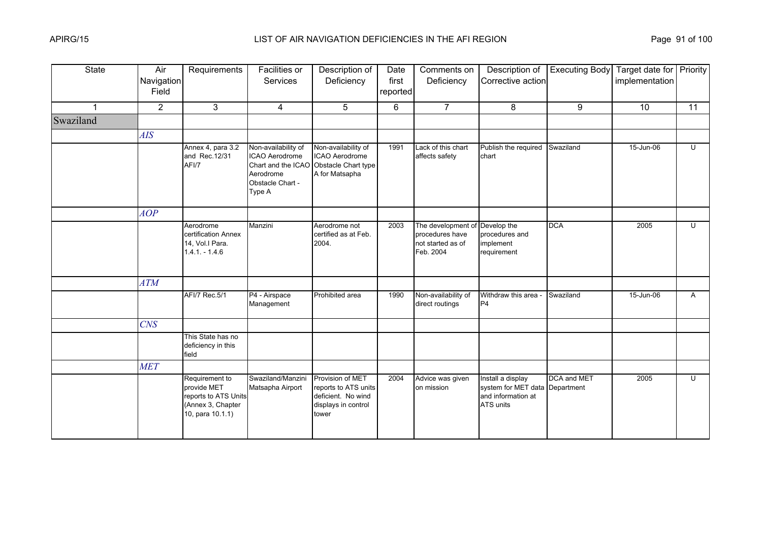| State | Air Navigation Field | Requirements | Facilities or Services | Description of Deficiency | Date first reported | Comments on Deficiency | Description of Corrective action | Executing Body | Target date for implementation | Priority |
|---|---|---|---|---|---|---|---|---|---|---|
| 1 | 2 | 3 | 4 | 5 | 6 | 7 | 8 | 9 | 10 | 11 |
| Swaziland | | | | | | | | | | |
| | *AIS* | | | | | | | | | |
| | | Annex 4, para 3.2 and Rec.12/31 AFI/7 | Non-availability of ICAO Aerodrome Chart and the ICAO Aerodrome Obstacle Chart - Type A | Non-availability of ICAO Aerodrome Obstacle Chart type A for Matsapha | 1991 | Lack of this chart affects safety | Publish the required chart | Swaziland | 15-Jun-06 | U |
| | *AOP* | | | | | | | | | |
| | | Aerodrome certification Annex 14, Vol.I Para. 1.4.1. - 1.4.6 | Manzini | Aerodrome not certified as at Feb. 2004. | 2003 | The development of procedures have not started as of Feb. 2004 | Develop the procedures and implement requirement | DCA | 2005 | U |
| | *ATM* | | | | | | | | | |
| | | AFI/7 Rec.5/1 | P4 - Airspace Management | Prohibited area | 1990 | Non-availability of direct routings | Withdraw this area - P4 | Swaziland | 15-Jun-06 | A |
| | *CNS* | | | | | | | | | |
| | | This State has no deficiency in this field | | | | | | | | |
| | *MET* | | | | | | | | | |
| | | Requirement to provide MET reports to ATS Units (Annex 3, Chapter 10, para 10.1.1) | Swaziland/Manzini Matsapha Airport | Provision of MET reports to ATS units deficient. No wind displays in control tower | 2004 | Advice was given on mission | Install a display system for MET data and information at ATS units | DCA and MET Department | 2005 | U |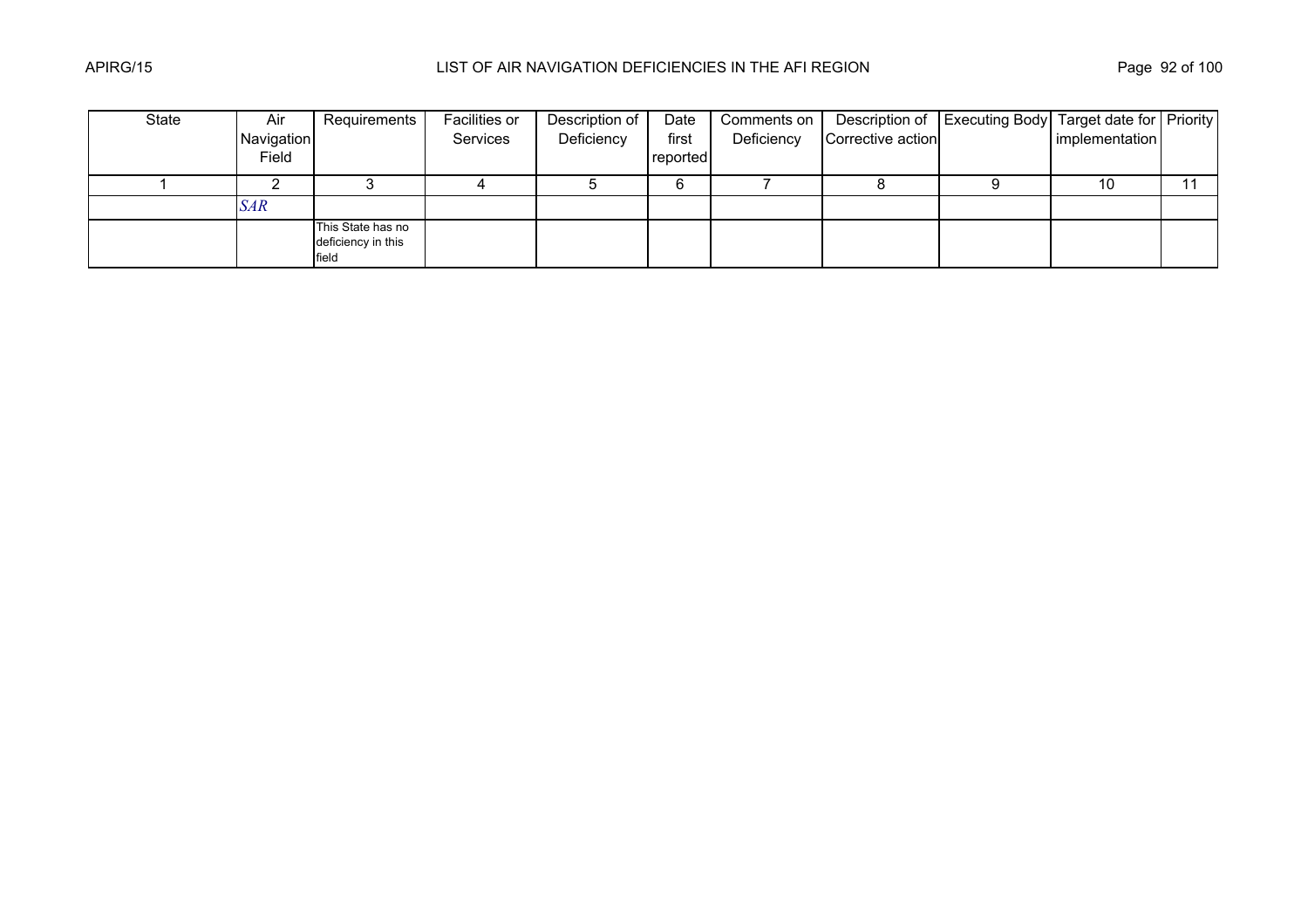| State | Air Navigation Field | Requirements | Facilities or Services | Description of Deficiency | Date first reported | Comments on Deficiency | Description of Corrective action | Executing Body | Target date for implementation | Priority |
|---|---|---|---|---|---|---|---|---|---|---|
| 1 | 2 | 3 | 4 | 5 | 6 | 7 | 8 | 9 | 10 | 11 |
| | *SAR* | | | | | | | | | |
| | | This State has no deficiency in this field | | | | | | | | |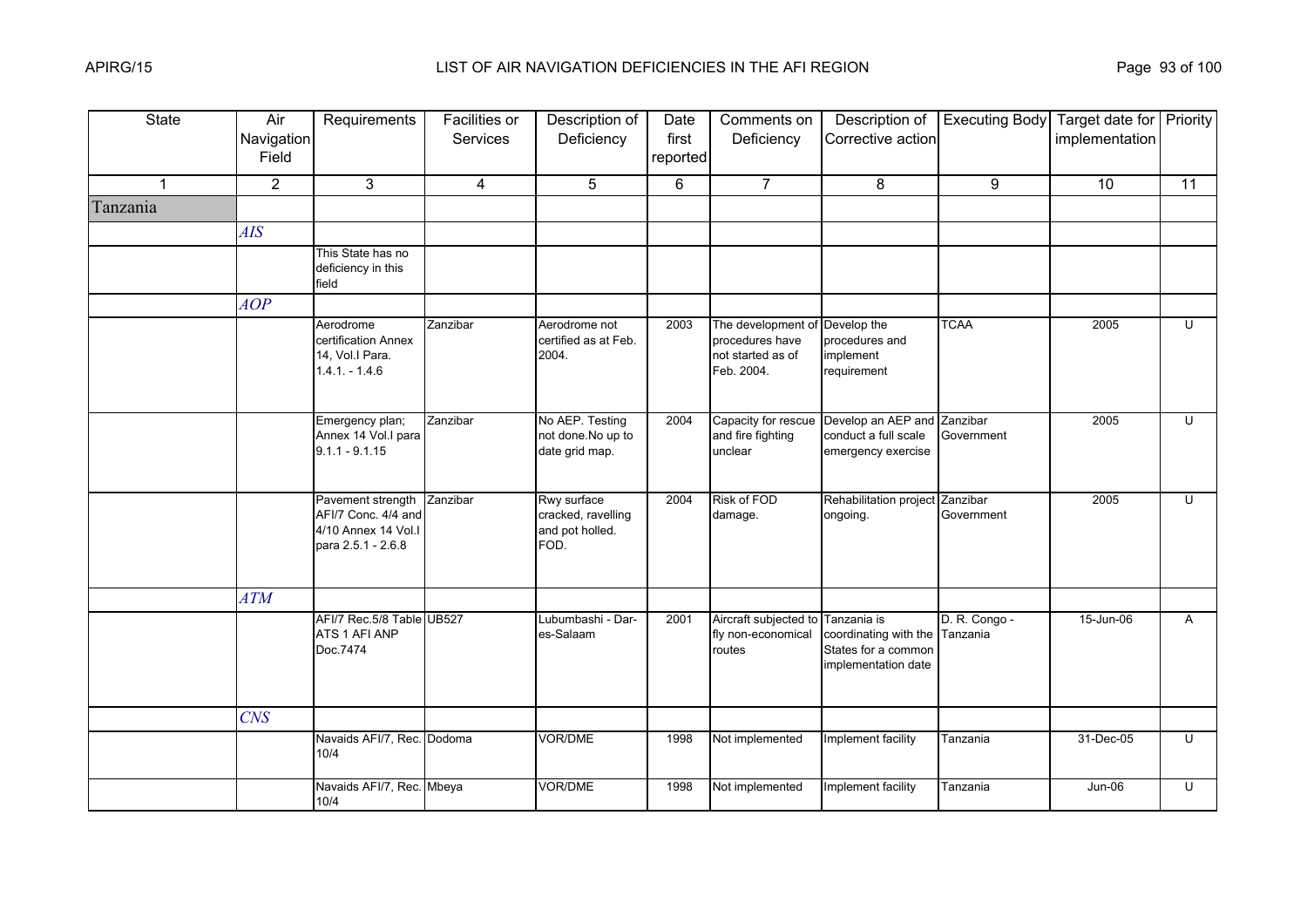| State | Air Navigation Field | Requirements | Facilities or Services | Description of Deficiency | Date first reported | Comments on Deficiency | Description of Corrective action | Executing Body | Target date for implementation | Priority |
|---|---|---|---|---|---|---|---|---|---|---|
| 1 | 2 | 3 | 4 | 5 | 6 | 7 | 8 | 9 | 10 | 11 |
| Tanzania | | | | | | | | | | |
| | *AIS* | | | | | | | | | |
| | | This State has no deficiency in this field | | | | | | | | |
| | *AOP* | | | | | | | | | |
| | | Aerodrome certification Annex 14, Vol.I Para. 1.4.1. - 1.4.6 | Zanzibar | Aerodrome not certified as at Feb. 2004. | 2003 | The development of procedures have not started as of Feb. 2004. | Develop the procedures and implement requirement | TCAA | 2005 | U |
| | | Emergency plan; Annex 14 Vol.I para 9.1.1 - 9.1.15 | Zanzibar | No AEP. Testing not done.No up to date grid map. | 2004 | Capacity for rescue and fire fighting unclear | Develop an AEP and conduct a full scale emergency exercise | Zanzibar Government | 2005 | U |
| | | Pavement strength AFI/7 Conc. 4/4 and 4/10 Annex 14 Vol.I para 2.5.1 - 2.6.8 | Zanzibar | Rwy surface cracked, ravelling and pot holled. FOD. | 2004 | Risk of FOD damage. | Rehabilitation project ongoing. | Zanzibar Government | 2005 | U |
| | *ATM* | | | | | | | | | |
| | | AFI/7 Rec.5/8 Table ATS 1 AFI ANP Doc.7474 | UB527 | Lubumbashi - Dar-es-Salaam | 2001 | Aircraft subjected to fly non-economical routes | Tanzania is coordinating with the States for a common implementation date | D. R. Congo - Tanzania | 15-Jun-06 | A |
| | *CNS* | | | | | | | | | |
| | | Navaids AFI/7, Rec. 10/4 | Dodoma | VOR/DME | 1998 | Not implemented | Implement facility | Tanzania | 31-Dec-05 | U |
| | | Navaids AFI/7, Rec. 10/4 | Mbeya | VOR/DME | 1998 | Not implemented | Implement facility | Tanzania | Jun-06 | U |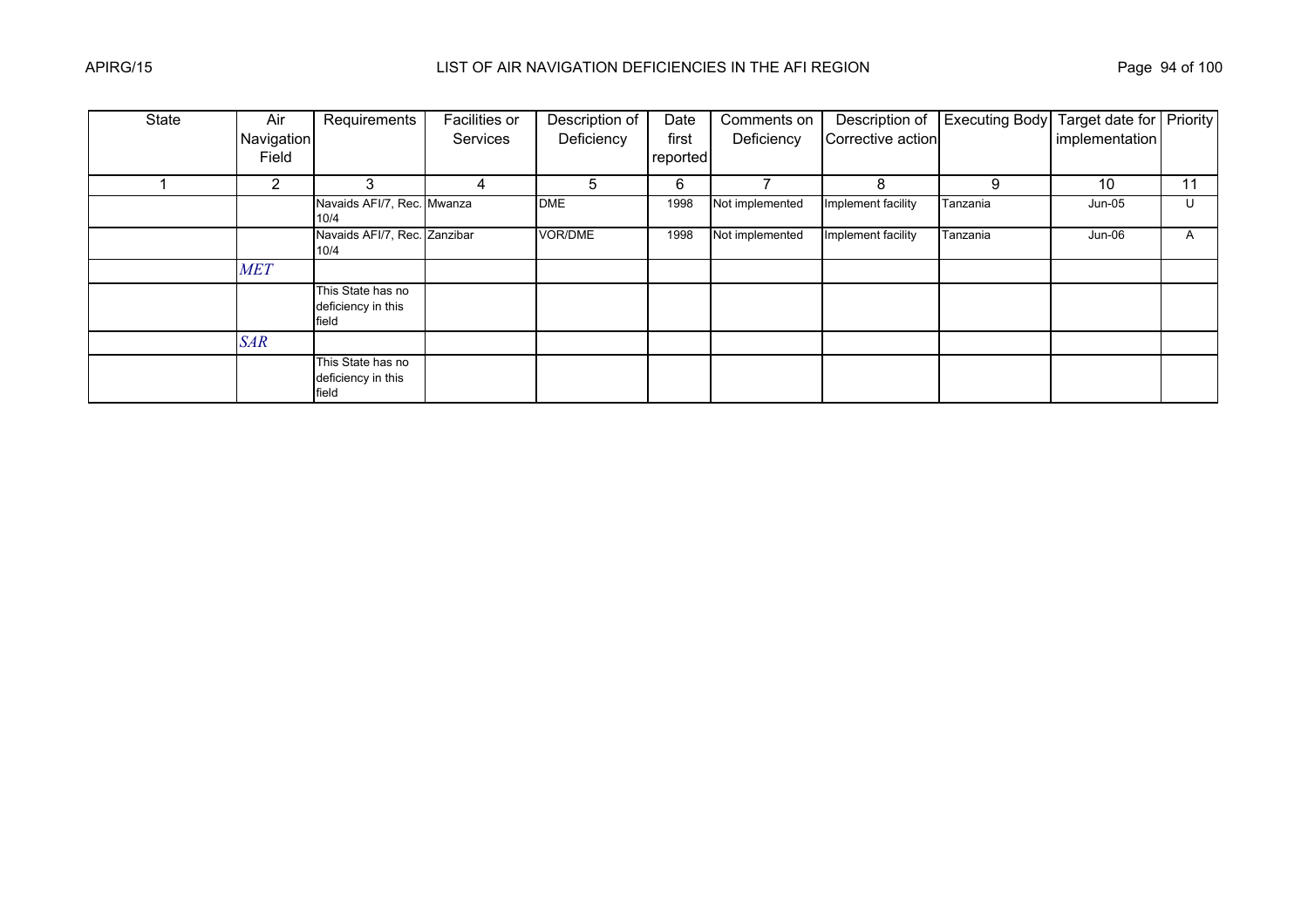| State | Air Navigation Field | Requirements | Facilities or Services | Description of Deficiency | Date first reported | Comments on Deficiency | Description of Corrective action | Executing Body | Target date for implementation | Priority |
|---|---|---|---|---|---|---|---|---|---|---|
| 1 | 2 | 3 | 4 | 5 | 6 | 7 | 8 | 9 | 10 | 11 |
| | | Navaids AFI/7, Rec. 10/4 | Mwanza | DME | 1998 | Not implemented | Implement facility | Tanzania | Jun-05 | U |
| | | Navaids AFI/7, Rec. 10/4 | Zanzibar | VOR/DME | 1998 | Not implemented | Implement facility | Tanzania | Jun-06 | A |
| | *MET* | | | | | | | | | |
| | | This State has no deficiency in this field | | | | | | | | |
| | *SAR* | | | | | | | | | |
| | | This State has no deficiency in this field | | | | | | | | |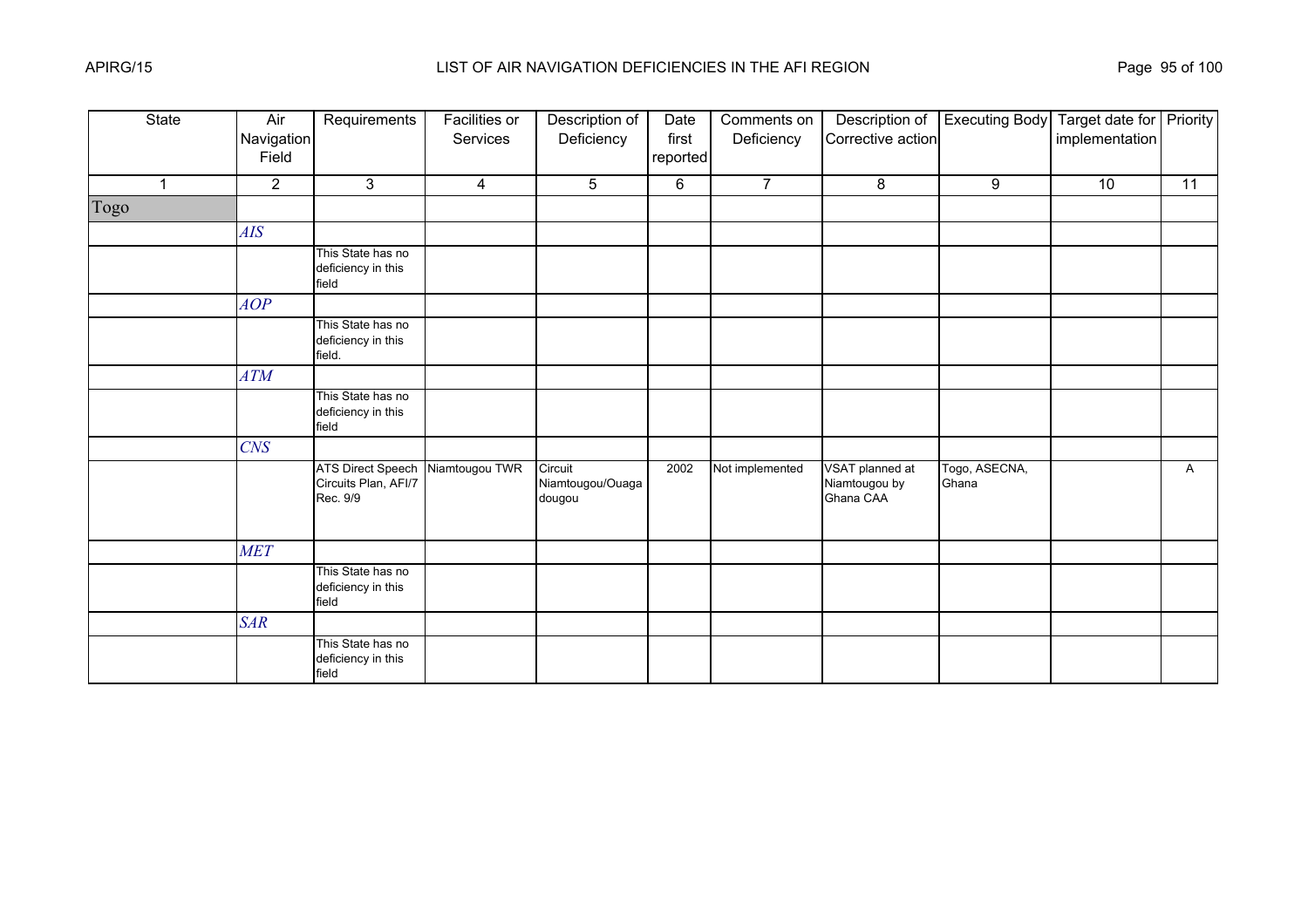| State | Air Navigation Field | Requirements | Facilities or Services | Description of Deficiency | Date first reported | Comments on Deficiency | Description of Corrective action | Executing Body | Target date for implementation | Priority |
|---|---|---|---|---|---|---|---|---|---|---|
| 1 | 2 | 3 | 4 | 5 | 6 | 7 | 8 | 9 | 10 | 11 |
| Togo | | | | | | | | | | |
| | *AIS* | | | | | | | | | |
| | | This State has no deficiency in this field | | | | | | | | |
| | *AOP* | | | | | | | | | |
| | | This State has no deficiency in this field. | | | | | | | | |
| | *ATM* | | | | | | | | | |
| | | This State has no deficiency in this field | | | | | | | | |
| | *CNS* | | | | | | | | | |
| | | ATS Direct Speech Circuits Plan, AFI/7 Rec. 9/9 | Niamtougou TWR | Circuit Niamtougou/Ouagadougou | 2002 | Not implemented | VSAT planned at Niamtougou by Ghana CAA | Togo, ASECNA, Ghana | | A |
| | *MET* | | | | | | | | | |
| | | This State has no deficiency in this field | | | | | | | | |
| | *SAR* | | | | | | | | | |
| | | This State has no deficiency in this field | | | | | | | | |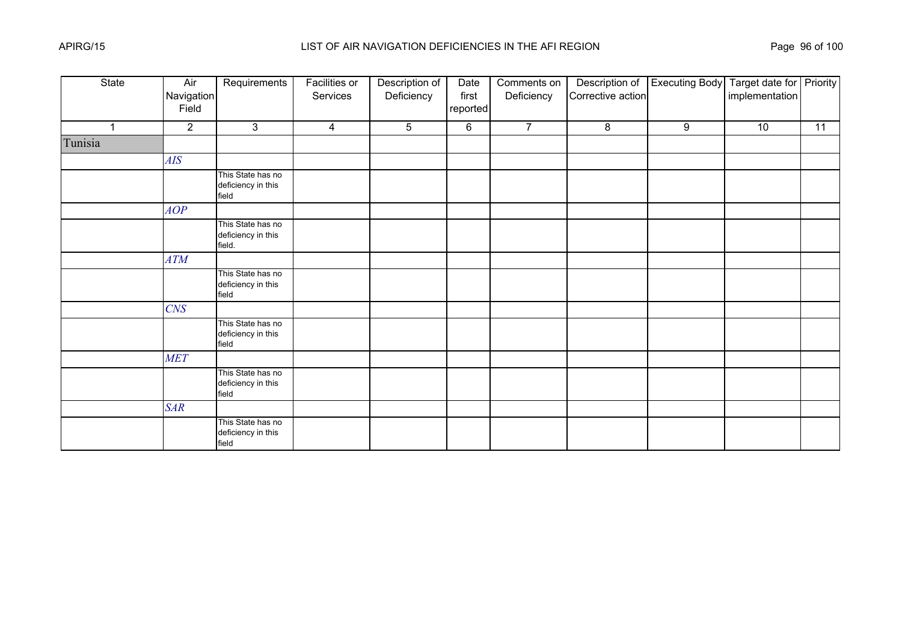| State | Air Navigation Field | Requirements | Facilities or Services | Description of Deficiency | Date first reported | Comments on Deficiency | Description of Corrective action | Executing Body | Target date for implementation | Priority |
|---|---|---|---|---|---|---|---|---|---|---|
| 1 | 2 | 3 | 4 | 5 | 6 | 7 | 8 | 9 | 10 | 11 |
| Tunisia | | | | | | | | | | |
| | *AIS* | | | | | | | | | |
| | | This State has no deficiency in this field | | | | | | | | |
| | *AOP* | | | | | | | | | |
| | | This State has no deficiency in this field. | | | | | | | | |
| | *ATM* | | | | | | | | | |
| | | This State has no deficiency in this field | | | | | | | | |
| | *CNS* | | | | | | | | | |
| | | This State has no deficiency in this field | | | | | | | | |
| | *MET* | | | | | | | | | |
| | | This State has no deficiency in this field | | | | | | | | |
| | *SAR* | | | | | | | | | |
| | | This State has no deficiency in this field | | | | | | | | |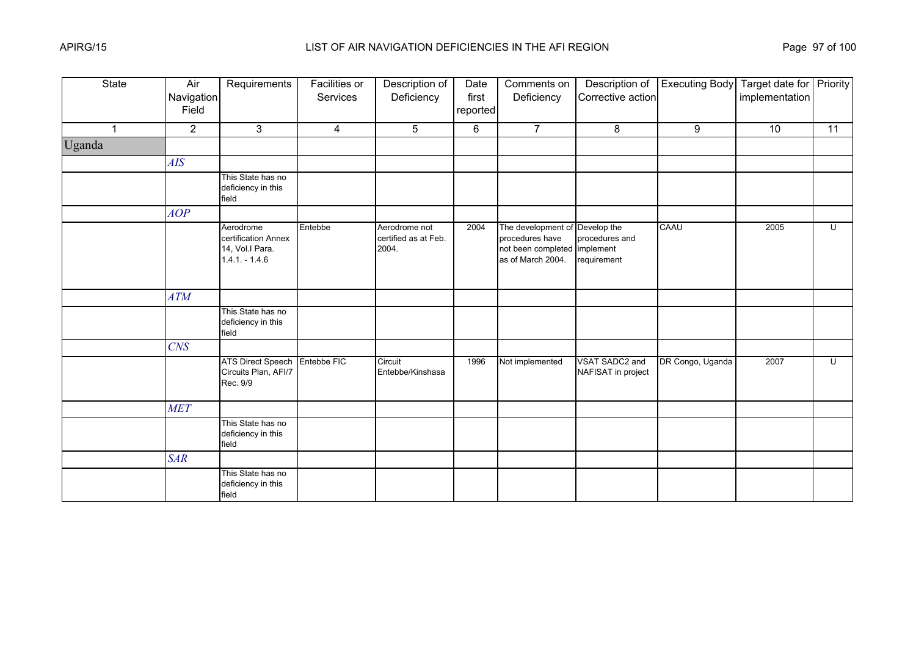# LIST OF AIR NAVIGATION DEFICIENCIES IN THE AFI REGION

| State | Air Navigation Field | Requirements | Facilities or Services | Description of Deficiency | Date first reported | Comments on Deficiency | Description of Corrective action | Executing Body | Target date for implementation | Priority |
|---|---|---|---|---|---|---|---|---|---|---|
| 1 | 2 | 3 | 4 | 5 | 6 | 7 | 8 | 9 | 10 | 11 |
| Uganda | | | | | | | | | | |
| | *AIS* | | | | | | | | | |
| | | This State has no deficiency in this field | | | | | | | | |
| | *AOP* | | | | | | | | | |
| | | Aerodrome certification Annex 14, Vol.I Para. 1.4.1. - 1.4.6 | Entebbe | Aerodrome not certified as at Feb. 2004. | 2004 | The development of procedures have not been completed as of March 2004. | Develop the procedures and implement requirement | CAAU | 2005 | U |
| | *ATM* | | | | | | | | | |
| | | This State has no deficiency in this field | | | | | | | | |
| | *CNS* | | | | | | | | | |
| | | ATS Direct Speech Circuits Plan, AFI/7 Rec. 9/9 | Entebbe FIC | Circuit Entebbe/Kinshasa | 1996 | Not implemented | VSAT SADC2 and NAFISAT in project | DR Congo, Uganda | 2007 | U |
| | *MET* | | | | | | | | | |
| | | This State has no deficiency in this field | | | | | | | | |
| | *SAR* | | | | | | | | | |
| | | This State has no deficiency in this field | | | | | | | | |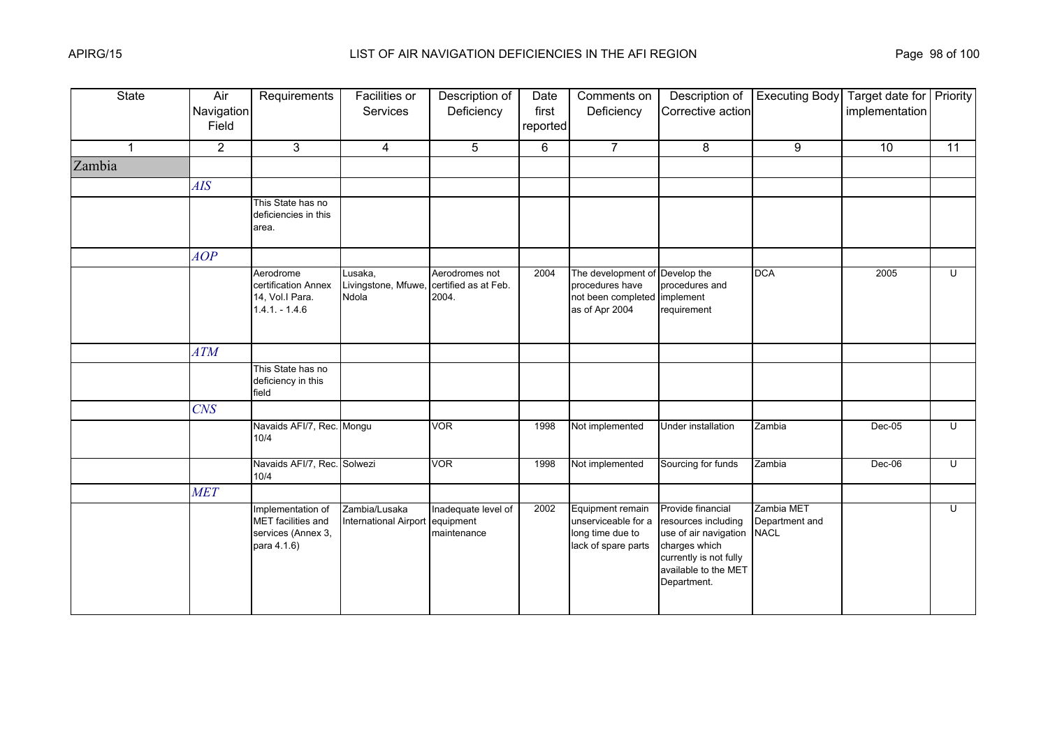| State | Air Navigation Field | Requirements | Facilities or Services | Description of Deficiency | Date first reported | Comments on Deficiency | Description of Corrective action | Executing Body | Target date for implementation | Priority |
|---|---|---|---|---|---|---|---|---|---|---|
| 1 | 2 | 3 | 4 | 5 | 6 | 7 | 8 | 9 | 10 | 11 |
| Zambia | | | | | | | | | | |
| | *AIS* | | | | | | | | | |
| | | This State has no deficiencies in this area. | | | | | | | | |
| | *AOP* | | | | | | | | | |
| | | Aerodrome certification Annex 14, Vol.I Para. 1.4.1. - 1.4.6 | Lusaka, Livingstone, Mfuwe, Ndola | Aerodromes not certified as at Feb. 2004. | 2004 | The development of procedures have not been completed as of Apr 2004 | Develop the procedures and implement requirement | DCA | 2005 | U |
| | *ATM* | | | | | | | | | |
| | | This State has no deficiency in this field | | | | | | | | |
| | *CNS* | | | | | | | | | |
| | | Navaids AFI/7, Rec. 10/4 | Mongu | VOR | 1998 | Not implemented | Under installation | Zambia | Dec-05 | U |
| | | Navaids AFI/7, Rec. 10/4 | Solwezi | VOR | 1998 | Not implemented | Sourcing for funds | Zambia | Dec-06 | U |
| | *MET* | | | | | | | | | |
| | | Implementation of MET facilities and services (Annex 3, para 4.1.6) | Zambia/Lusaka International Airport | Inadequate level of equipment maintenance | 2002 | Equipment remain unserviceable for a long time due to lack of spare parts | Provide financial resources including use of air navigation charges which currently is not fully available to the MET Department. | Zambia MET Department and NACL | | U |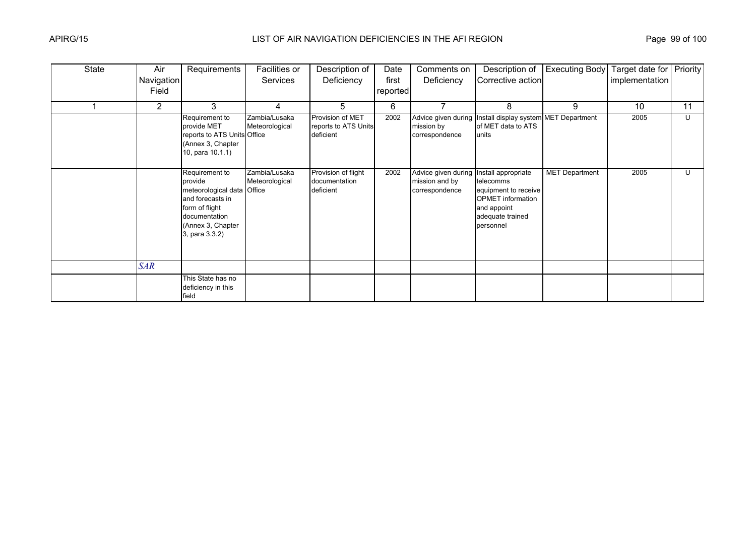| State | Air Navigation Field | Requirements | Facilities or Services | Description of Deficiency | Date first reported | Comments on Deficiency | Description of Corrective action | Executing Body | Target date for implementation | Priority |
|---|---|---|---|---|---|---|---|---|---|---|
| 1 | 2 | 3 | 4 | 5 | 6 | 7 | 8 | 9 | 10 | 11 |
| | | Requirement to provide MET reports to ATS Units (Annex 3, Chapter 10, para 10.1.1) | Zambia/Lusaka Meteorological Office | Provision of MET reports to ATS Units deficient | 2002 | Advice given during mission by correspondence | Install display system of MET data to ATS units | MET Department | 2005 | U |
| | | Requirement to provide meteorological data and forecasts in form of flight documentation (Annex 3, Chapter 3, para 3.3.2) | Zambia/Lusaka Meteorological Office | Provision of flight documentation deficient | 2002 | Advice given during mission and by correspondence | Install appropriate telecomms equipment to receive OPMET information and appoint adequate trained personnel | MET Department | 2005 | U |
| | *SAR* | | | | | | | | | |
| | | This State has no deficiency in this field | | | | | | | | |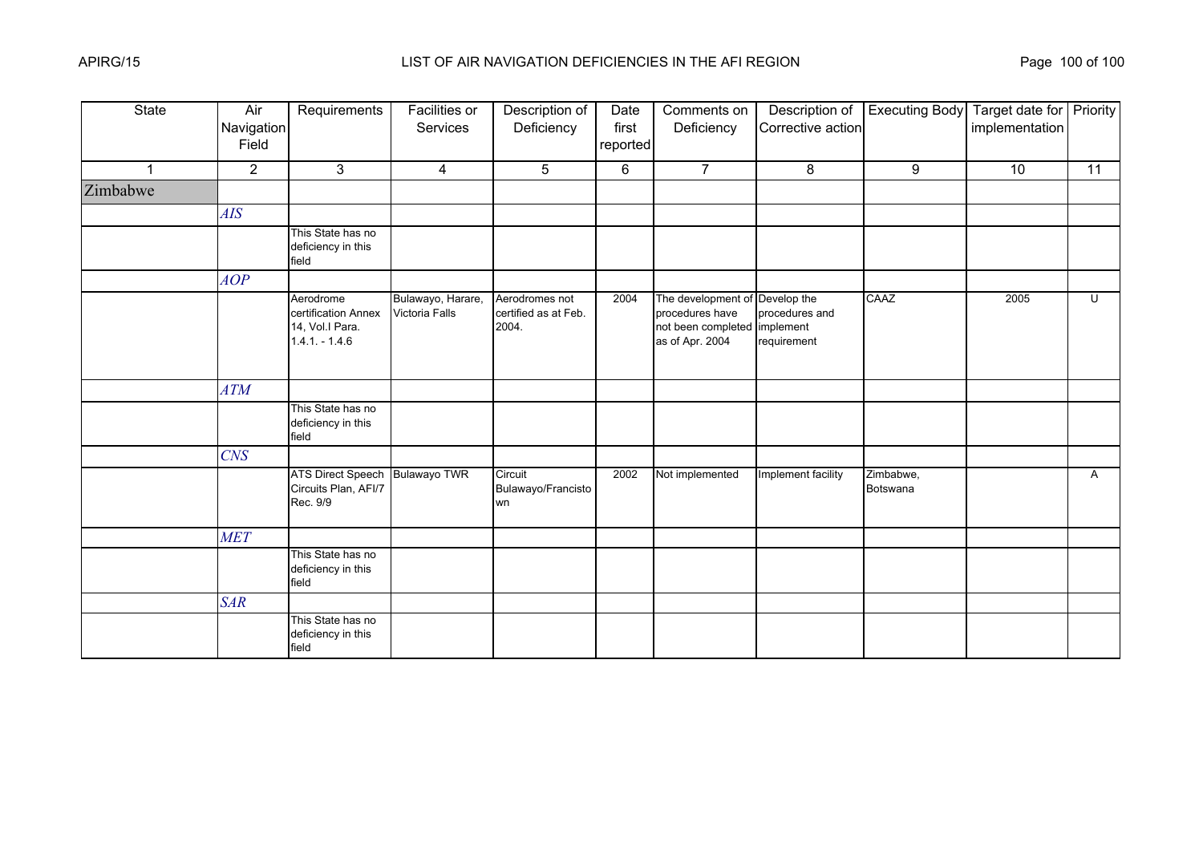# LIST OF AIR NAVIGATION DEFICIENCIES IN THE AFI REGION

| State | Air Navigation Field | Requirements | Facilities or Services | Description of Deficiency | Date first reported | Comments on Deficiency | Description of Corrective action | Executing Body | Target date for implementation | Priority |
|---|---|---|---|---|---|---|---|---|---|---|
| 1 | 2 | 3 | 4 | 5 | 6 | 7 | 8 | 9 | 10 | 11 |
| Zimbabwe | | | | | | | | | | |
| | *AIS* | | | | | | | | | |
| | | This State has no deficiency in this field | | | | | | | | |
| | *AOP* | | | | | | | | | |
| | | Aerodrome certification Annex 14, Vol.I Para. 1.4.1. - 1.4.6 | Bulawayo, Harare, Victoria Falls | Aerodromes not certified as at Feb. 2004. | 2004 | The development of procedures have not been completed as of Apr. 2004 | Develop the procedures and implement requirement | CAAZ | 2005 | U |
| | *ATM* | | | | | | | | | |
| | | This State has no deficiency in this field | | | | | | | | |
| | *CNS* | | | | | | | | | |
| | | ATS Direct Speech Circuits Plan, AFI/7 Rec. 9/9 | Bulawayo TWR | Circuit Bulawayo/Francistown | 2002 | Not implemented | Implement facility | Zimbabwe, Botswana | | A |
| | *MET* | | | | | | | | | |
| | | This State has no deficiency in this field | | | | | | | | |
| | *SAR* | | | | | | | | | |
| | | This State has no deficiency in this field | | | | | | | | |